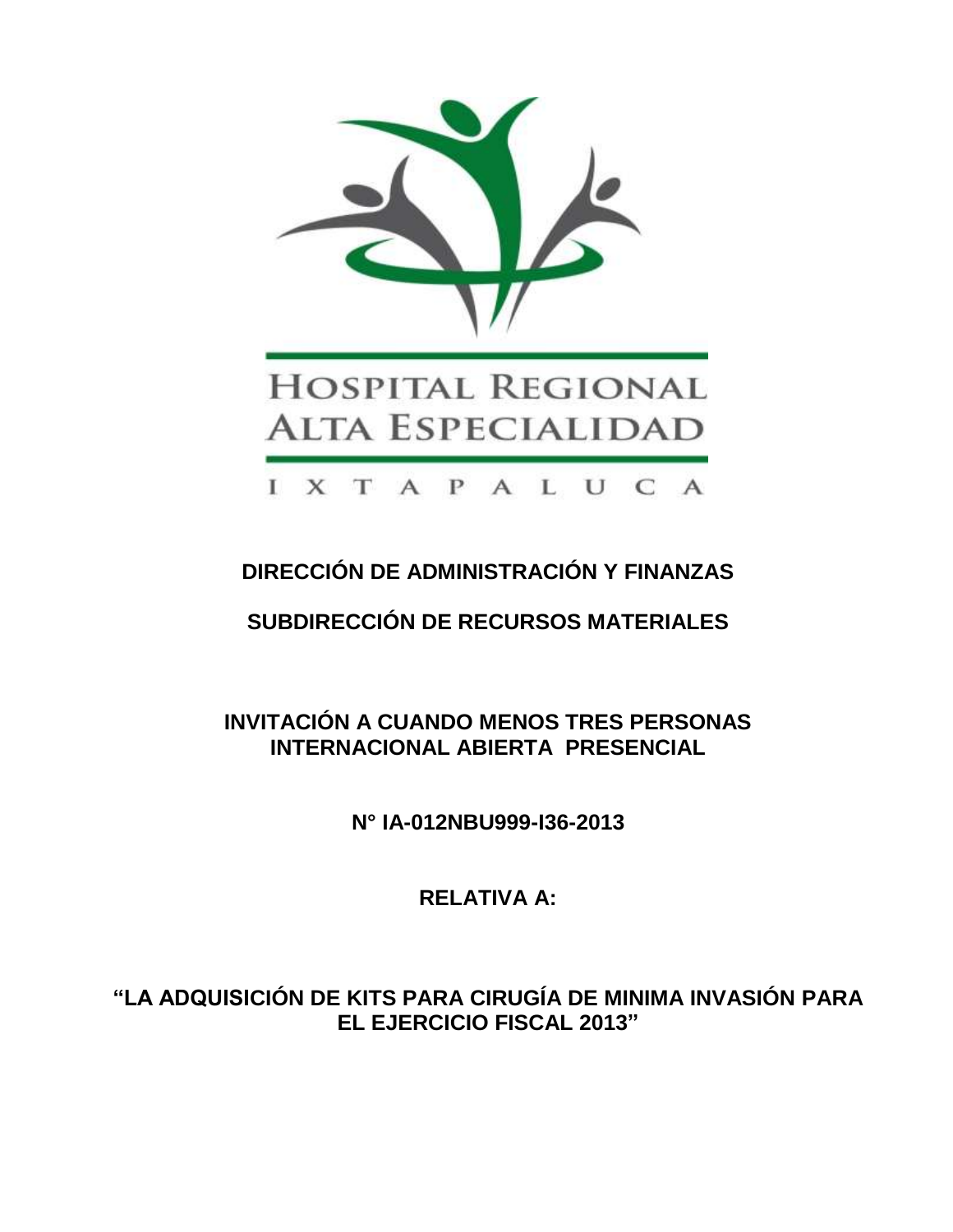HOSPITAL REGIONAL ALTA ESPECIALIDAD

IXTAPALUCA

**DIRECCIÓN DE ADMINISTRACIÓN Y FINANZAS**

**SUBDIRECCIÓN DE RECURSOS MATERIALES**

**INVITACIÓN A CUANDO MENOS TRES PERSONAS INTERNACIONAL ABIERTA PRESENCIAL**

**N° IA-012NBU999-I36-2013**

**RELATIVA A:**

**“LA ADQUISICIÓN DE KITS PARA CIRUGÍA DE MINIMA INVASIÓN PARA EL EJERCICIO FISCAL 2013”**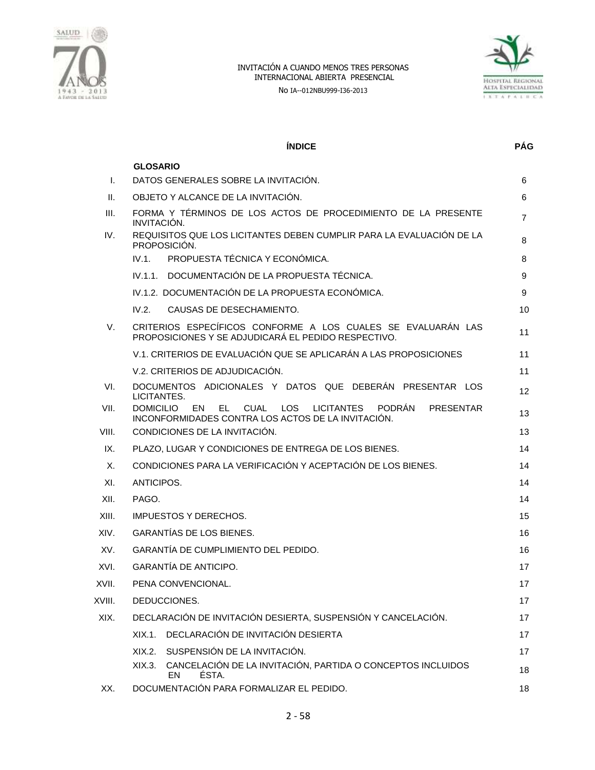# ÍNDICE

| | | PÁG |
|---|---|---|
| | **GLOSARIO** | |
| I. | DATOS GENERALES SOBRE LA INVITACIÓN. | 6 |
| II. | OBJETO Y ALCANCE DE LA INVITACIÓN. | 6 |
| III. | FORMA Y TÉRMINOS DE LOS ACTOS DE PROCEDIMIENTO DE LA PRESENTE INVITACIÓN. | 7 |
| IV. | REQUISITOS QUE LOS LICITANTES DEBEN CUMPLIR PARA LA EVALUACIÓN DE LA PROPOSICIÓN. | 8 |
| | IV.1. PROPUESTA TÉCNICA Y ECONÓMICA. | 8 |
| | IV.1.1. DOCUMENTACIÓN DE LA PROPUESTA TÉCNICA. | 9 |
| | IV.1.2. DOCUMENTACIÓN DE LA PROPUESTA ECONÓMICA. | 9 |
| | IV.2. CAUSAS DE DESECHAMIENTO. | 10 |
| V. | CRITERIOS ESPECÍFICOS CONFORME A LOS CUALES SE EVALUARÁN LAS PROPOSICIONES Y SE ADJUDICARÁ EL PEDIDO RESPECTIVO. | 11 |
| | V.1. CRITERIOS DE EVALUACIÓN QUE SE APLICARÁN A LAS PROPOSICIONES | 11 |
| | V.2. CRITERIOS DE ADJUDICACIÓN. | 11 |
| VI. | DOCUMENTOS ADICIONALES Y DATOS QUE DEBERÁN PRESENTAR LOS LICITANTES. | 12 |
| VII. | DOMICILIO EN EL CUAL LOS LICITANTES PODRÁN PRESENTAR INCONFORMIDADES CONTRA LOS ACTOS DE LA INVITACIÓN. | 13 |
| VIII. | CONDICIONES DE LA INVITACIÓN. | 13 |
| IX. | PLAZO, LUGAR Y CONDICIONES DE ENTREGA DE LOS BIENES. | 14 |
| X. | CONDICIONES PARA LA VERIFICACIÓN Y ACEPTACIÓN DE LOS BIENES. | 14 |
| XI. | ANTICIPOS. | 14 |
| XII. | PAGO. | 14 |
| XIII. | IMPUESTOS Y DERECHOS. | 15 |
| XIV. | GARANTÍAS DE LOS BIENES. | 16 |
| XV. | GARANTÍA DE CUMPLIMIENTO DEL PEDIDO. | 16 |
| XVI. | GARANTÍA DE ANTICIPO. | 17 |
| XVII. | PENA CONVENCIONAL. | 17 |
| XVIII. | DEDUCCIONES. | 17 |
| XIX. | DECLARACIÓN DE INVITACIÓN DESIERTA, SUSPENSIÓN Y CANCELACIÓN. | 17 |
| | XIX.1. DECLARACIÓN DE INVITACIÓN DESIERTA | 17 |
| | XIX.2. SUSPENSIÓN DE LA INVITACIÓN. | 17 |
| | XIX.3. CANCELACIÓN DE LA INVITACIÓN, PARTIDA O CONCEPTOS INCLUIDOS EN ÉSTA. | 18 |
| XX. | DOCUMENTACIÓN PARA FORMALIZAR EL PEDIDO. | 18 |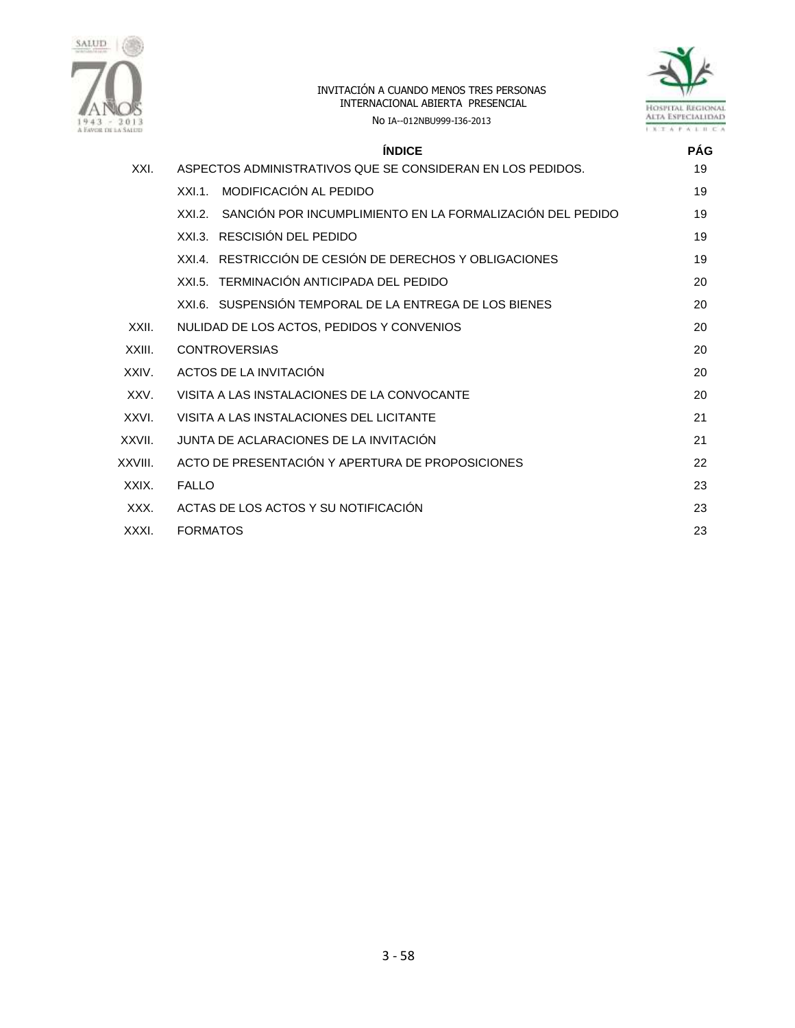| | ÍNDICE | PÁG |
|---|---|---|
| XXI. | ASPECTOS ADMINISTRATIVOS QUE SE CONSIDERAN EN LOS PEDIDOS. | 19 |
| | XXI.1. MODIFICACIÓN AL PEDIDO | 19 |
| | XXI.2. SANCIÓN POR INCUMPLIMIENTO EN LA FORMALIZACIÓN DEL PEDIDO | 19 |
| | XXI.3. RESCISIÓN DEL PEDIDO | 19 |
| | XXI.4. RESTRICCIÓN DE CESIÓN DE DERECHOS Y OBLIGACIONES | 19 |
| | XXI.5. TERMINACIÓN ANTICIPADA DEL PEDIDO | 20 |
| | XXI.6. SUSPENSIÓN TEMPORAL DE LA ENTREGA DE LOS BIENES | 20 |
| XXII. | NULIDAD DE LOS ACTOS, PEDIDOS Y CONVENIOS | 20 |
| XXIII. | CONTROVERSIAS | 20 |
| XXIV. | ACTOS DE LA INVITACIÓN | 20 |
| XXV. | VISITA A LAS INSTALACIONES DE LA CONVOCANTE | 20 |
| XXVI. | VISITA A LAS INSTALACIONES DEL LICITANTE | 21 |
| XXVII. | JUNTA DE ACLARACIONES DE LA INVITACIÓN | 21 |
| XXVIII. | ACTO DE PRESENTACIÓN Y APERTURA DE PROPOSICIONES | 22 |
| XXIX. | FALLO | 23 |
| XXX. | ACTAS DE LOS ACTOS Y SU NOTIFICACIÓN | 23 |
| XXXI. | FORMATOS | 23 |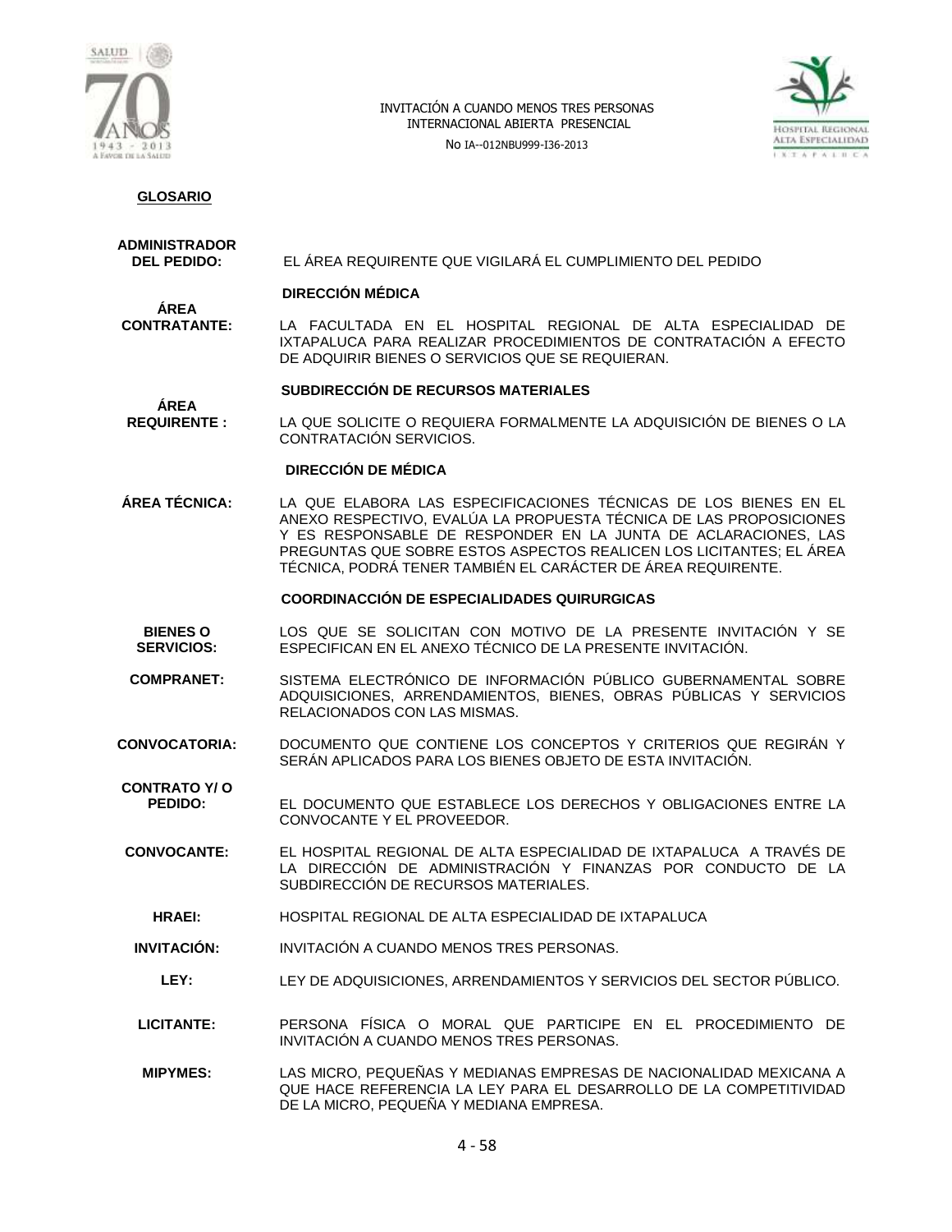## GLOSARIO

**ADMINISTRADOR DEL PEDIDO:** EL ÁREA REQUIRENTE QUE VIGILARÁ EL CUMPLIMIENTO DEL PEDIDO

**DIRECCIÓN MÉDICA**

**ÁREA CONTRATANTE:** LA FACULTADA EN EL HOSPITAL REGIONAL DE ALTA ESPECIALIDAD DE IXTAPALUCA PARA REALIZAR PROCEDIMIENTOS DE CONTRATACIÓN A EFECTO DE ADQUIRIR BIENES O SERVICIOS QUE SE REQUIERAN.

**SUBDIRECCIÓN DE RECURSOS MATERIALES**

**ÁREA REQUIRENTE :** LA QUE SOLICITE O REQUIERA FORMALMENTE LA ADQUISICIÓN DE BIENES O LA CONTRATACIÓN SERVICIOS.

**DIRECCIÓN DE MÉDICA**

**ÁREA TÉCNICA:** LA QUE ELABORA LAS ESPECIFICACIONES TÉCNICAS DE LOS BIENES EN EL ANEXO RESPECTIVO, EVALÚA LA PROPUESTA TÉCNICA DE LAS PROPOSICIONES Y ES RESPONSABLE DE RESPONDER EN LA JUNTA DE ACLARACIONES, LAS PREGUNTAS QUE SOBRE ESTOS ASPECTOS REALICEN LOS LICITANTES; EL ÁREA TÉCNICA, PODRÁ TENER TAMBIÉN EL CARÁCTER DE ÁREA REQUIRENTE.

**COORDINACCIÓN DE ESPECIALIDADES QUIRURGICAS**

**BIENES O SERVICIOS:** LOS QUE SE SOLICITAN CON MOTIVO DE LA PRESENTE INVITACIÓN Y SE ESPECIFICAN EN EL ANEXO TÉCNICO DE LA PRESENTE INVITACIÓN.

**COMPRANET:** SISTEMA ELECTRÓNICO DE INFORMACIÓN PÚBLICO GUBERNAMENTAL SOBRE ADQUISICIONES, ARRENDAMIENTOS, BIENES, OBRAS PÚBLICAS Y SERVICIOS RELACIONADOS CON LAS MISMAS.

**CONVOCATORIA:** DOCUMENTO QUE CONTIENE LOS CONCEPTOS Y CRITERIOS QUE REGIRÁN Y SERÁN APLICADOS PARA LOS BIENES OBJETO DE ESTA INVITACIÓN.

**CONTRATO Y/ O PEDIDO:** EL DOCUMENTO QUE ESTABLECE LOS DERECHOS Y OBLIGACIONES ENTRE LA CONVOCANTE Y EL PROVEEDOR.

**CONVOCANTE:** EL HOSPITAL REGIONAL DE ALTA ESPECIALIDAD DE IXTAPALUCA A TRAVÉS DE LA DIRECCIÓN DE ADMINISTRACIÓN Y FINANZAS POR CONDUCTO DE LA SUBDIRECCIÓN DE RECURSOS MATERIALES.

**HRAEI:** HOSPITAL REGIONAL DE ALTA ESPECIALIDAD DE IXTAPALUCA

**INVITACIÓN:** INVITACIÓN A CUANDO MENOS TRES PERSONAS.

**LEY:** LEY DE ADQUISICIONES, ARRENDAMIENTOS Y SERVICIOS DEL SECTOR PÚBLICO.

**LICITANTE:** PERSONA FÍSICA O MORAL QUE PARTICIPE EN EL PROCEDIMIENTO DE INVITACIÓN A CUANDO MENOS TRES PERSONAS.

**MIPYMES:** LAS MICRO, PEQUEÑAS Y MEDIANAS EMPRESAS DE NACIONALIDAD MEXICANA A QUE HACE REFERENCIA LA LEY PARA EL DESARROLLO DE LA COMPETITIVIDAD DE LA MICRO, PEQUEÑA Y MEDIANA EMPRESA.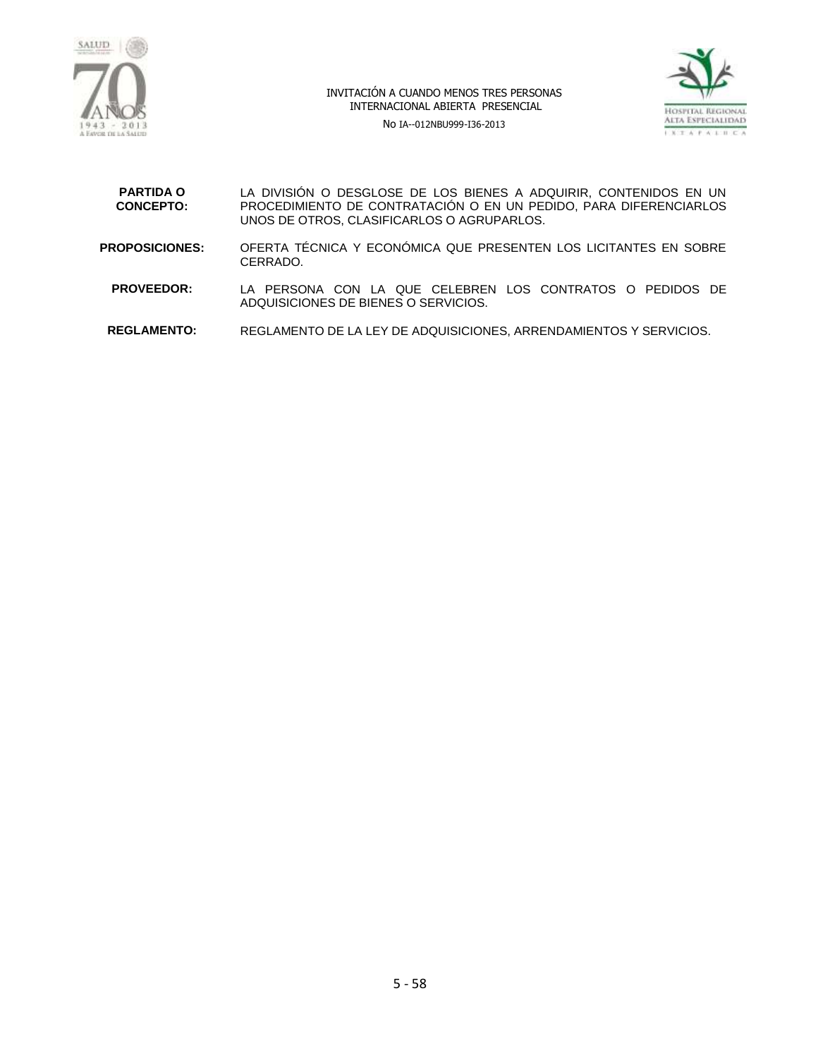**PARTIDA O CONCEPTO:** LA DIVISIÓN O DESGLOSE DE LOS BIENES A ADQUIRIR, CONTENIDOS EN UN PROCEDIMIENTO DE CONTRATACIÓN O EN UN PEDIDO, PARA DIFERENCIARLOS UNOS DE OTROS, CLASIFICARLOS O AGRUPARLOS.

**PROPOSICIONES:** OFERTA TÉCNICA Y ECONÓMICA QUE PRESENTEN LOS LICITANTES EN SOBRE CERRADO.

**PROVEEDOR:** LA PERSONA CON LA QUE CELEBREN LOS CONTRATOS O PEDIDOS DE ADQUISICIONES DE BIENES O SERVICIOS.

**REGLAMENTO:** REGLAMENTO DE LA LEY DE ADQUISICIONES, ARRENDAMIENTOS Y SERVICIOS.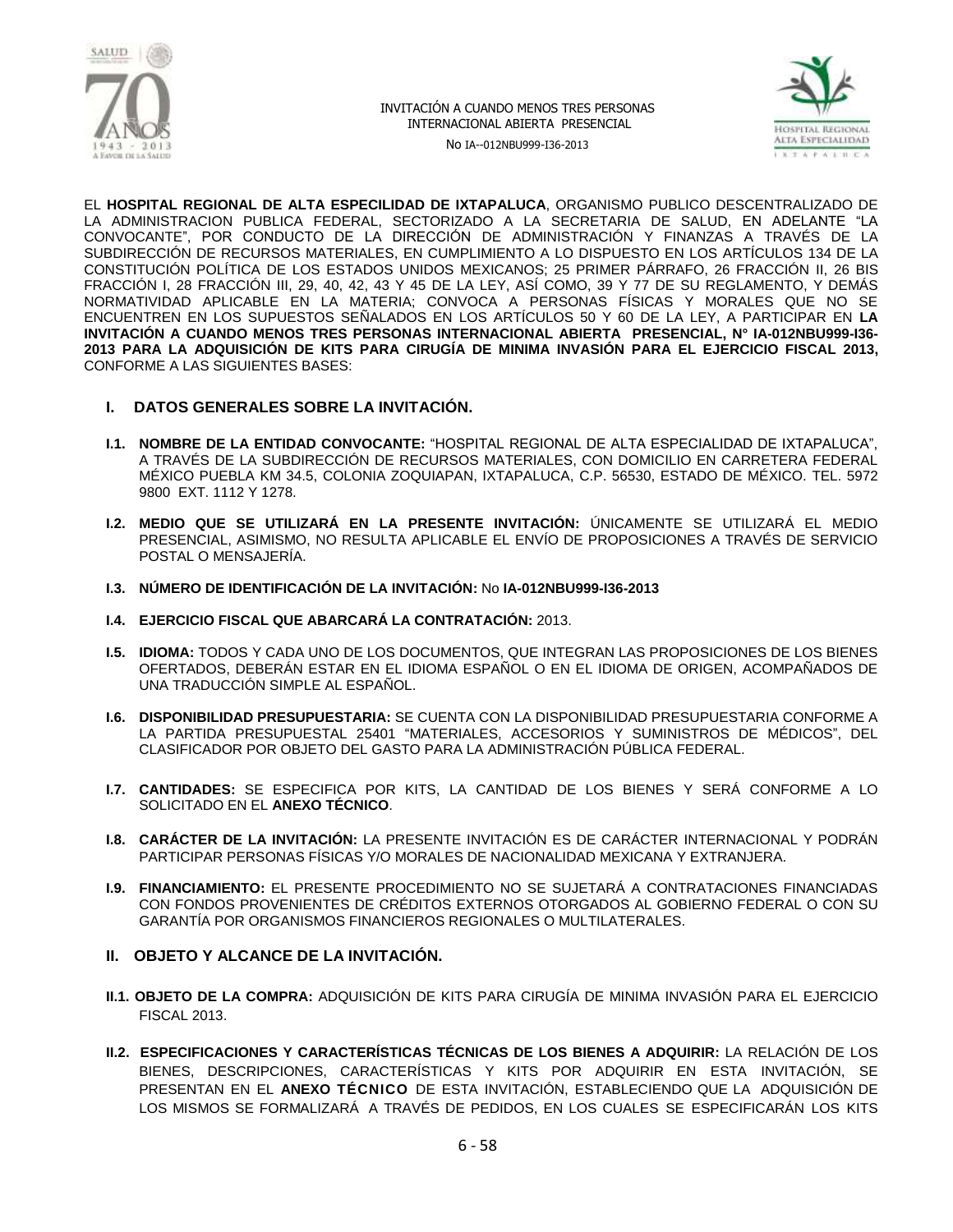EL **HOSPITAL REGIONAL DE ALTA ESPECILIDAD DE IXTAPALUCA**, ORGANISMO PUBLICO DESCENTRALIZADO DE LA ADMINISTRACION PUBLICA FEDERAL, SECTORIZADO A LA SECRETARIA DE SALUD, EN ADELANTE "LA CONVOCANTE", POR CONDUCTO DE LA DIRECCIÓN DE ADMINISTRACIÓN Y FINANZAS A TRAVÉS DE LA SUBDIRECCIÓN DE RECURSOS MATERIALES, EN CUMPLIMIENTO A LO DISPUESTO EN LOS ARTÍCULOS 134 DE LA CONSTITUCIÓN POLÍTICA DE LOS ESTADOS UNIDOS MEXICANOS; 25 PRIMER PÁRRAFO, 26 FRACCIÓN II, 26 BIS FRACCIÓN I, 28 FRACCIÓN III, 29, 40, 42, 43 Y 45 DE LA LEY, ASÍ COMO, 39 Y 77 DE SU REGLAMENTO, Y DEMÁS NORMATIVIDAD APLICABLE EN LA MATERIA; CONVOCA A PERSONAS FÍSICAS Y MORALES QUE NO SE ENCUENTREN EN LOS SUPUESTOS SEÑALADOS EN LOS ARTÍCULOS 50 Y 60 DE LA LEY, A PARTICIPAR EN **LA INVITACIÓN A CUANDO MENOS TRES PERSONAS INTERNACIONAL ABIERTA PRESENCIAL, N° IA-012NBU999-I36-2013 PARA LA ADQUISICIÓN DE KITS PARA CIRUGÍA DE MINIMA INVASIÓN PARA EL EJERCICIO FISCAL 2013,** CONFORME A LAS SIGUIENTES BASES:

## I. DATOS GENERALES SOBRE LA INVITACIÓN.

**I.1. NOMBRE DE LA ENTIDAD CONVOCANTE:** "HOSPITAL REGIONAL DE ALTA ESPECIALIDAD DE IXTAPALUCA", A TRAVÉS DE LA SUBDIRECCIÓN DE RECURSOS MATERIALES, CON DOMICILIO EN CARRETERA FEDERAL MÉXICO PUEBLA KM 34.5, COLONIA ZOQUIAPAN, IXTAPALUCA, C.P. 56530, ESTADO DE MÉXICO. TEL. 5972 9800 EXT. 1112 Y 1278.

**I.2. MEDIO QUE SE UTILIZARÁ EN LA PRESENTE INVITACIÓN:** ÚNICAMENTE SE UTILIZARÁ EL MEDIO PRESENCIAL, ASIMISMO, NO RESULTA APLICABLE EL ENVÍO DE PROPOSICIONES A TRAVÉS DE SERVICIO POSTAL O MENSAJERÍA.

**I.3. NÚMERO DE IDENTIFICACIÓN DE LA INVITACIÓN:** No **IA-012NBU999-I36-2013**

**I.4. EJERCICIO FISCAL QUE ABARCARÁ LA CONTRATACIÓN:** 2013.

**I.5. IDIOMA:** TODOS Y CADA UNO DE LOS DOCUMENTOS, QUE INTEGRAN LAS PROPOSICIONES DE LOS BIENES OFERTADOS, DEBERÁN ESTAR EN EL IDIOMA ESPAÑOL O EN EL IDIOMA DE ORIGEN, ACOMPAÑADOS DE UNA TRADUCCIÓN SIMPLE AL ESPAÑOL.

**I.6. DISPONIBILIDAD PRESUPUESTARIA:** SE CUENTA CON LA DISPONIBILIDAD PRESUPUESTARIA CONFORME A LA PARTIDA PRESUPUESTAL 25401 "MATERIALES, ACCESORIOS Y SUMINISTROS DE MÉDICOS", DEL CLASIFICADOR POR OBJETO DEL GASTO PARA LA ADMINISTRACIÓN PÚBLICA FEDERAL.

**I.7. CANTIDADES:** SE ESPECIFICA POR KITS, LA CANTIDAD DE LOS BIENES Y SERÁ CONFORME A LO SOLICITADO EN EL **ANEXO TÉCNICO**.

**I.8. CARÁCTER DE LA INVITACIÓN:** LA PRESENTE INVITACIÓN ES DE CARÁCTER INTERNACIONAL Y PODRÁN PARTICIPAR PERSONAS FÍSICAS Y/O MORALES DE NACIONALIDAD MEXICANA Y EXTRANJERA.

**I.9. FINANCIAMIENTO:** EL PRESENTE PROCEDIMIENTO NO SE SUJETARÁ A CONTRATACIONES FINANCIADAS CON FONDOS PROVENIENTES DE CRÉDITOS EXTERNOS OTORGADOS AL GOBIERNO FEDERAL O CON SU GARANTÍA POR ORGANISMOS FINANCIEROS REGIONALES O MULTILATERALES.

## II. OBJETO Y ALCANCE DE LA INVITACIÓN.

**II.1. OBJETO DE LA COMPRA:** ADQUISICIÓN DE KITS PARA CIRUGÍA DE MINIMA INVASIÓN PARA EL EJERCICIO FISCAL 2013.

**II.2. ESPECIFICACIONES Y CARACTERÍSTICAS TÉCNICAS DE LOS BIENES A ADQUIRIR:** LA RELACIÓN DE LOS BIENES, DESCRIPCIONES, CARACTERÍSTICAS Y KITS POR ADQUIRIR EN ESTA INVITACIÓN, SE PRESENTAN EN EL **ANEXO TÉCNICO** DE ESTA INVITACIÓN, ESTABLECIENDO QUE LA ADQUISICIÓN DE LOS MISMOS SE FORMALIZARÁ A TRAVÉS DE PEDIDOS, EN LOS CUALES SE ESPECIFICARÁN LOS KITS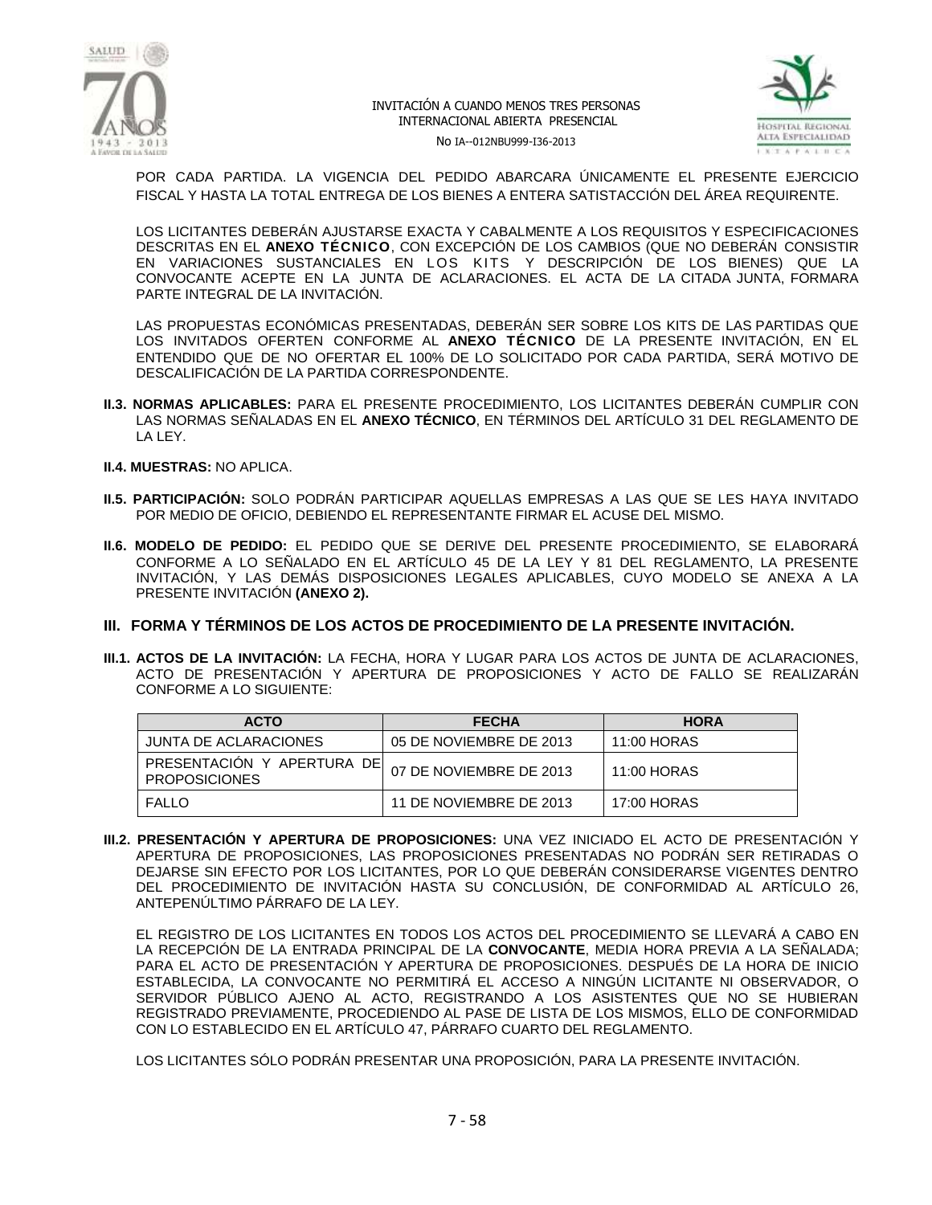POR CADA PARTIDA. LA VIGENCIA DEL PEDIDO ABARCARA ÚNICAMENTE EL PRESENTE EJERCICIO FISCAL Y HASTA LA TOTAL ENTREGA DE LOS BIENES A ENTERA SATISTACCIÓN DEL ÁREA REQUIRENTE.

LOS LICITANTES DEBERÁN AJUSTARSE EXACTA Y CABALMENTE A LOS REQUISITOS Y ESPECIFICACIONES DESCRITAS EN EL **ANEXO TÉCNICO**, CON EXCEPCIÓN DE LOS CAMBIOS (QUE NO DEBERÁN CONSISTIR EN VARIACIONES SUSTANCIALES EN LOS KITS Y DESCRIPCIÓN DE LOS BIENES) QUE LA CONVOCANTE ACEPTE EN LA JUNTA DE ACLARACIONES. EL ACTA DE LA CITADA JUNTA, FORMARA PARTE INTEGRAL DE LA INVITACIÓN.

LAS PROPUESTAS ECONÓMICAS PRESENTADAS, DEBERÁN SER SOBRE LOS KITS DE LAS PARTIDAS QUE LOS INVITADOS OFERTEN CONFORME AL **ANEXO TÉCNICO** DE LA PRESENTE INVITACIÓN, EN EL ENTENDIDO QUE DE NO OFERTAR EL 100% DE LO SOLICITADO POR CADA PARTIDA, SERÁ MOTIVO DE DESCALIFICACIÓN DE LA PARTIDA CORRESPONDIENTE.

**II.3. NORMAS APLICABLES:** PARA EL PRESENTE PROCEDIMIENTO, LOS LICITANTES DEBERÁN CUMPLIR CON LAS NORMAS SEÑALADAS EN EL **ANEXO TÉCNICO**, EN TÉRMINOS DEL ARTÍCULO 31 DEL REGLAMENTO DE LA LEY.

**II.4. MUESTRAS:** NO APLICA.

**II.5. PARTICIPACIÓN:** SOLO PODRÁN PARTICIPAR AQUELLAS EMPRESAS A LAS QUE SE LES HAYA INVITADO POR MEDIO DE OFICIO, DEBIENDO EL REPRESENTANTE FIRMAR EL ACUSE DEL MISMO.

**II.6. MODELO DE PEDIDO:** EL PEDIDO QUE SE DERIVE DEL PRESENTE PROCEDIMIENTO, SE ELABORARÁ CONFORME A LO SEÑALADO EN EL ARTÍCULO 45 DE LA LEY Y 81 DEL REGLAMENTO, LA PRESENTE INVITACIÓN, Y LAS DEMÁS DISPOSICIONES LEGALES APLICABLES, CUYO MODELO SE ANEXA A LA PRESENTE INVITACIÓN **(ANEXO 2).**

## III. FORMA Y TÉRMINOS DE LOS ACTOS DE PROCEDIMIENTO DE LA PRESENTE INVITACIÓN.

**III.1. ACTOS DE LA INVITACIÓN:** LA FECHA, HORA Y LUGAR PARA LOS ACTOS DE JUNTA DE ACLARACIONES, ACTO DE PRESENTACIÓN Y APERTURA DE PROPOSICIONES Y ACTO DE FALLO SE REALIZARÁN CONFORME A LO SIGUIENTE:

| ACTO | FECHA | HORA |
|---|---|---|
| JUNTA DE ACLARACIONES | 05 DE NOVIEMBRE DE 2013 | 11:00 HORAS |
| PRESENTACIÓN Y APERTURA DE PROPOSICIONES | 07 DE NOVIEMBRE DE 2013 | 11:00 HORAS |
| FALLO | 11 DE NOVIEMBRE DE 2013 | 17:00 HORAS |

**III.2. PRESENTACIÓN Y APERTURA DE PROPOSICIONES:** UNA VEZ INICIADO EL ACTO DE PRESENTACIÓN Y APERTURA DE PROPOSICIONES, LAS PROPOSICIONES PRESENTADAS NO PODRÁN SER RETIRADAS O DEJARSE SIN EFECTO POR LOS LICITANTES, POR LO QUE DEBERÁN CONSIDERARSE VIGENTES DENTRO DEL PROCEDIMIENTO DE INVITACIÓN HASTA SU CONCLUSIÓN, DE CONFORMIDAD AL ARTÍCULO 26, ANTEPENÚLTIMO PÁRRAFO DE LA LEY.

EL REGISTRO DE LOS LICITANTES EN TODOS LOS ACTOS DEL PROCEDIMIENTO SE LLEVARÁ A CABO EN LA RECEPCIÓN DE LA ENTRADA PRINCIPAL DE LA **CONVOCANTE**, MEDIA HORA PREVIA A LA SEÑALADA; PARA EL ACTO DE PRESENTACIÓN Y APERTURA DE PROPOSICIONES. DESPUÉS DE LA HORA DE INICIO ESTABLECIDA, LA CONVOCANTE NO PERMITIRÁ EL ACCESO A NINGÚN LICITANTE NI OBSERVADOR, O SERVIDOR PÚBLICO AJENO AL ACTO, REGISTRANDO A LOS ASISTENTES QUE NO SE HUBIERAN REGISTRADO PREVIAMENTE, PROCEDIENDO AL PASE DE LISTA DE LOS MISMOS, ELLO DE CONFORMIDAD CON LO ESTABLECIDO EN EL ARTÍCULO 47, PÁRRAFO CUARTO DEL REGLAMENTO.

LOS LICITANTES SÓLO PODRÁN PRESENTAR UNA PROPOSICIÓN, PARA LA PRESENTE INVITACIÓN.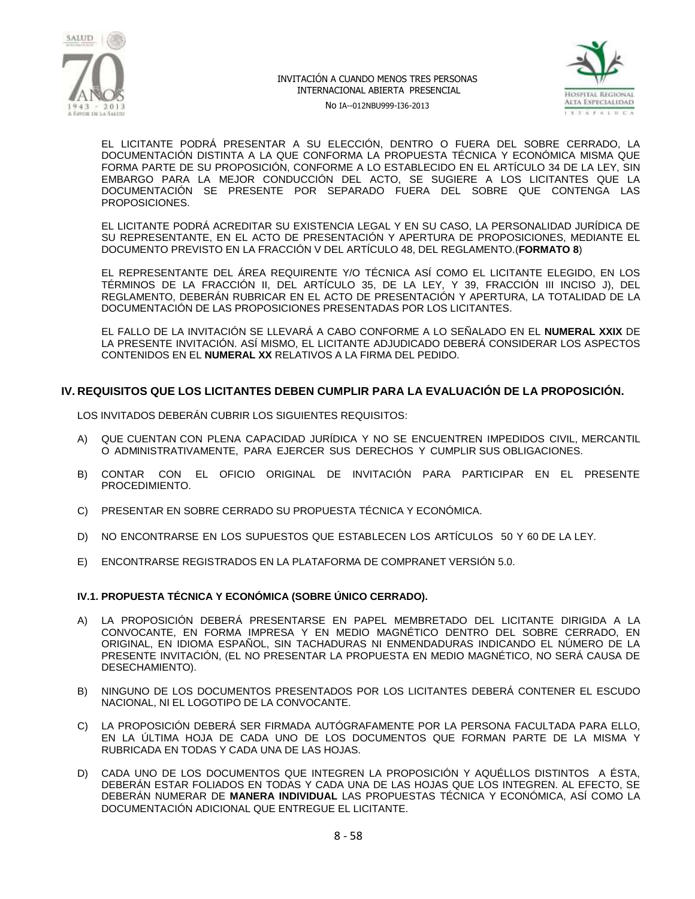EL LICITANTE PODRÁ PRESENTAR A SU ELECCIÓN, DENTRO O FUERA DEL SOBRE CERRADO, LA DOCUMENTACIÓN DISTINTA A LA QUE CONFORMA LA PROPUESTA TÉCNICA Y ECONÓMICA MISMA QUE FORMA PARTE DE SU PROPOSICIÓN, CONFORME A LO ESTABLECIDO EN EL ARTÍCULO 34 DE LA LEY, SIN EMBARGO PARA LA MEJOR CONDUCCIÓN DEL ACTO, SE SUGIERE A LOS LICITANTES QUE LA DOCUMENTACIÓN SE PRESENTE POR SEPARADO FUERA DEL SOBRE QUE CONTENGA LAS PROPOSICIONES.

EL LICITANTE PODRÁ ACREDITAR SU EXISTENCIA LEGAL Y EN SU CASO, LA PERSONALIDAD JURÍDICA DE SU REPRESENTANTE, EN EL ACTO DE PRESENTACIÓN Y APERTURA DE PROPOSICIONES, MEDIANTE EL DOCUMENTO PREVISTO EN LA FRACCIÓN V DEL ARTÍCULO 48, DEL REGLAMENTO.(**FORMATO 8**)

EL REPRESENTANTE DEL ÁREA REQUIRENTE Y/O TÉCNICA ASÍ COMO EL LICITANTE ELEGIDO, EN LOS TÉRMINOS DE LA FRACCIÓN II, DEL ARTÍCULO 35, DE LA LEY, Y 39, FRACCIÓN III INCISO J), DEL REGLAMENTO, DEBERÁN RUBRICAR EN EL ACTO DE PRESENTACIÓN Y APERTURA, LA TOTALIDAD DE LA DOCUMENTACIÓN DE LAS PROPOSICIONES PRESENTADAS POR LOS LICITANTES.

EL FALLO DE LA INVITACIÓN SE LLEVARÁ A CABO CONFORME A LO SEÑALADO EN EL **NUMERAL XXIX** DE LA PRESENTE INVITACIÓN. ASÍ MISMO, EL LICITANTE ADJUDICADO DEBERÁ CONSIDERAR LOS ASPECTOS CONTENIDOS EN EL **NUMERAL XX** RELATIVOS A LA FIRMA DEL PEDIDO.

## IV. REQUISITOS QUE LOS LICITANTES DEBEN CUMPLIR PARA LA EVALUACIÓN DE LA PROPOSICIÓN.

LOS INVITADOS DEBERÁN CUBRIR LOS SIGUIENTES REQUISITOS:

A) QUE CUENTAN CON PLENA CAPACIDAD JURÍDICA Y NO SE ENCUENTREN IMPEDIDOS CIVIL, MERCANTIL O ADMINISTRATIVAMENTE, PARA EJERCER SUS DERECHOS Y CUMPLIR SUS OBLIGACIONES.

B) CONTAR CON EL OFICIO ORIGINAL DE INVITACIÓN PARA PARTICIPAR EN EL PRESENTE PROCEDIMIENTO.

C) PRESENTAR EN SOBRE CERRADO SU PROPUESTA TÉCNICA Y ECONÓMICA.

D) NO ENCONTRARSE EN LOS SUPUESTOS QUE ESTABLECEN LOS ARTÍCULOS 50 Y 60 DE LA LEY.

E) ENCONTRARSE REGISTRADOS EN LA PLATAFORMA DE COMPRANET VERSIÓN 5.0.

### IV.1. PROPUESTA TÉCNICA Y ECONÓMICA (SOBRE ÚNICO CERRADO).

A) LA PROPOSICIÓN DEBERÁ PRESENTARSE EN PAPEL MEMBRETADO DEL LICITANTE DIRIGIDA A LA CONVOCANTE, EN FORMA IMPRESA Y EN MEDIO MAGNÉTICO DENTRO DEL SOBRE CERRADO, EN ORIGINAL, EN IDIOMA ESPAÑOL, SIN TACHADURAS NI ENMENDADURAS INDICANDO EL NÚMERO DE LA PRESENTE INVITACIÓN, (EL NO PRESENTAR LA PROPUESTA EN MEDIO MAGNÉTICO, NO SERÁ CAUSA DE DESECHAMIENTO).

B) NINGUNO DE LOS DOCUMENTOS PRESENTADOS POR LOS LICITANTES DEBERÁ CONTENER EL ESCUDO NACIONAL, NI EL LOGOTIPO DE LA CONVOCANTE.

C) LA PROPOSICIÓN DEBERÁ SER FIRMADA AUTÓGRAFAMENTE POR LA PERSONA FACULTADA PARA ELLO, EN LA ÚLTIMA HOJA DE CADA UNO DE LOS DOCUMENTOS QUE FORMAN PARTE DE LA MISMA Y RUBRICADA EN TODAS Y CADA UNA DE LAS HOJAS.

D) CADA UNO DE LOS DOCUMENTOS QUE INTEGREN LA PROPOSICIÓN Y AQUÉLLOS DISTINTOS A ÉSTA, DEBERÁN ESTAR FOLIADOS EN TODAS Y CADA UNA DE LAS HOJAS QUE LOS INTEGREN. AL EFECTO, SE DEBERÁN NUMERAR DE **MANERA INDIVIDUAL** LAS PROPUESTAS TÉCNICA Y ECONÓMICA, ASÍ COMO LA DOCUMENTACIÓN ADICIONAL QUE ENTREGUE EL LICITANTE.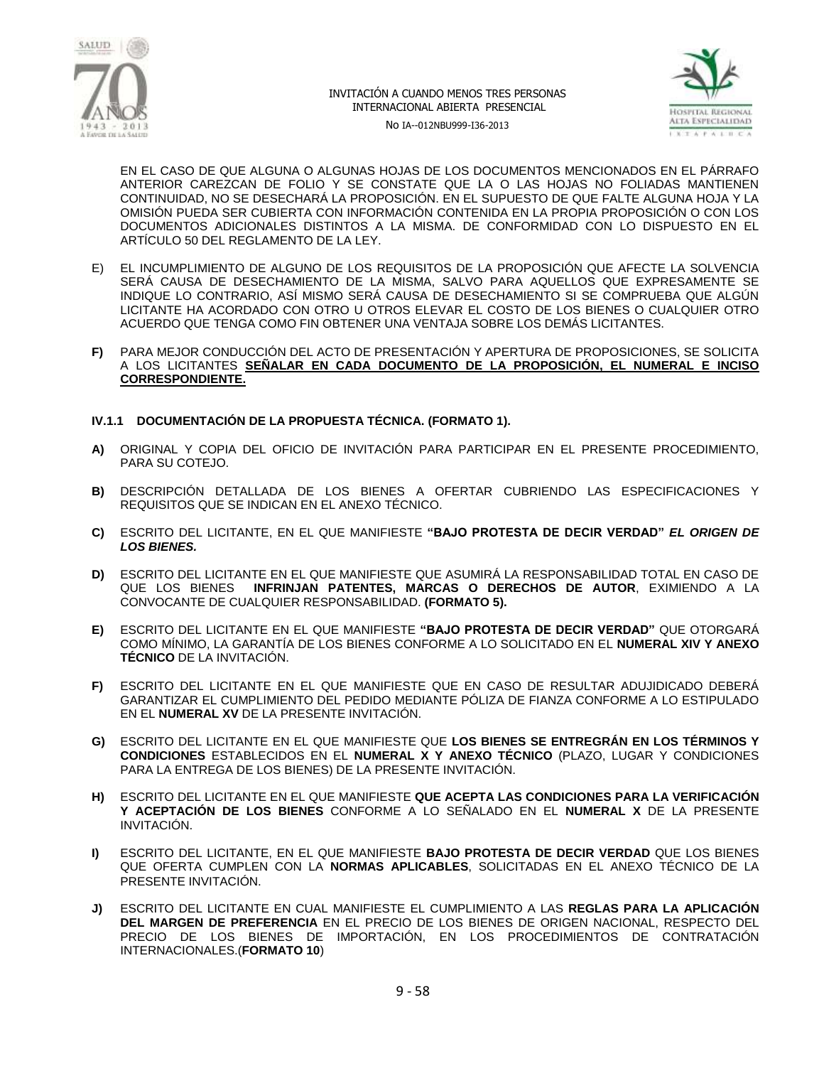EN EL CASO DE QUE ALGUNA O ALGUNAS HOJAS DE LOS DOCUMENTOS MENCIONADOS EN EL PÁRRAFO ANTERIOR CAREZCAN DE FOLIO Y SE CONSTATE QUE LA O LAS HOJAS NO FOLIADAS MANTIENEN CONTINUIDAD, NO SE DESECHARÁ LA PROPOSICIÓN. EN EL SUPUESTO DE QUE FALTE ALGUNA HOJA Y LA OMISIÓN PUEDA SER CUBIERTA CON INFORMACIÓN CONTENIDA EN LA PROPIA PROPOSICIÓN O CON LOS DOCUMENTOS ADICIONALES DISTINTOS A LA MISMA. DE CONFORMIDAD CON LO DISPUESTO EN EL ARTÍCULO 50 DEL REGLAMENTO DE LA LEY.

E) EL INCUMPLIMIENTO DE ALGUNO DE LOS REQUISITOS DE LA PROPOSICIÓN QUE AFECTE LA SOLVENCIA SERÁ CAUSA DE DESECHAMIENTO DE LA MISMA, SALVO PARA AQUELLOS QUE EXPRESAMENTE SE INDIQUE LO CONTRARIO, ASÍ MISMO SERÁ CAUSA DE DESECHAMIENTO SI SE COMPRUEBA QUE ALGÚN LICITANTE HA ACORDADO CON OTRO U OTROS ELEVAR EL COSTO DE LOS BIENES O CUALQUIER OTRO ACUERDO QUE TENGA COMO FIN OBTENER UNA VENTAJA SOBRE LOS DEMÁS LICITANTES.

**F)** PARA MEJOR CONDUCCIÓN DEL ACTO DE PRESENTACIÓN Y APERTURA DE PROPOSICIONES, SE SOLICITA A LOS LICITANTES **SEÑALAR EN CADA DOCUMENTO DE LA PROPOSICIÓN, EL NUMERAL E INCISO CORRESPONDIENTE.**

### IV.1.1 DOCUMENTACIÓN DE LA PROPUESTA TÉCNICA. (FORMATO 1).

**A)** ORIGINAL Y COPIA DEL OFICIO DE INVITACIÓN PARA PARTICIPAR EN EL PRESENTE PROCEDIMIENTO, PARA SU COTEJO.

**B)** DESCRIPCIÓN DETALLADA DE LOS BIENES A OFERTAR CUBRIENDO LAS ESPECIFICACIONES Y REQUISITOS QUE SE INDICAN EN EL ANEXO TÉCNICO.

**C)** ESCRITO DEL LICITANTE, EN EL QUE MANIFIESTE **"BAJO PROTESTA DE DECIR VERDAD"** ***EL ORIGEN DE LOS BIENES.***

**D)** ESCRITO DEL LICITANTE EN EL QUE MANIFIESTE QUE ASUMIRÁ LA RESPONSABILIDAD TOTAL EN CASO DE QUE LOS BIENES **INFRINJAN PATENTES, MARCAS O DERECHOS DE AUTOR**, EXIMIENDO A LA CONVOCANTE DE CUALQUIER RESPONSABILIDAD. **(FORMATO 5).**

**E)** ESCRITO DEL LICITANTE EN EL QUE MANIFIESTE **"BAJO PROTESTA DE DECIR VERDAD"** QUE OTORGARÁ COMO MÍNIMO, LA GARANTÍA DE LOS BIENES CONFORME A LO SOLICITADO EN EL **NUMERAL XIV Y ANEXO TÉCNICO** DE LA INVITACIÓN.

**F)** ESCRITO DEL LICITANTE EN EL QUE MANIFIESTE QUE EN CASO DE RESULTAR ADUJIDICADO DEBERÁ GARANTIZAR EL CUMPLIMIENTO DEL PEDIDO MEDIANTE PÓLIZA DE FIANZA CONFORME A LO ESTIPULADO EN EL **NUMERAL XV** DE LA PRESENTE INVITACIÓN.

**G)** ESCRITO DEL LICITANTE EN EL QUE MANIFIESTE QUE **LOS BIENES SE ENTREGRÁN EN LOS TÉRMINOS Y CONDICIONES** ESTABLECIDOS EN EL **NUMERAL X Y ANEXO TÉCNICO** (PLAZO, LUGAR Y CONDICIONES PARA LA ENTREGA DE LOS BIENES) DE LA PRESENTE INVITACIÓN.

**H)** ESCRITO DEL LICITANTE EN EL QUE MANIFIESTE **QUE ACEPTA LAS CONDICIONES PARA LA VERIFICACIÓN Y ACEPTACIÓN DE LOS BIENES** CONFORME A LO SEÑALADO EN EL **NUMERAL X** DE LA PRESENTE INVITACIÓN.

**I)** ESCRITO DEL LICITANTE, EN EL QUE MANIFIESTE **BAJO PROTESTA DE DECIR VERDAD** QUE LOS BIENES QUE OFERTA CUMPLEN CON LA **NORMAS APLICABLES**, SOLICITADAS EN EL ANEXO TÉCNICO DE LA PRESENTE INVITACIÓN.

**J)** ESCRITO DEL LICITANTE EN CUAL MANIFIESTE EL CUMPLIMIENTO A LAS **REGLAS PARA LA APLICACIÓN DEL MARGEN DE PREFERENCIA** EN EL PRECIO DE LOS BIENES DE ORIGEN NACIONAL, RESPECTO DEL PRECIO DE LOS BIENES DE IMPORTACIÓN, EN LOS PROCEDIMIENTOS DE CONTRATACIÓN INTERNACIONALES.(**FORMATO 10**)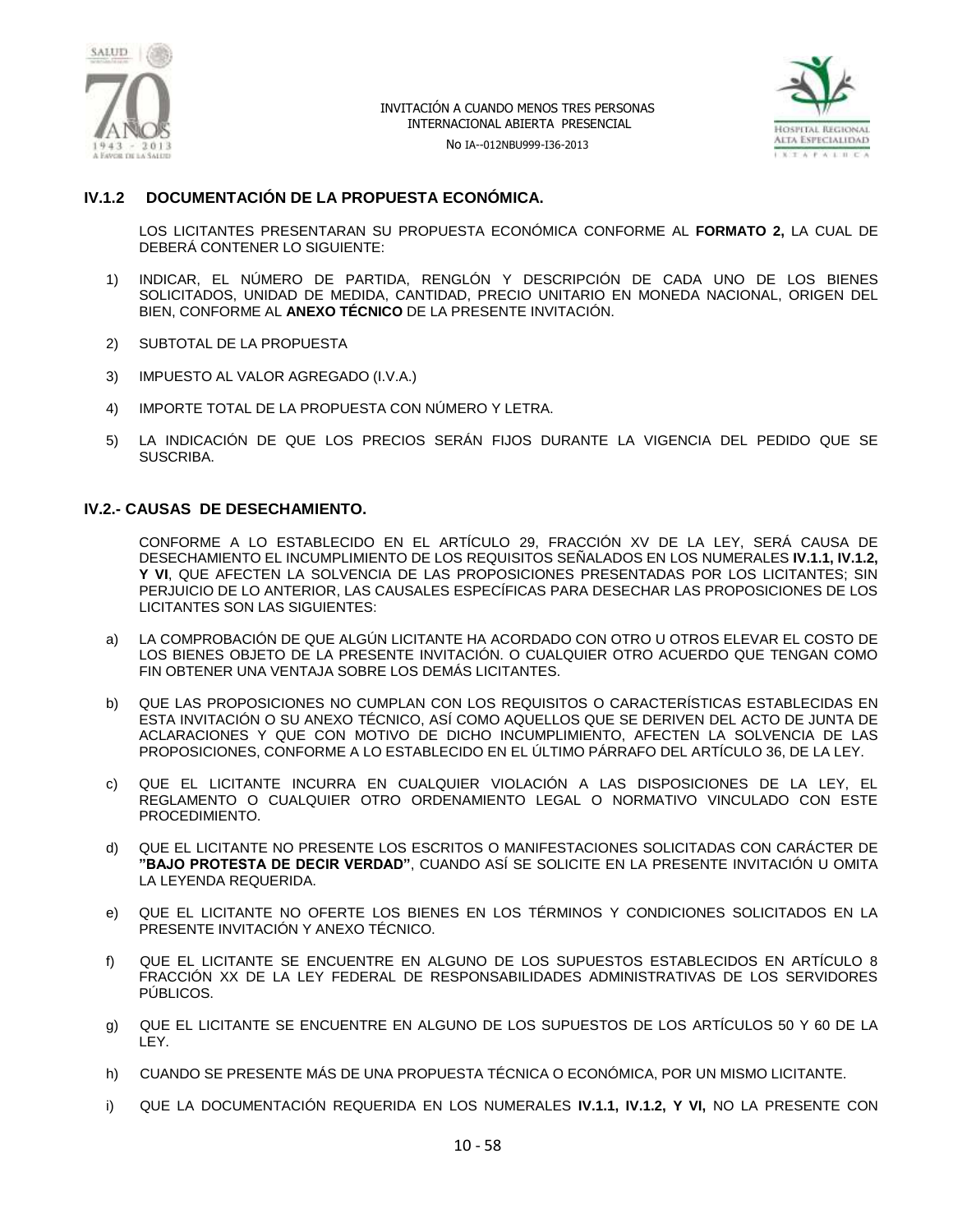### IV.1.2 DOCUMENTACIÓN DE LA PROPUESTA ECONÓMICA.

LOS LICITANTES PRESENTARAN SU PROPUESTA ECONÓMICA CONFORME AL **FORMATO 2,** LA CUAL DE DEBERÁ CONTENER LO SIGUIENTE:

1) INDICAR, EL NÚMERO DE PARTIDA, RENGLÓN Y DESCRIPCIÓN DE CADA UNO DE LOS BIENES SOLICITADOS, UNIDAD DE MEDIDA, CANTIDAD, PRECIO UNITARIO EN MONEDA NACIONAL, ORIGEN DEL BIEN, CONFORME AL **ANEXO TÉCNICO** DE LA PRESENTE INVITACIÓN.

2) SUBTOTAL DE LA PROPUESTA

3) IMPUESTO AL VALOR AGREGADO (I.V.A.)

4) IMPORTE TOTAL DE LA PROPUESTA CON NÚMERO Y LETRA.

5) LA INDICACIÓN DE QUE LOS PRECIOS SERÁN FIJOS DURANTE LA VIGENCIA DEL PEDIDO QUE SE SUSCRIBA.

### IV.2.- CAUSAS DE DESECHAMIENTO.

CONFORME A LO ESTABLECIDO EN EL ARTÍCULO 29, FRACCIÓN XV DE LA LEY, SERÁ CAUSA DE DESECHAMIENTO EL INCUMPLIMIENTO DE LOS REQUISITOS SEÑALADOS EN LOS NUMERALES **IV.1.1, IV.1.2, Y VI**, QUE AFECTEN LA SOLVENCIA DE LAS PROPOSICIONES PRESENTADAS POR LOS LICITANTES; SIN PERJUICIO DE LO ANTERIOR, LAS CAUSALES ESPECÍFICAS PARA DESECHAR LAS PROPOSICIONES DE LOS LICITANTES SON LAS SIGUIENTES:

a) LA COMPROBACIÓN DE QUE ALGÚN LICITANTE HA ACORDADO CON OTRO U OTROS ELEVAR EL COSTO DE LOS BIENES OBJETO DE LA PRESENTE INVITACIÓN. O CUALQUIER OTRO ACUERDO QUE TENGAN COMO FIN OBTENER UNA VENTAJA SOBRE LOS DEMÁS LICITANTES.

b) QUE LAS PROPOSICIONES NO CUMPLAN CON LOS REQUISITOS O CARACTERÍSTICAS ESTABLECIDAS EN ESTA INVITACIÓN O SU ANEXO TÉCNICO, ASÍ COMO AQUELLOS QUE SE DERIVEN DEL ACTO DE JUNTA DE ACLARACIONES Y QUE CON MOTIVO DE DICHO INCUMPLIMIENTO, AFECTEN LA SOLVENCIA DE LAS PROPOSICIONES, CONFORME A LO ESTABLECIDO EN EL ÚLTIMO PÁRRAFO DEL ARTÍCULO 36, DE LA LEY.

c) QUE EL LICITANTE INCURRA EN CUALQUIER VIOLACIÓN A LAS DISPOSICIONES DE LA LEY, EL REGLAMENTO O CUALQUIER OTRO ORDENAMIENTO LEGAL O NORMATIVO VINCULADO CON ESTE PROCEDIMIENTO.

d) QUE EL LICITANTE NO PRESENTE LOS ESCRITOS O MANIFESTACIONES SOLICITADAS CON CARÁCTER DE **"BAJO PROTESTA DE DECIR VERDAD"**, CUANDO ASÍ SE SOLICITE EN LA PRESENTE INVITACIÓN U OMITA LA LEYENDA REQUERIDA.

e) QUE EL LICITANTE NO OFERTE LOS BIENES EN LOS TÉRMINOS Y CONDICIONES SOLICITADOS EN LA PRESENTE INVITACIÓN Y ANEXO TÉCNICO.

f) QUE EL LICITANTE SE ENCUENTRE EN ALGUNO DE LOS SUPUESTOS ESTABLECIDOS EN ARTÍCULO 8 FRACCIÓN XX DE LA LEY FEDERAL DE RESPONSABILIDADES ADMINISTRATIVAS DE LOS SERVIDORES PÚBLICOS.

g) QUE EL LICITANTE SE ENCUENTRE EN ALGUNO DE LOS SUPUESTOS DE LOS ARTÍCULOS 50 Y 60 DE LA LEY.

h) CUANDO SE PRESENTE MÁS DE UNA PROPUESTA TÉCNICA O ECONÓMICA, POR UN MISMO LICITANTE.

i) QUE LA DOCUMENTACIÓN REQUERIDA EN LOS NUMERALES **IV.1.1, IV.1.2, Y VI,** NO LA PRESENTE CON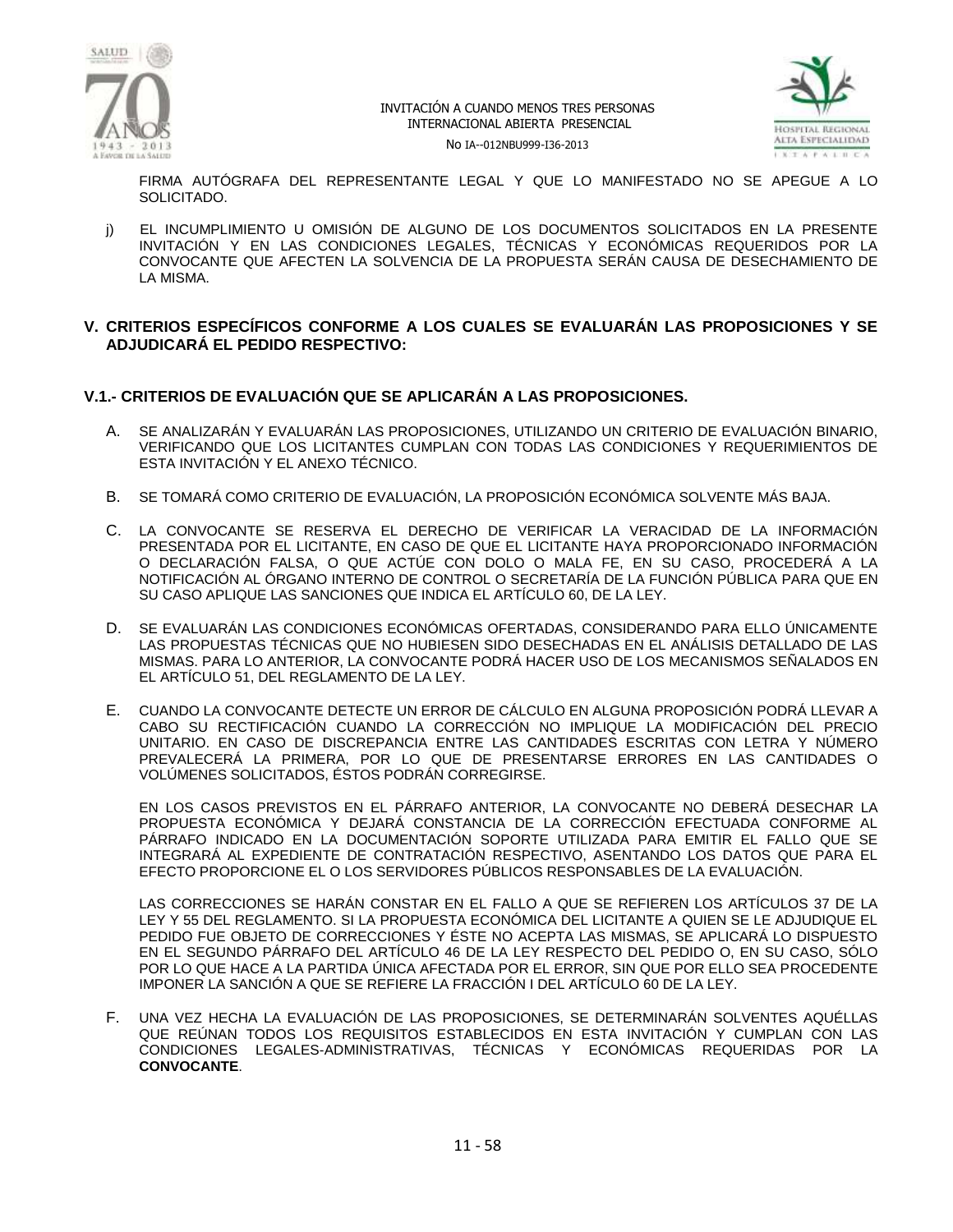FIRMA AUTÓGRAFA DEL REPRESENTANTE LEGAL Y QUE LO MANIFESTADO NO SE APEGUE A LO SOLICITADO.

j) EL INCUMPLIMIENTO U OMISIÓN DE ALGUNO DE LOS DOCUMENTOS SOLICITADOS EN LA PRESENTE INVITACIÓN Y EN LAS CONDICIONES LEGALES, TÉCNICAS Y ECONÓMICAS REQUERIDOS POR LA CONVOCANTE QUE AFECTEN LA SOLVENCIA DE LA PROPUESTA SERÁN CAUSA DE DESECHAMIENTO DE LA MISMA.

## V. CRITERIOS ESPECÍFICOS CONFORME A LOS CUALES SE EVALUARÁN LAS PROPOSICIONES Y SE ADJUDICARÁ EL PEDIDO RESPECTIVO:

### V.1.- CRITERIOS DE EVALUACIÓN QUE SE APLICARÁN A LAS PROPOSICIONES.

A. SE ANALIZARÁN Y EVALUARÁN LAS PROPOSICIONES, UTILIZANDO UN CRITERIO DE EVALUACIÓN BINARIO, VERIFICANDO QUE LOS LICITANTES CUMPLAN CON TODAS LAS CONDICIONES Y REQUERIMIENTOS DE ESTA INVITACIÓN Y EL ANEXO TÉCNICO.

B. SE TOMARÁ COMO CRITERIO DE EVALUACIÓN, LA PROPOSICIÓN ECONÓMICA SOLVENTE MÁS BAJA.

C. LA CONVOCANTE SE RESERVA EL DERECHO DE VERIFICAR LA VERACIDAD DE LA INFORMACIÓN PRESENTADA POR EL LICITANTE, EN CASO DE QUE EL LICITANTE HAYA PROPORCIONADO INFORMACIÓN O DECLARACIÓN FALSA, O QUE ACTÚE CON DOLO O MALA FE, EN SU CASO, PROCEDERÁ A LA NOTIFICACIÓN AL ÓRGANO INTERNO DE CONTROL O SECRETARÍA DE LA FUNCIÓN PÚBLICA PARA QUE EN SU CASO APLIQUE LAS SANCIONES QUE INDICA EL ARTÍCULO 60, DE LA LEY.

D. SE EVALUARÁN LAS CONDICIONES ECONÓMICAS OFERTADAS, CONSIDERANDO PARA ELLO ÚNICAMENTE LAS PROPUESTAS TÉCNICAS QUE NO HUBIESEN SIDO DESECHADAS EN EL ANÁLISIS DETALLADO DE LAS MISMAS. PARA LO ANTERIOR, LA CONVOCANTE PODRÁ HACER USO DE LOS MECANISMOS SEÑALADOS EN EL ARTÍCULO 51, DEL REGLAMENTO DE LA LEY.

E. CUANDO LA CONVOCANTE DETECTE UN ERROR DE CÁLCULO EN ALGUNA PROPOSICIÓN PODRÁ LLEVAR A CABO SU RECTIFICACIÓN CUANDO LA CORRECCIÓN NO IMPLIQUE LA MODIFICACIÓN DEL PRECIO UNITARIO. EN CASO DE DISCREPANCIA ENTRE LAS CANTIDADES ESCRITAS CON LETRA Y NÚMERO PREVALECERÁ LA PRIMERA, POR LO QUE DE PRESENTARSE ERRORES EN LAS CANTIDADES O VOLÚMENES SOLICITADOS, ÉSTOS PODRÁN CORREGIRSE.

   EN LOS CASOS PREVISTOS EN EL PÁRRAFO ANTERIOR, LA CONVOCANTE NO DEBERÁ DESECHAR LA PROPUESTA ECONÓMICA Y DEJARÁ CONSTANCIA DE LA CORRECCIÓN EFECTUADA CONFORME AL PÁRRAFO INDICADO EN LA DOCUMENTACIÓN SOPORTE UTILIZADA PARA EMITIR EL FALLO QUE SE INTEGRARÁ AL EXPEDIENTE DE CONTRATACIÓN RESPECTIVO, ASENTANDO LOS DATOS QUE PARA EL EFECTO PROPORCIONE EL O LOS SERVIDORES PÚBLICOS RESPONSABLES DE LA EVALUACIÓN.

   LAS CORRECCIONES SE HARÁN CONSTAR EN EL FALLO A QUE SE REFIEREN LOS ARTÍCULOS 37 DE LA LEY Y 55 DEL REGLAMENTO. SI LA PROPUESTA ECONÓMICA DEL LICITANTE A QUIEN SE LE ADJUDIQUE EL PEDIDO FUE OBJETO DE CORRECCIONES Y ÉSTE NO ACEPTA LAS MISMAS, SE APLICARÁ LO DISPUESTO EN EL SEGUNDO PÁRRAFO DEL ARTÍCULO 46 DE LA LEY RESPECTO DEL PEDIDO O, EN SU CASO, SÓLO POR LO QUE HACE A LA PARTIDA ÚNICA AFECTADA POR EL ERROR, SIN QUE POR ELLO SEA PROCEDENTE IMPONER LA SANCIÓN A QUE SE REFIERE LA FRACCIÓN I DEL ARTÍCULO 60 DE LA LEY.

F. UNA VEZ HECHA LA EVALUACIÓN DE LAS PROPOSICIONES, SE DETERMINARÁN SOLVENTES AQUÉLLAS QUE REÚNAN TODOS LOS REQUISITOS ESTABLECIDOS EN ESTA INVITACIÓN Y CUMPLAN CON LAS CONDICIONES LEGALES-ADMINISTRATIVAS, TÉCNICAS Y ECONÓMICAS REQUERIDAS POR LA **CONVOCANTE**.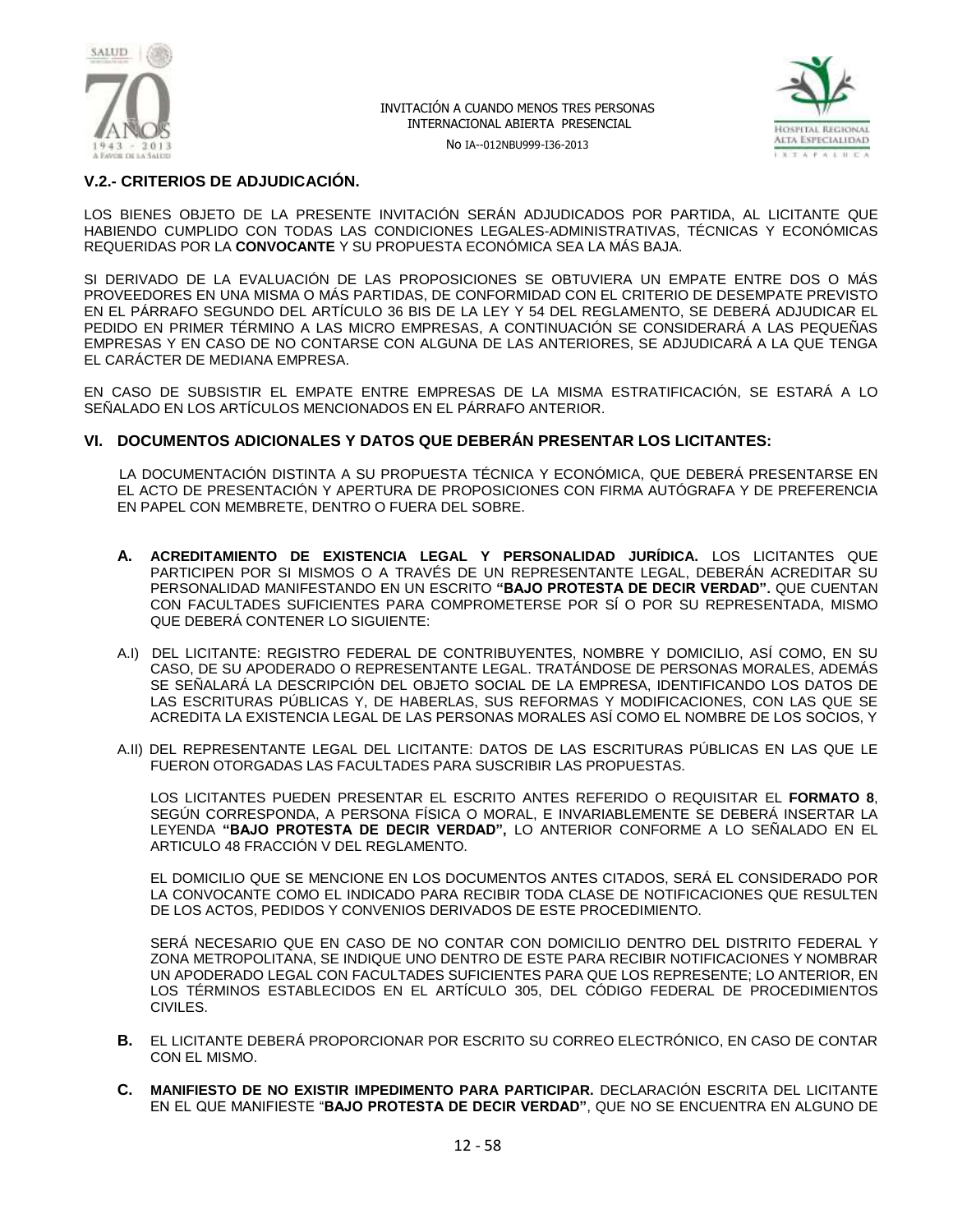### V.2.- CRITERIOS DE ADJUDICACIÓN.

LOS BIENES OBJETO DE LA PRESENTE INVITACIÓN SERÁN ADJUDICADOS POR PARTIDA, AL LICITANTE QUE HABIENDO CUMPLIDO CON TODAS LAS CONDICIONES LEGALES-ADMINISTRATIVAS, TÉCNICAS Y ECONÓMICAS REQUERIDAS POR LA **CONVOCANTE** Y SU PROPUESTA ECONÓMICA SEA LA MÁS BAJA.

SI DERIVADO DE LA EVALUACIÓN DE LAS PROPOSICIONES SE OBTUVIERA UN EMPATE ENTRE DOS O MÁS PROVEEDORES EN UNA MISMA O MÁS PARTIDAS, DE CONFORMIDAD CON EL CRITERIO DE DESEMPATE PREVISTO EN EL PÁRRAFO SEGUNDO DEL ARTÍCULO 36 BIS DE LA LEY Y 54 DEL REGLAMENTO, SE DEBERÁ ADJUDICAR EL PEDIDO EN PRIMER TÉRMINO A LAS MICRO EMPRESAS, A CONTINUACIÓN SE CONSIDERARÁ A LAS PEQUEÑAS EMPRESAS Y EN CASO DE NO CONTARSE CON ALGUNA DE LAS ANTERIORES, SE ADJUDICARÁ A LA QUE TENGA EL CARÁCTER DE MEDIANA EMPRESA.

EN CASO DE SUBSISTIR EL EMPATE ENTRE EMPRESAS DE LA MISMA ESTRATIFICACIÓN, SE ESTARÁ A LO SEÑALADO EN LOS ARTÍCULOS MENCIONADOS EN EL PÁRRAFO ANTERIOR.

## VI. DOCUMENTOS ADICIONALES Y DATOS QUE DEBERÁN PRESENTAR LOS LICITANTES:

LA DOCUMENTACIÓN DISTINTA A SU PROPUESTA TÉCNICA Y ECONÓMICA, QUE DEBERÁ PRESENTARSE EN EL ACTO DE PRESENTACIÓN Y APERTURA DE PROPOSICIONES CON FIRMA AUTÓGRAFA Y DE PREFERENCIA EN PAPEL CON MEMBRETE, DENTRO O FUERA DEL SOBRE.

**A. ACREDITAMIENTO DE EXISTENCIA LEGAL Y PERSONALIDAD JURÍDICA.** LOS LICITANTES QUE PARTICIPEN POR SI MISMOS O A TRAVÉS DE UN REPRESENTANTE LEGAL, DEBERÁN ACREDITAR SU PERSONALIDAD MANIFESTANDO EN UN ESCRITO **"BAJO PROTESTA DE DECIR VERDAD".** QUE CUENTAN CON FACULTADES SUFICIENTES PARA COMPROMETERSE POR SÍ O POR SU REPRESENTADA, MISMO QUE DEBERÁ CONTENER LO SIGUIENTE:

A.I) DEL LICITANTE: REGISTRO FEDERAL DE CONTRIBUYENTES, NOMBRE Y DOMICILIO, ASÍ COMO, EN SU CASO, DE SU APODERADO O REPRESENTANTE LEGAL. TRATÁNDOSE DE PERSONAS MORALES, ADEMÁS SE SEÑALARÁ LA DESCRIPCIÓN DEL OBJETO SOCIAL DE LA EMPRESA, IDENTIFICANDO LOS DATOS DE LAS ESCRITURAS PÚBLICAS Y, DE HABERLAS, SUS REFORMAS Y MODIFICACIONES, CON LAS QUE SE ACREDITA LA EXISTENCIA LEGAL DE LAS PERSONAS MORALES ASÍ COMO EL NOMBRE DE LOS SOCIOS, Y

A.II) DEL REPRESENTANTE LEGAL DEL LICITANTE: DATOS DE LAS ESCRITURAS PÚBLICAS EN LAS QUE LE FUERON OTORGADAS LAS FACULTADES PARA SUSCRIBIR LAS PROPUESTAS.

LOS LICITANTES PUEDEN PRESENTAR EL ESCRITO ANTES REFERIDO O REQUISITAR EL **FORMATO 8**, SEGÚN CORRESPONDA, A PERSONA FÍSICA O MORAL, E INVARIABLEMENTE SE DEBERÁ INSERTAR LA LEYENDA **"BAJO PROTESTA DE DECIR VERDAD",** LO ANTERIOR CONFORME A LO SEÑALADO EN EL ARTICULO 48 FRACCIÓN V DEL REGLAMENTO.

EL DOMICILIO QUE SE MENCIONE EN LOS DOCUMENTOS ANTES CITADOS, SERÁ EL CONSIDERADO POR LA CONVOCANTE COMO EL INDICADO PARA RECIBIR TODA CLASE DE NOTIFICACIONES QUE RESULTEN DE LOS ACTOS, PEDIDOS Y CONVENIOS DERIVADOS DE ESTE PROCEDIMIENTO.

SERÁ NECESARIO QUE EN CASO DE NO CONTAR CON DOMICILIO DENTRO DEL DISTRITO FEDERAL Y ZONA METROPOLITANA, SE INDIQUE UNO DENTRO DE ESTE PARA RECIBIR NOTIFICACIONES Y NOMBRAR UN APODERADO LEGAL CON FACULTADES SUFICIENTES PARA QUE LOS REPRESENTE; LO ANTERIOR, EN LOS TÉRMINOS ESTABLECIDOS EN EL ARTÍCULO 305, DEL CÓDIGO FEDERAL DE PROCEDIMIENTOS CIVILES.

**B.** EL LICITANTE DEBERÁ PROPORCIONAR POR ESCRITO SU CORREO ELECTRÓNICO, EN CASO DE CONTAR CON EL MISMO.

**C. MANIFIESTO DE NO EXISTIR IMPEDIMENTO PARA PARTICIPAR.** DECLARACIÓN ESCRITA DEL LICITANTE EN EL QUE MANIFIESTE "**BAJO PROTESTA DE DECIR VERDAD"**, QUE NO SE ENCUENTRA EN ALGUNO DE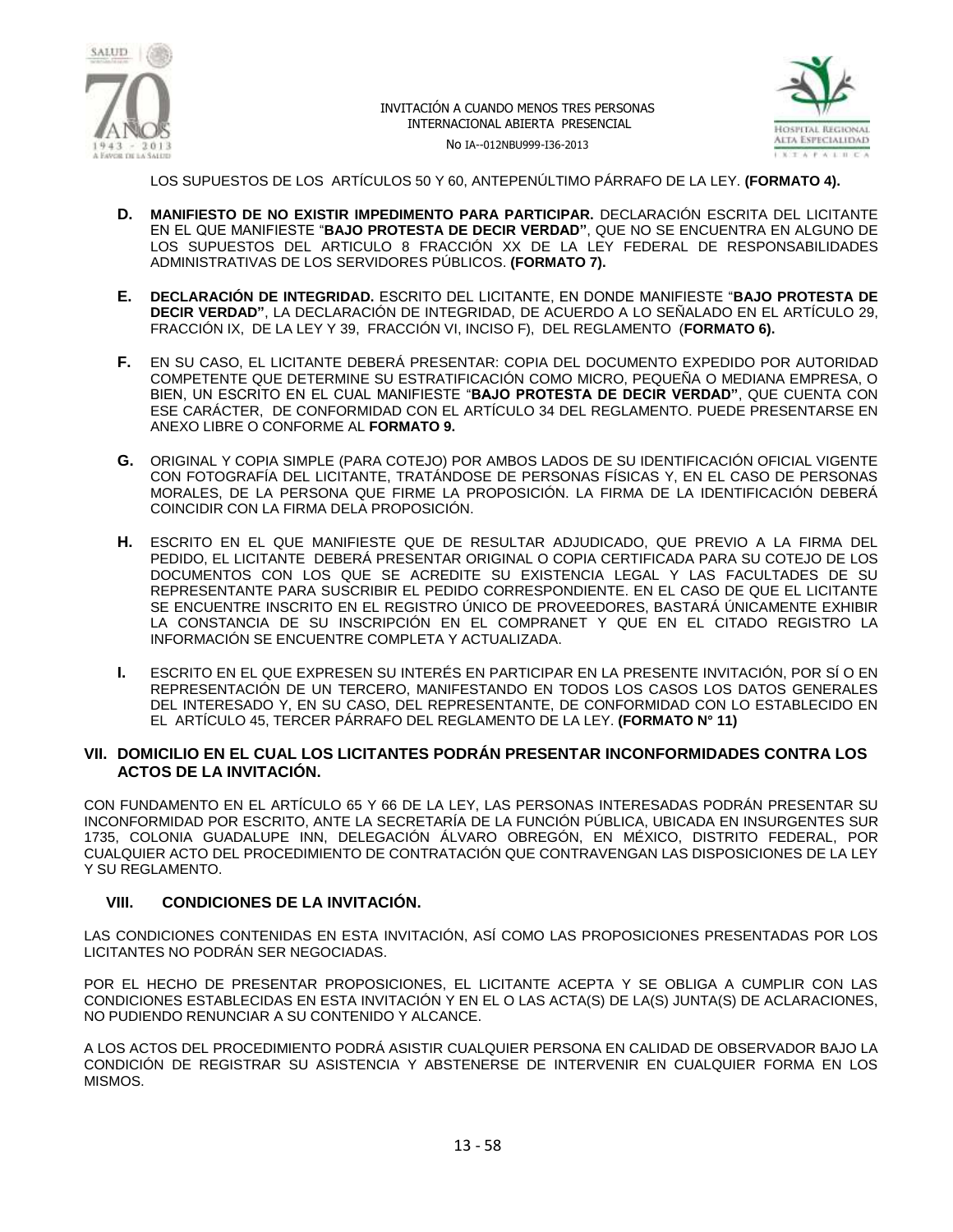LOS SUPUESTOS DE LOS ARTÍCULOS 50 Y 60, ANTEPENÚLTIMO PÁRRAFO DE LA LEY. **(FORMATO 4).**

**D.** **MANIFIESTO DE NO EXISTIR IMPEDIMENTO PARA PARTICIPAR.** DECLARACIÓN ESCRITA DEL LICITANTE EN EL QUE MANIFIESTE "**BAJO PROTESTA DE DECIR VERDAD"**, QUE NO SE ENCUENTRA EN ALGUNO DE LOS SUPUESTOS DEL ARTICULO 8 FRACCIÓN XX DE LA LEY FEDERAL DE RESPONSABILIDADES ADMINISTRATIVAS DE LOS SERVIDORES PÚBLICOS. **(FORMATO 7).**

**E.** **DECLARACIÓN DE INTEGRIDAD.** ESCRITO DEL LICITANTE, EN DONDE MANIFIESTE "**BAJO PROTESTA DE DECIR VERDAD"**, LA DECLARACIÓN DE INTEGRIDAD, DE ACUERDO A LO SEÑALADO EN EL ARTÍCULO 29, FRACCIÓN IX, DE LA LEY Y 39, FRACCIÓN VI, INCISO F), DEL REGLAMENTO (**FORMATO 6).**

**F.** EN SU CASO, EL LICITANTE DEBERÁ PRESENTAR: COPIA DEL DOCUMENTO EXPEDIDO POR AUTORIDAD COMPETENTE QUE DETERMINE SU ESTRATIFICACIÓN COMO MICRO, PEQUEÑA O MEDIANA EMPRESA, O BIEN, UN ESCRITO EN EL CUAL MANIFIESTE "**BAJO PROTESTA DE DECIR VERDAD"**, QUE CUENTA CON ESE CARÁCTER, DE CONFORMIDAD CON EL ARTÍCULO 34 DEL REGLAMENTO. PUEDE PRESENTARSE EN ANEXO LIBRE O CONFORME AL **FORMATO 9.**

**G.** ORIGINAL Y COPIA SIMPLE (PARA COTEJO) POR AMBOS LADOS DE SU IDENTIFICACIÓN OFICIAL VIGENTE CON FOTOGRAFÍA DEL LICITANTE, TRATÁNDOSE DE PERSONAS FÍSICAS Y, EN EL CASO DE PERSONAS MORALES, DE LA PERSONA QUE FIRME LA PROPOSICIÓN. LA FIRMA DE LA IDENTIFICACIÓN DEBERÁ COINCIDIR CON LA FIRMA DELA PROPOSICIÓN.

**H.** ESCRITO EN EL QUE MANIFIESTE QUE DE RESULTAR ADJUDICADO, QUE PREVIO A LA FIRMA DEL PEDIDO, EL LICITANTE DEBERÁ PRESENTAR ORIGINAL O COPIA CERTIFICADA PARA SU COTEJO DE LOS DOCUMENTOS CON LOS QUE SE ACREDITE SU EXISTENCIA LEGAL Y LAS FACULTADES DE SU REPRESENTANTE PARA SUSCRIBIR EL PEDIDO CORRESPONDIENTE. EN EL CASO DE QUE EL LICITANTE SE ENCUENTRE INSCRITO EN EL REGISTRO ÚNICO DE PROVEEDORES, BASTARÁ ÚNICAMENTE EXHIBIR LA CONSTANCIA DE SU INSCRIPCIÓN EN EL COMPRANET Y QUE EN EL CITADO REGISTRO LA INFORMACIÓN SE ENCUENTRE COMPLETA Y ACTUALIZADA.

**I.** ESCRITO EN EL QUE EXPRESEN SU INTERÉS EN PARTICIPAR EN LA PRESENTE INVITACIÓN, POR SÍ O EN REPRESENTACIÓN DE UN TERCERO, MANIFESTANDO EN TODOS LOS CASOS LOS DATOS GENERALES DEL INTERESADO Y, EN SU CASO, DEL REPRESENTANTE, DE CONFORMIDAD CON LO ESTABLECIDO EN EL ARTÍCULO 45, TERCER PÁRRAFO DEL REGLAMENTO DE LA LEY. **(FORMATO N° 11)**

## VII. DOMICILIO EN EL CUAL LOS LICITANTES PODRÁN PRESENTAR INCONFORMIDADES CONTRA LOS ACTOS DE LA INVITACIÓN.

CON FUNDAMENTO EN EL ARTÍCULO 65 Y 66 DE LA LEY, LAS PERSONAS INTERESADAS PODRÁN PRESENTAR SU INCONFORMIDAD POR ESCRITO, ANTE LA SECRETARÍA DE LA FUNCIÓN PÚBLICA, UBICADA EN INSURGENTES SUR 1735, COLONIA GUADALUPE INN, DELEGACIÓN ÁLVARO OBREGÓN, EN MÉXICO, DISTRITO FEDERAL, POR CUALQUIER ACTO DEL PROCEDIMIENTO DE CONTRATACIÓN QUE CONTRAVENGAN LAS DISPOSICIONES DE LA LEY Y SU REGLAMENTO.

## VIII. CONDICIONES DE LA INVITACIÓN.

LAS CONDICIONES CONTENIDAS EN ESTA INVITACIÓN, ASÍ COMO LAS PROPOSICIONES PRESENTADAS POR LOS LICITANTES NO PODRÁN SER NEGOCIADAS.

POR EL HECHO DE PRESENTAR PROPOSICIONES, EL LICITANTE ACEPTA Y SE OBLIGA A CUMPLIR CON LAS CONDICIONES ESTABLECIDAS EN ESTA INVITACIÓN Y EN EL O LAS ACTA(S) DE LA(S) JUNTA(S) DE ACLARACIONES, NO PUDIENDO RENUNCIAR A SU CONTENIDO Y ALCANCE.

A LOS ACTOS DEL PROCEDIMIENTO PODRÁ ASISTIR CUALQUIER PERSONA EN CALIDAD DE OBSERVADOR BAJO LA CONDICIÓN DE REGISTRAR SU ASISTENCIA Y ABSTENERSE DE INTERVENIR EN CUALQUIER FORMA EN LOS MISMOS.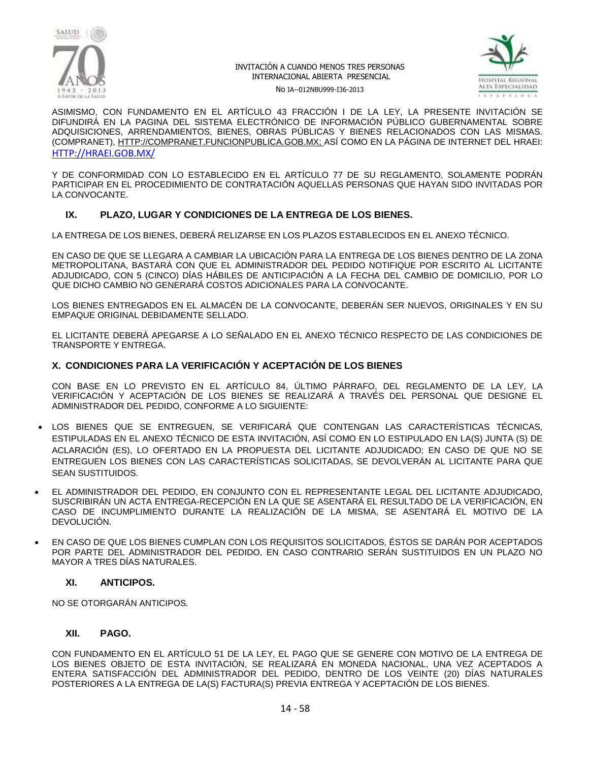ASIMISMO, CON FUNDAMENTO EN EL ARTÍCULO 43 FRACCIÓN I DE LA LEY, LA PRESENTE INVITACIÓN SE DIFUNDIRÁ EN LA PAGINA DEL SISTEMA ELECTRÓNICO DE INFORMACIÓN PÚBLICO GUBERNAMENTAL SOBRE ADQUISICIONES, ARRENDAMIENTOS, BIENES, OBRAS PÚBLICAS Y BIENES RELACIONADOS CON LAS MISMAS. (COMPRANET), HTTP://COMPRANET.FUNCIONPUBLICA.GOB.MX; ASÍ COMO EN LA PÁGINA DE INTERNET DEL HRAEI: HTTP://HRAEI.GOB.MX/

Y DE CONFORMIDAD CON LO ESTABLECIDO EN EL ARTÍCULO 77 DE SU REGLAMENTO, SOLAMENTE PODRÁN PARTICIPAR EN EL PROCEDIMIENTO DE CONTRATACIÓN AQUELLAS PERSONAS QUE HAYAN SIDO INVITADAS POR LA CONVOCANTE.

## IX. PLAZO, LUGAR Y CONDICIONES DE LA ENTREGA DE LOS BIENES.

LA ENTREGA DE LOS BIENES, DEBERÁ RELIZARSE EN LOS PLAZOS ESTABLECIDOS EN EL ANEXO TÉCNICO.

EN CASO DE QUE SE LLEGARA A CAMBIAR LA UBICACIÓN PARA LA ENTREGA DE LOS BIENES DENTRO DE LA ZONA METROPOLITANA, BASTARÁ CON QUE EL ADMINISTRADOR DEL PEDIDO NOTIFIQUE POR ESCRITO AL LICITANTE ADJUDICADO, CON 5 (CINCO) DÍAS HÁBILES DE ANTICIPACIÓN A LA FECHA DEL CAMBIO DE DOMICILIO, POR LO QUE DICHO CAMBIO NO GENERARÁ COSTOS ADICIONALES PARA LA CONVOCANTE.

LOS BIENES ENTREGADOS EN EL ALMACÉN DE LA CONVOCANTE, DEBERÁN SER NUEVOS, ORIGINALES Y EN SU EMPAQUE ORIGINAL DEBIDAMENTE SELLADO.

EL LICITANTE DEBERÁ APEGARSE A LO SEÑALADO EN EL ANEXO TÉCNICO RESPECTO DE LAS CONDICIONES DE TRANSPORTE Y ENTREGA.

## X. CONDICIONES PARA LA VERIFICACIÓN Y ACEPTACIÓN DE LOS BIENES

CON BASE EN LO PREVISTO EN EL ARTÍCULO 84, ÚLTIMO PÁRRAFO, DEL REGLAMENTO DE LA LEY, LA VERIFICACIÓN Y ACEPTACIÓN DE LOS BIENES SE REALIZARÁ A TRAVÉS DEL PERSONAL QUE DESIGNE EL ADMINISTRADOR DEL PEDIDO, CONFORME A LO SIGUIENTE:

- LOS BIENES QUE SE ENTREGUEN, SE VERIFICARÁ QUE CONTENGAN LAS CARACTERÍSTICAS TÉCNICAS, ESTIPULADAS EN EL ANEXO TÉCNICO DE ESTA INVITACIÓN, ASÍ COMO EN LO ESTIPULADO EN LA(S) JUNTA (S) DE ACLARACIÓN (ES), LO OFERTADO EN LA PROPUESTA DEL LICITANTE ADJUDICADO; EN CASO DE QUE NO SE ENTREGUEN LOS BIENES CON LAS CARACTERÍSTICAS SOLICITADAS, SE DEVOLVERÁN AL LICITANTE PARA QUE SEAN SUSTITUIDOS.
- EL ADMINISTRADOR DEL PEDIDO, EN CONJUNTO CON EL REPRESENTANTE LEGAL DEL LICITANTE ADJUDICADO, SUSCRIBIRÁN UN ACTA ENTREGA-RECEPCIÓN EN LA QUE SE ASENTARÁ EL RESULTADO DE LA VERIFICACIÓN, EN CASO DE INCUMPLIMIENTO DURANTE LA REALIZACIÓN DE LA MISMA, SE ASENTARÁ EL MOTIVO DE LA DEVOLUCIÓN.
- EN CASO DE QUE LOS BIENES CUMPLAN CON LOS REQUISITOS SOLICITADOS, ÉSTOS SE DARÁN POR ACEPTADOS POR PARTE DEL ADMINISTRADOR DEL PEDIDO, EN CASO CONTRARIO SERÁN SUSTITUIDOS EN UN PLAZO NO MAYOR A TRES DÍAS NATURALES.

## XI. ANTICIPOS.

NO SE OTORGARÁN ANTICIPOS.

## XII. PAGO.

CON FUNDAMENTO EN EL ARTÍCULO 51 DE LA LEY, EL PAGO QUE SE GENERE CON MOTIVO DE LA ENTREGA DE LOS BIENES OBJETO DE ESTA INVITACIÓN, SE REALIZARÁ EN MONEDA NACIONAL, UNA VEZ ACEPTADOS A ENTERA SATISFACCIÓN DEL ADMINISTRADOR DEL PEDIDO, DENTRO DE LOS VEINTE (20) DÍAS NATURALES POSTERIORES A LA ENTREGA DE LA(S) FACTURA(S) PREVIA ENTREGA Y ACEPTACIÓN DE LOS BIENES.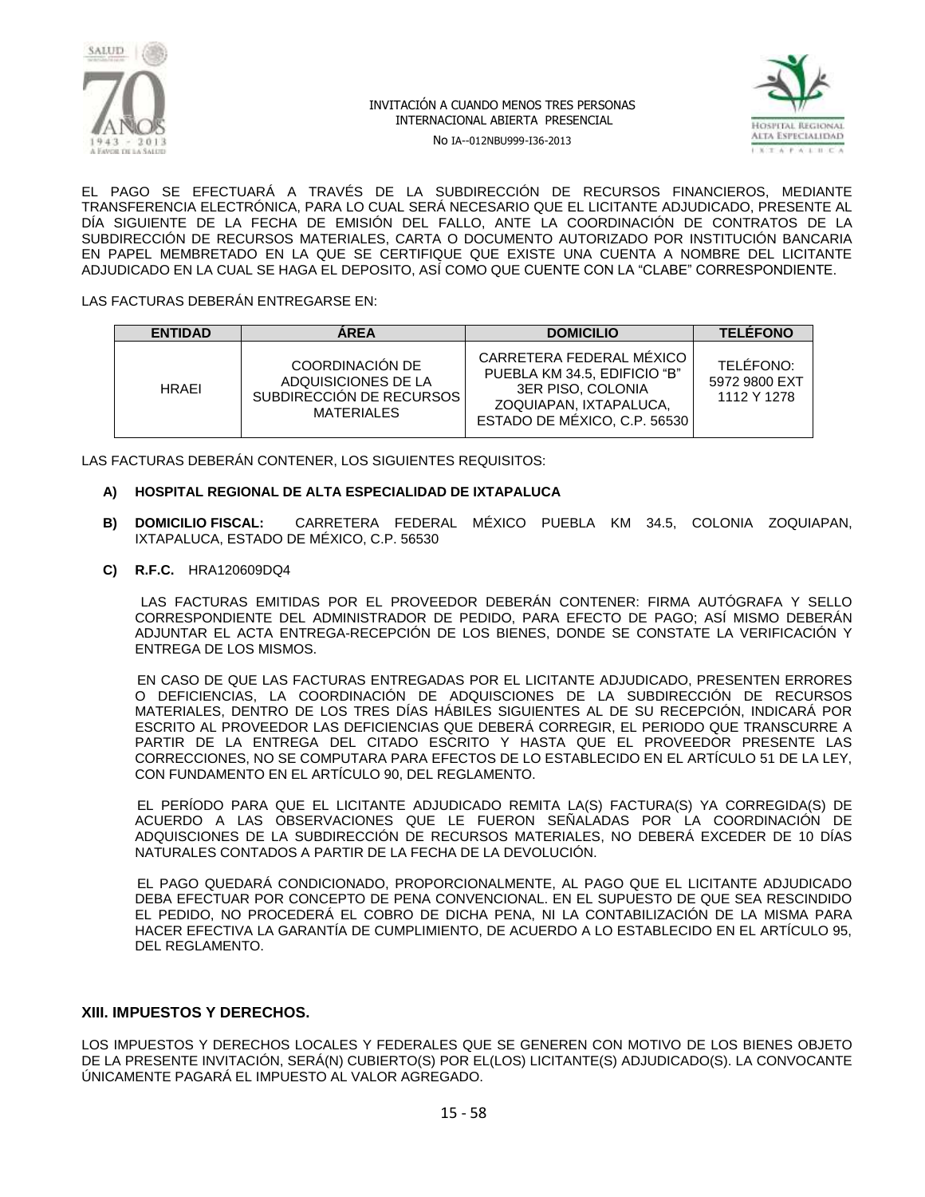EL PAGO SE EFECTUARÁ A TRAVÉS DE LA SUBDIRECCIÓN DE RECURSOS FINANCIEROS, MEDIANTE TRANSFERENCIA ELECTRÓNICA, PARA LO CUAL SERÁ NECESARIO QUE EL LICITANTE ADJUDICADO, PRESENTE AL DÍA SIGUIENTE DE LA FECHA DE EMISIÓN DEL FALLO, ANTE LA COORDINACIÓN DE CONTRATOS DE LA SUBDIRECCIÓN DE RECURSOS MATERIALES, CARTA O DOCUMENTO AUTORIZADO POR INSTITUCIÓN BANCARIA EN PAPEL MEMBRETADO EN LA QUE SE CERTIFIQUE QUE EXISTE UNA CUENTA A NOMBRE DEL LICITANTE ADJUDICADO EN LA CUAL SE HAGA EL DEPOSITO, ASÍ COMO QUE CUENTE CON LA "CLABE" CORRESPONDIENTE.

LAS FACTURAS DEBERÁN ENTREGARSE EN:

| ENTIDAD | ÁREA | DOMICILIO | TELÉFONO |
|---|---|---|---|
| HRAEI | COORDINACIÓN DE ADQUISICIONES DE LA SUBDIRECCIÓN DE RECURSOS MATERIALES | CARRETERA FEDERAL MÉXICO PUEBLA KM 34.5, EDIFICIO "B" 3ER PISO, COLONIA ZOQUIAPAN, IXTAPALUCA, ESTADO DE MÉXICO, C.P. 56530 | TELÉFONO: 5972 9800 EXT 1112 Y 1278 |

LAS FACTURAS DEBERÁN CONTENER, LOS SIGUIENTES REQUISITOS:

**A) HOSPITAL REGIONAL DE ALTA ESPECIALIDAD DE IXTAPALUCA**

**B) DOMICILIO FISCAL:** CARRETERA FEDERAL MÉXICO PUEBLA KM 34.5, COLONIA ZOQUIAPAN, IXTAPALUCA, ESTADO DE MÉXICO, C.P. 56530

**C) R.F.C.** HRA120609DQ4

LAS FACTURAS EMITIDAS POR EL PROVEEDOR DEBERÁN CONTENER: FIRMA AUTÓGRAFA Y SELLO CORRESPONDIENTE DEL ADMINISTRADOR DE PEDIDO, PARA EFECTO DE PAGO; ASÍ MISMO DEBERÁN ADJUNTAR EL ACTA ENTREGA-RECEPCIÓN DE LOS BIENES, DONDE SE CONSTATE LA VERIFICACIÓN Y ENTREGA DE LOS MISMOS.

EN CASO DE QUE LAS FACTURAS ENTREGADAS POR EL LICITANTE ADJUDICADO, PRESENTEN ERRORES O DEFICIENCIAS, LA COORDINACIÓN DE ADQUISICIONES DE LA SUBDIRECCIÓN DE RECURSOS MATERIALES, DENTRO DE LOS TRES DÍAS HÁBILES SIGUIENTES AL DE SU RECEPCIÓN, INDICARÁ POR ESCRITO AL PROVEEDOR LAS DEFICIENCIAS QUE DEBERÁ CORREGIR, EL PERIODO QUE TRANSCURRE A PARTIR DE LA ENTREGA DEL CITADO ESCRITO Y HASTA QUE EL PROVEEDOR PRESENTE LAS CORRECCIONES, NO SE COMPUTARA PARA EFECTOS DE LO ESTABLECIDO EN EL ARTÍCULO 51 DE LA LEY, CON FUNDAMENTO EN EL ARTÍCULO 90, DEL REGLAMENTO.

EL PERÍODO PARA QUE EL LICITANTE ADJUDICADO REMITA LA(S) FACTURA(S) YA CORREGIDA(S) DE ACUERDO A LAS OBSERVACIONES QUE LE FUERON SEÑALADAS POR LA COORDINACIÓN DE ADQUISCIONES DE LA SUBDIRECCIÓN DE RECURSOS MATERIALES, NO DEBERÁ EXCEDER DE 10 DÍAS NATURALES CONTADOS A PARTIR DE LA FECHA DE LA DEVOLUCIÓN.

EL PAGO QUEDARÁ CONDICIONADO, PROPORCIONALMENTE, AL PAGO QUE EL LICITANTE ADJUDICADO DEBA EFECTUAR POR CONCEPTO DE PENA CONVENCIONAL. EN EL SUPUESTO DE QUE SEA RESCINDIDO EL PEDIDO, NO PROCEDERÁ EL COBRO DE DICHA PENA, NI LA CONTABILIZACIÓN DE LA MISMA PARA HACER EFECTIVA LA GARANTÍA DE CUMPLIMIENTO, DE ACUERDO A LO ESTABLECIDO EN EL ARTÍCULO 95, DEL REGLAMENTO.

## XIII. IMPUESTOS Y DERECHOS.

LOS IMPUESTOS Y DERECHOS LOCALES Y FEDERALES QUE SE GENEREN CON MOTIVO DE LOS BIENES OBJETO DE LA PRESENTE INVITACIÓN, SERÁ(N) CUBIERTO(S) POR EL(LOS) LICITANTE(S) ADJUDICADO(S). LA CONVOCANTE ÚNICAMENTE PAGARÁ EL IMPUESTO AL VALOR AGREGADO.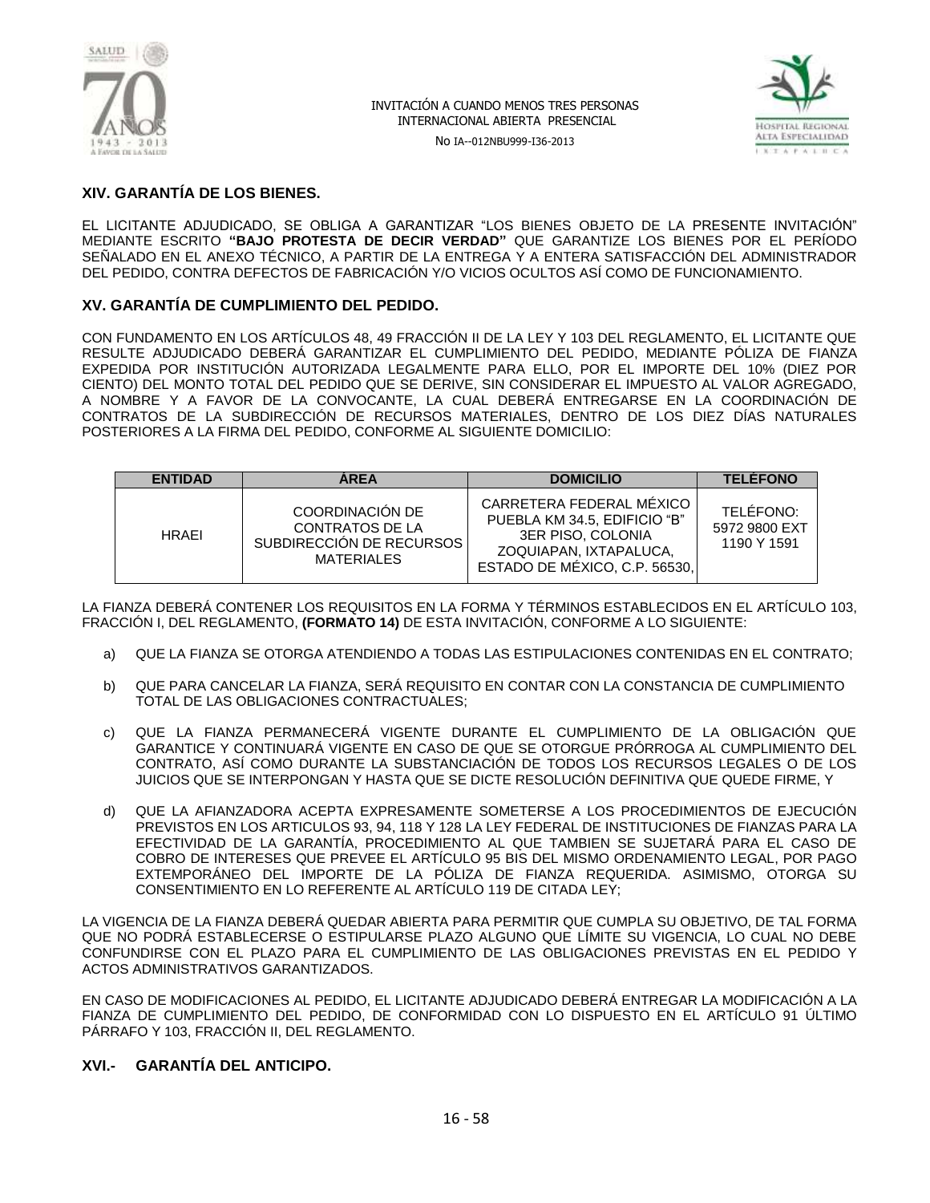## XIV. GARANTÍA DE LOS BIENES.

EL LICITANTE ADJUDICADO, SE OBLIGA A GARANTIZAR "LOS BIENES OBJETO DE LA PRESENTE INVITACIÓN" MEDIANTE ESCRITO **"BAJO PROTESTA DE DECIR VERDAD"** QUE GARANTIZE LOS BIENES POR EL PERÍODO SEÑALADO EN EL ANEXO TÉCNICO, A PARTIR DE LA ENTREGA Y A ENTERA SATISFACCIÓN DEL ADMINISTRADOR DEL PEDIDO, CONTRA DEFECTOS DE FABRICACIÓN Y/O VICIOS OCULTOS ASÍ COMO DE FUNCIONAMIENTO.

## XV. GARANTÍA DE CUMPLIMIENTO DEL PEDIDO.

CON FUNDAMENTO EN LOS ARTÍCULOS 48, 49 FRACCIÓN II DE LA LEY Y 103 DEL REGLAMENTO, EL LICITANTE QUE RESULTE ADJUDICADO DEBERÁ GARANTIZAR EL CUMPLIMIENTO DEL PEDIDO, MEDIANTE PÓLIZA DE FIANZA EXPEDIDA POR INSTITUCIÓN AUTORIZADA LEGALMENTE PARA ELLO, POR EL IMPORTE DEL 10% (DIEZ POR CIENTO) DEL MONTO TOTAL DEL PEDIDO QUE SE DERIVE, SIN CONSIDERAR EL IMPUESTO AL VALOR AGREGADO, A NOMBRE Y A FAVOR DE LA CONVOCANTE, LA CUAL DEBERÁ ENTREGARSE EN LA COORDINACIÓN DE CONTRATOS DE LA SUBDIRECCIÓN DE RECURSOS MATERIALES, DENTRO DE LOS DIEZ DÍAS NATURALES POSTERIORES A LA FIRMA DEL PEDIDO, CONFORME AL SIGUIENTE DOMICILIO:

| ENTIDAD | ÁREA | DOMICILIO | TELÉFONO |
|---|---|---|---|
| HRAEI | COORDINACIÓN DE CONTRATOS DE LA SUBDIRECCIÓN DE RECURSOS MATERIALES | CARRETERA FEDERAL MÉXICO PUEBLA KM 34.5, EDIFICIO "B" 3ER PISO, COLONIA ZOQUIAPAN, IXTAPALUCA, ESTADO DE MÉXICO, C.P. 56530, | TELÉFONO: 5972 9800 EXT 1190 Y 1591 |

LA FIANZA DEBERÁ CONTENER LOS REQUISITOS EN LA FORMA Y TÉRMINOS ESTABLECIDOS EN EL ARTÍCULO 103, FRACCIÓN I, DEL REGLAMENTO, **(FORMATO 14)** DE ESTA INVITACIÓN, CONFORME A LO SIGUIENTE:

a) QUE LA FIANZA SE OTORGA ATENDIENDO A TODAS LAS ESTIPULACIONES CONTENIDAS EN EL CONTRATO;

b) QUE PARA CANCELAR LA FIANZA, SERÁ REQUISITO EN CONTAR CON LA CONSTANCIA DE CUMPLIMIENTO TOTAL DE LAS OBLIGACIONES CONTRACTUALES;

c) QUE LA FIANZA PERMANECERÁ VIGENTE DURANTE EL CUMPLIMIENTO DE LA OBLIGACIÓN QUE GARANTICE Y CONTINUARÁ VIGENTE EN CASO DE QUE SE OTORGUE PRÓRROGA AL CUMPLIMIENTO DEL CONTRATO, ASÍ COMO DURANTE LA SUBSTANCIACIÓN DE TODOS LOS RECURSOS LEGALES O DE LOS JUICIOS QUE SE INTERPONGAN Y HASTA QUE SE DICTE RESOLUCIÓN DEFINITIVA QUE QUEDE FIRME, Y

d) QUE LA AFIANZADORA ACEPTA EXPRESAMENTE SOMETERSE A LOS PROCEDIMIENTOS DE EJECUCIÓN PREVISTOS EN LOS ARTICULOS 93, 94, 118 Y 128 LA LEY FEDERAL DE INSTITUCIONES DE FIANZAS PARA LA EFECTIVIDAD DE LA GARANTÍA, PROCEDIMIENTO AL QUE TAMBIEN SE SUJETARÁ PARA EL CASO DE COBRO DE INTERESES QUE PREVEE EL ARTÍCULO 95 BIS DEL MISMO ORDENAMIENTO LEGAL, POR PAGO EXTEMPORÁNEO DEL IMPORTE DE LA PÓLIZA DE FIANZA REQUERIDA. ASIMISMO, OTORGA SU CONSENTIMIENTO EN LO REFERENTE AL ARTÍCULO 119 DE CITADA LEY;

LA VIGENCIA DE LA FIANZA DEBERÁ QUEDAR ABIERTA PARA PERMITIR QUE CUMPLA SU OBJETIVO, DE TAL FORMA QUE NO PODRÁ ESTABLECERSE O ESTIPULARSE PLAZO ALGUNO QUE LÍMITE SU VIGENCIA, LO CUAL NO DEBE CONFUNDIRSE CON EL PLAZO PARA EL CUMPLIMIENTO DE LAS OBLIGACIONES PREVISTAS EN EL PEDIDO Y ACTOS ADMINISTRATIVOS GARANTIZADOS.

EN CASO DE MODIFICACIONES AL PEDIDO, EL LICITANTE ADJUDICADO DEBERÁ ENTREGAR LA MODIFICACIÓN A LA FIANZA DE CUMPLIMIENTO DEL PEDIDO, DE CONFORMIDAD CON LO DISPUESTO EN EL ARTÍCULO 91 ÚLTIMO PÁRRAFO Y 103, FRACCIÓN II, DEL REGLAMENTO.

## XVI.- GARANTÍA DEL ANTICIPO.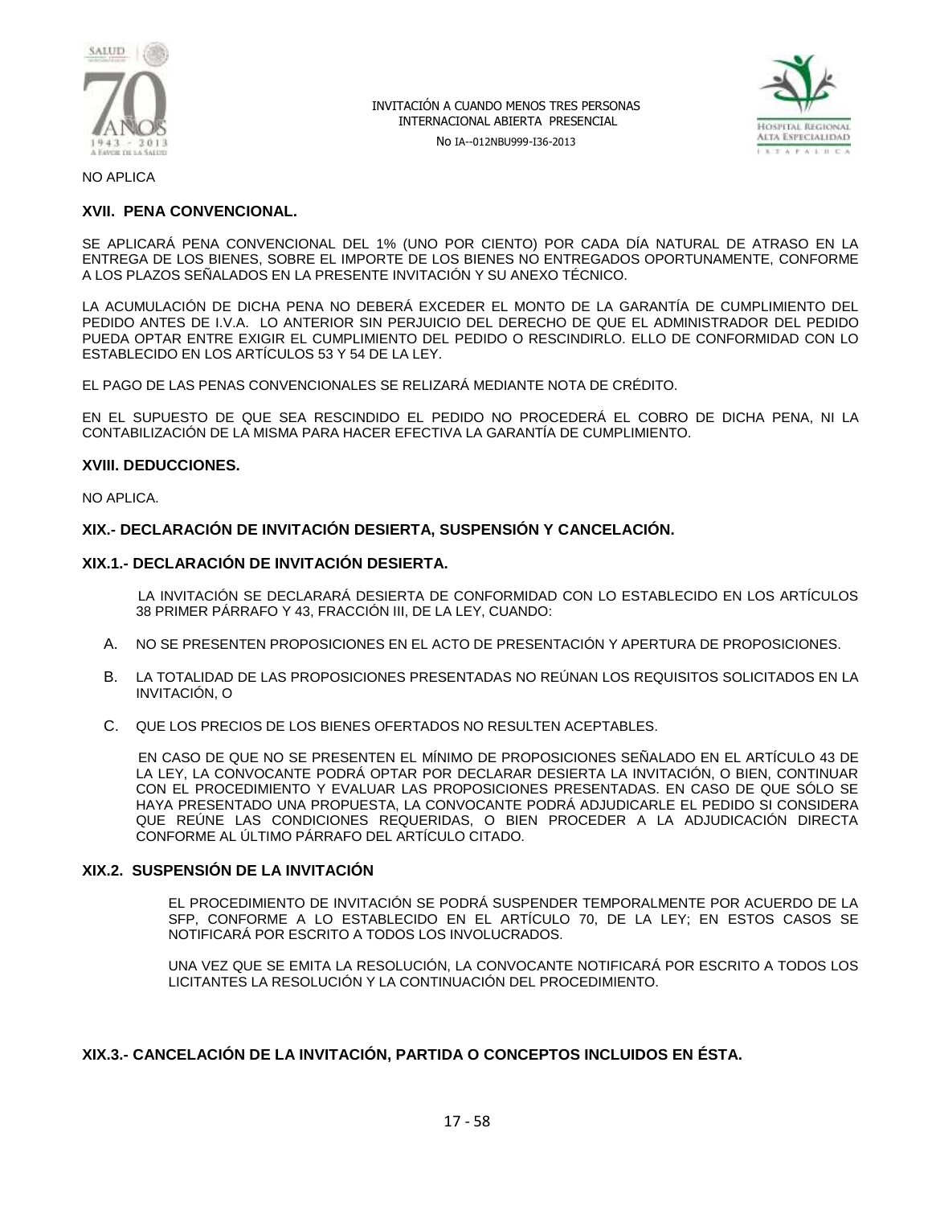NO APLICA

## XVII. PENA CONVENCIONAL.

SE APLICARÁ PENA CONVENCIONAL DEL 1% (UNO POR CIENTO) POR CADA DÍA NATURAL DE ATRASO EN LA ENTREGA DE LOS BIENES, SOBRE EL IMPORTE DE LOS BIENES NO ENTREGADOS OPORTUNAMENTE, CONFORME A LOS PLAZOS SEÑALADOS EN LA PRESENTE INVITACIÓN Y SU ANEXO TÉCNICO.

LA ACUMULACIÓN DE DICHA PENA NO DEBERÁ EXCEDER EL MONTO DE LA GARANTÍA DE CUMPLIMIENTO DEL PEDIDO ANTES DE I.V.A. LO ANTERIOR SIN PERJUICIO DEL DERECHO DE QUE EL ADMINISTRADOR DEL PEDIDO PUEDA OPTAR ENTRE EXIGIR EL CUMPLIMIENTO DEL PEDIDO O RESCINDIRLO. ELLO DE CONFORMIDAD CON LO ESTABLECIDO EN LOS ARTÍCULOS 53 Y 54 DE LA LEY.

EL PAGO DE LAS PENAS CONVENCIONALES SE RELIZARÁ MEDIANTE NOTA DE CRÉDITO.

EN EL SUPUESTO DE QUE SEA RESCINDIDO EL PEDIDO NO PROCEDERÁ EL COBRO DE DICHA PENA, NI LA CONTABILIZACIÓN DE LA MISMA PARA HACER EFECTIVA LA GARANTÍA DE CUMPLIMIENTO.

## XVIII. DEDUCCIONES.

NO APLICA.

## XIX.- DECLARACIÓN DE INVITACIÓN DESIERTA, SUSPENSIÓN Y CANCELACIÓN.

### XIX.1.- DECLARACIÓN DE INVITACIÓN DESIERTA.

LA INVITACIÓN SE DECLARARÁ DESIERTA DE CONFORMIDAD CON LO ESTABLECIDO EN LOS ARTÍCULOS 38 PRIMER PÁRRAFO Y 43, FRACCIÓN III, DE LA LEY, CUANDO:

A. NO SE PRESENTEN PROPOSICIONES EN EL ACTO DE PRESENTACIÓN Y APERTURA DE PROPOSICIONES.

B. LA TOTALIDAD DE LAS PROPOSICIONES PRESENTADAS NO REÚNAN LOS REQUISITOS SOLICITADOS EN LA INVITACIÓN, O

C. QUE LOS PRECIOS DE LOS BIENES OFERTADOS NO RESULTEN ACEPTABLES.

EN CASO DE QUE NO SE PRESENTEN EL MÍNIMO DE PROPOSICIONES SEÑALADO EN EL ARTÍCULO 43 DE LA LEY, LA CONVOCANTE PODRÁ OPTAR POR DECLARAR DESIERTA LA INVITACIÓN, O BIEN, CONTINUAR CON EL PROCEDIMIENTO Y EVALUAR LAS PROPOSICIONES PRESENTADAS. EN CASO DE QUE SÓLO SE HAYA PRESENTADO UNA PROPUESTA, LA CONVOCANTE PODRÁ ADJUDICARLE EL PEDIDO SI CONSIDERA QUE REÚNE LAS CONDICIONES REQUERIDAS, O BIEN PROCEDER A LA ADJUDICACIÓN DIRECTA CONFORME AL ÚLTIMO PÁRRAFO DEL ARTÍCULO CITADO.

### XIX.2. SUSPENSIÓN DE LA INVITACIÓN

EL PROCEDIMIENTO DE INVITACIÓN SE PODRÁ SUSPENDER TEMPORALMENTE POR ACUERDO DE LA SFP, CONFORME A LO ESTABLECIDO EN EL ARTÍCULO 70, DE LA LEY; EN ESTOS CASOS SE NOTIFICARÁ POR ESCRITO A TODOS LOS INVOLUCRADOS.

UNA VEZ QUE SE EMITA LA RESOLUCIÓN, LA CONVOCANTE NOTIFICARÁ POR ESCRITO A TODOS LOS LICITANTES LA RESOLUCIÓN Y LA CONTINUACIÓN DEL PROCEDIMIENTO.

### XIX.3.- CANCELACIÓN DE LA INVITACIÓN, PARTIDA O CONCEPTOS INCLUIDOS EN ÉSTA.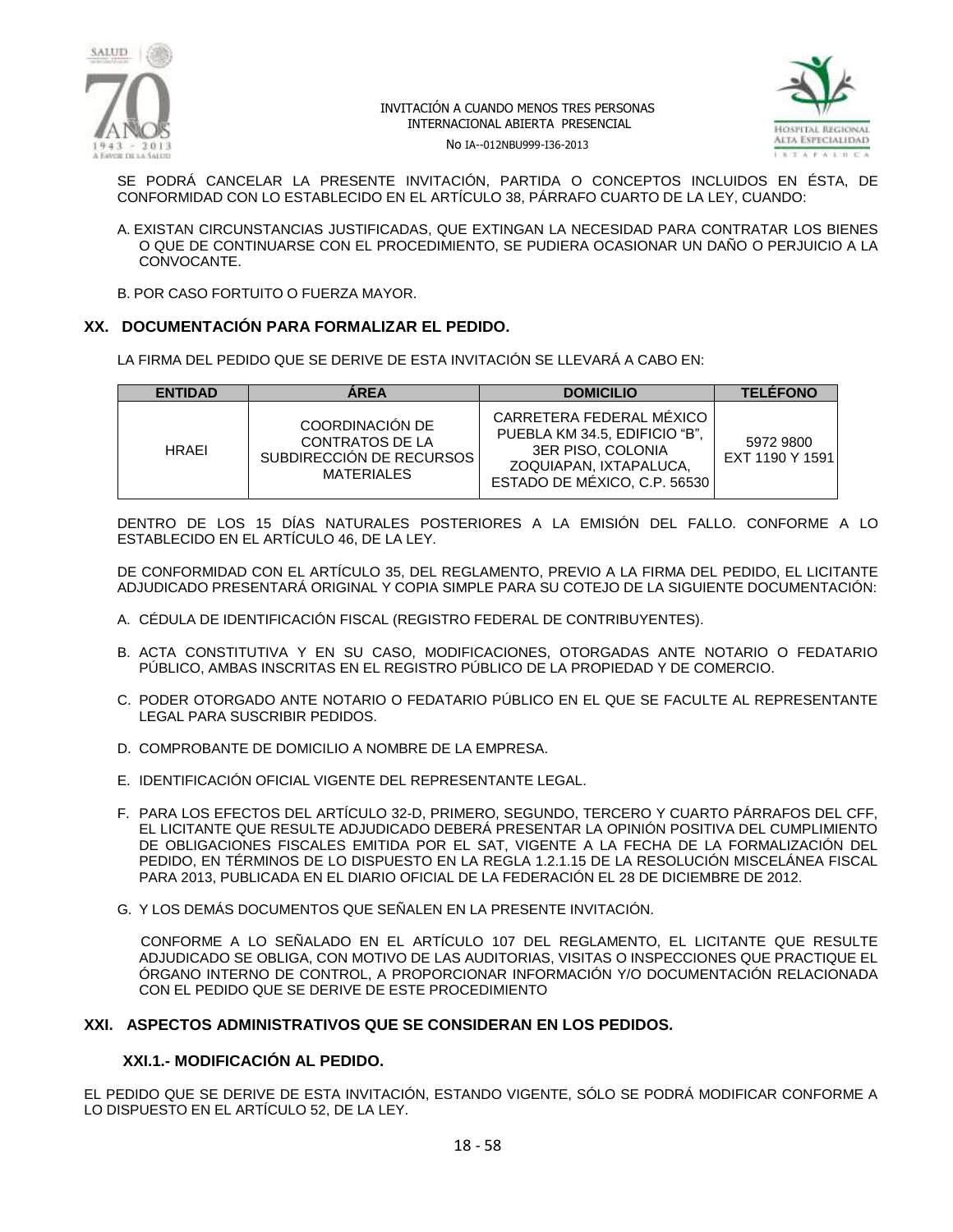SE PODRÁ CANCELAR LA PRESENTE INVITACIÓN, PARTIDA O CONCEPTOS INCLUIDOS EN ÉSTA, DE CONFORMIDAD CON LO ESTABLECIDO EN EL ARTÍCULO 38, PÁRRAFO CUARTO DE LA LEY, CUANDO:

A. EXISTAN CIRCUNSTANCIAS JUSTIFICADAS, QUE EXTINGAN LA NECESIDAD PARA CONTRATAR LOS BIENES O QUE DE CONTINUARSE CON EL PROCEDIMIENTO, SE PUDIERA OCASIONAR UN DAÑO O PERJUICIO A LA CONVOCANTE.

B. POR CASO FORTUITO O FUERZA MAYOR.

## XX. DOCUMENTACIÓN PARA FORMALIZAR EL PEDIDO.

LA FIRMA DEL PEDIDO QUE SE DERIVE DE ESTA INVITACIÓN SE LLEVARÁ A CABO EN:

| ENTIDAD | ÁREA | DOMICILIO | TELÉFONO |
|---|---|---|---|
| HRAEI | COORDINACIÓN DE CONTRATOS DE LA SUBDIRECCIÓN DE RECURSOS MATERIALES | CARRETERA FEDERAL MÉXICO PUEBLA KM 34.5, EDIFICIO "B", 3ER PISO, COLONIA ZOQUIAPAN, IXTAPALUCA, ESTADO DE MÉXICO, C.P. 56530 | 5972 9800 EXT 1190 Y 1591 |

DENTRO DE LOS 15 DÍAS NATURALES POSTERIORES A LA EMISIÓN DEL FALLO. CONFORME A LO ESTABLECIDO EN EL ARTÍCULO 46, DE LA LEY.

DE CONFORMIDAD CON EL ARTÍCULO 35, DEL REGLAMENTO, PREVIO A LA FIRMA DEL PEDIDO, EL LICITANTE ADJUDICADO PRESENTARÁ ORIGINAL Y COPIA SIMPLE PARA SU COTEJO DE LA SIGUIENTE DOCUMENTACIÓN:

A. CÉDULA DE IDENTIFICACIÓN FISCAL (REGISTRO FEDERAL DE CONTRIBUYENTES).

B. ACTA CONSTITUTIVA Y EN SU CASO, MODIFICACIONES, OTORGADAS ANTE NOTARIO O FEDATARIO PÚBLICO, AMBAS INSCRITAS EN EL REGISTRO PÚBLICO DE LA PROPIEDAD Y DE COMERCIO.

C. PODER OTORGADO ANTE NOTARIO O FEDATARIO PÚBLICO EN EL QUE SE FACULTE AL REPRESENTANTE LEGAL PARA SUSCRIBIR PEDIDOS.

D. COMPROBANTE DE DOMICILIO A NOMBRE DE LA EMPRESA.

E. IDENTIFICACIÓN OFICIAL VIGENTE DEL REPRESENTANTE LEGAL.

F. PARA LOS EFECTOS DEL ARTÍCULO 32-D, PRIMERO, SEGUNDO, TERCERO Y CUARTO PÁRRAFOS DEL CFF, EL LICITANTE QUE RESULTE ADJUDICADO DEBERÁ PRESENTAR LA OPINIÓN POSITIVA DEL CUMPLIMIENTO DE OBLIGACIONES FISCALES EMITIDA POR EL SAT, VIGENTE A LA FECHA DE LA FORMALIZACIÓN DEL PEDIDO, EN TÉRMINOS DE LO DISPUESTO EN LA REGLA 1.2.1.15 DE LA RESOLUCIÓN MISCELÁNEA FISCAL PARA 2013, PUBLICADA EN EL DIARIO OFICIAL DE LA FEDERACIÓN EL 28 DE DICIEMBRE DE 2012.

G. Y LOS DEMÁS DOCUMENTOS QUE SEÑALEN EN LA PRESENTE INVITACIÓN.

CONFORME A LO SEÑALADO EN EL ARTÍCULO 107 DEL REGLAMENTO, EL LICITANTE QUE RESULTE ADJUDICADO SE OBLIGA, CON MOTIVO DE LAS AUDITORIAS, VISITAS O INSPECCIONES QUE PRACTIQUE EL ÓRGANO INTERNO DE CONTROL, A PROPORCIONAR INFORMACIÓN Y/O DOCUMENTACIÓN RELACIONADA CON EL PEDIDO QUE SE DERIVE DE ESTE PROCEDIMIENTO

## XXI. ASPECTOS ADMINISTRATIVOS QUE SE CONSIDERAN EN LOS PEDIDOS.

### XXI.1.- MODIFICACIÓN AL PEDIDO.

EL PEDIDO QUE SE DERIVE DE ESTA INVITACIÓN, ESTANDO VIGENTE, SÓLO SE PODRÁ MODIFICAR CONFORME A LO DISPUESTO EN EL ARTÍCULO 52, DE LA LEY.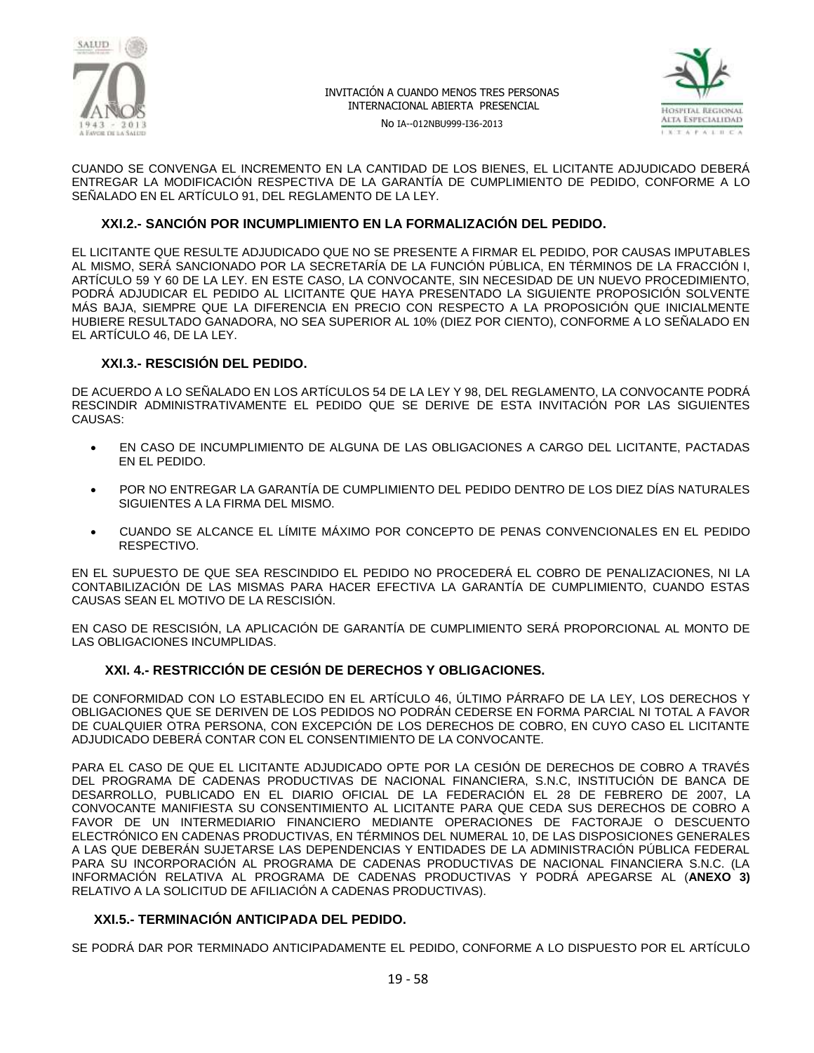CUANDO SE CONVENGA EL INCREMENTO EN LA CANTIDAD DE LOS BIENES, EL LICITANTE ADJUDICADO DEBERÁ ENTREGAR LA MODIFICACIÓN RESPECTIVA DE LA GARANTÍA DE CUMPLIMIENTO DE PEDIDO, CONFORME A LO SEÑALADO EN EL ARTÍCULO 91, DEL REGLAMENTO DE LA LEY.

### XXI.2.- SANCIÓN POR INCUMPLIMIENTO EN LA FORMALIZACIÓN DEL PEDIDO.

EL LICITANTE QUE RESULTE ADJUDICADO QUE NO SE PRESENTE A FIRMAR EL PEDIDO, POR CAUSAS IMPUTABLES AL MISMO, SERÁ SANCIONADO POR LA SECRETARÍA DE LA FUNCIÓN PÚBLICA, EN TÉRMINOS DE LA FRACCIÓN I, ARTÍCULO 59 Y 60 DE LA LEY. EN ESTE CASO, LA CONVOCANTE, SIN NECESIDAD DE UN NUEVO PROCEDIMIENTO, PODRÁ ADJUDICAR EL PEDIDO AL LICITANTE QUE HAYA PRESENTADO LA SIGUIENTE PROPOSICIÓN SOLVENTE MÁS BAJA, SIEMPRE QUE LA DIFERENCIA EN PRECIO CON RESPECTO A LA PROPOSICIÓN QUE INICIALMENTE HUBIERE RESULTADO GANADORA, NO SEA SUPERIOR AL 10% (DIEZ POR CIENTO), CONFORME A LO SEÑALADO EN EL ARTÍCULO 46, DE LA LEY.

### XXI.3.- RESCISIÓN DEL PEDIDO.

DE ACUERDO A LO SEÑALADO EN LOS ARTÍCULOS 54 DE LA LEY Y 98, DEL REGLAMENTO, LA CONVOCANTE PODRÁ RESCINDIR ADMINISTRATIVAMENTE EL PEDIDO QUE SE DERIVE DE ESTA INVITACIÓN POR LAS SIGUIENTES CAUSAS:

- EN CASO DE INCUMPLIMIENTO DE ALGUNA DE LAS OBLIGACIONES A CARGO DEL LICITANTE, PACTADAS EN EL PEDIDO.
- POR NO ENTREGAR LA GARANTÍA DE CUMPLIMIENTO DEL PEDIDO DENTRO DE LOS DIEZ DÍAS NATURALES SIGUIENTES A LA FIRMA DEL MISMO.
- CUANDO SE ALCANCE EL LÍMITE MÁXIMO POR CONCEPTO DE PENAS CONVENCIONALES EN EL PEDIDO RESPECTIVO.

EN EL SUPUESTO DE QUE SEA RESCINDIDO EL PEDIDO NO PROCEDERÁ EL COBRO DE PENALIZACIONES, NI LA CONTABILIZACIÓN DE LAS MISMAS PARA HACER EFECTIVA LA GARANTÍA DE CUMPLIMIENTO, CUANDO ESTAS CAUSAS SEAN EL MOTIVO DE LA RESCISIÓN.

EN CASO DE RESCISIÓN, LA APLICACIÓN DE GARANTÍA DE CUMPLIMIENTO SERÁ PROPORCIONAL AL MONTO DE LAS OBLIGACIONES INCUMPLIDAS.

### XXI. 4.- RESTRICCIÓN DE CESIÓN DE DERECHOS Y OBLIGACIONES.

DE CONFORMIDAD CON LO ESTABLECIDO EN EL ARTÍCULO 46, ÚLTIMO PÁRRAFO DE LA LEY, LOS DERECHOS Y OBLIGACIONES QUE SE DERIVEN DE LOS PEDIDOS NO PODRÁN CEDERSE EN FORMA PARCIAL NI TOTAL A FAVOR DE CUALQUIER OTRA PERSONA, CON EXCEPCIÓN DE LOS DERECHOS DE COBRO, EN CUYO CASO EL LICITANTE ADJUDICADO DEBERÁ CONTAR CON EL CONSENTIMIENTO DE LA CONVOCANTE.

PARA EL CASO DE QUE EL LICITANTE ADJUDICADO OPTE POR LA CESIÓN DE DERECHOS DE COBRO A TRAVÉS DEL PROGRAMA DE CADENAS PRODUCTIVAS DE NACIONAL FINANCIERA, S.N.C, INSTITUCIÓN DE BANCA DE DESARROLLO, PUBLICADO EN EL DIARIO OFICIAL DE LA FEDERACIÓN EL 28 DE FEBRERO DE 2007, LA CONVOCANTE MANIFIESTA SU CONSENTIMIENTO AL LICITANTE PARA QUE CEDA SUS DERECHOS DE COBRO A FAVOR DE UN INTERMEDIARIO FINANCIERO MEDIANTE OPERACIONES DE FACTORAJE O DESCUENTO ELECTRÓNICO EN CADENAS PRODUCTIVAS, EN TÉRMINOS DEL NUMERAL 10, DE LAS DISPOSICIONES GENERALES A LAS QUE DEBERÁN SUJETARSE LAS DEPENDENCIAS Y ENTIDADES DE LA ADMINISTRACIÓN PÚBLICA FEDERAL PARA SU INCORPORACIÓN AL PROGRAMA DE CADENAS PRODUCTIVAS DE NACIONAL FINANCIERA S.N.C. (LA INFORMACIÓN RELATIVA AL PROGRAMA DE CADENAS PRODUCTIVAS Y PODRÁ APEGARSE AL (**ANEXO 3)** RELATIVO A LA SOLICITUD DE AFILIACIÓN A CADENAS PRODUCTIVAS).

### XXI.5.- TERMINACIÓN ANTICIPADA DEL PEDIDO.

SE PODRÁ DAR POR TERMINADO ANTICIPADAMENTE EL PEDIDO, CONFORME A LO DISPUESTO POR EL ARTÍCULO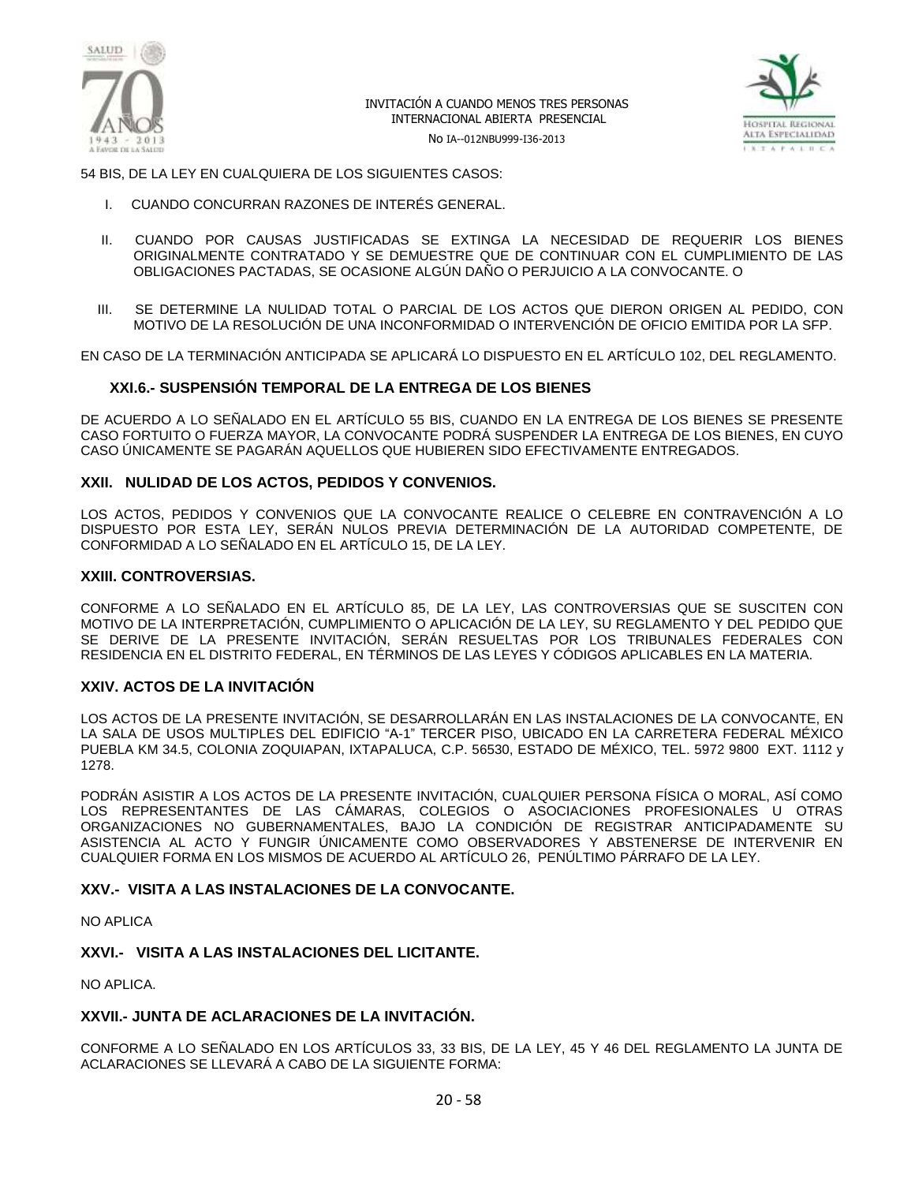54 BIS, DE LA LEY EN CUALQUIERA DE LOS SIGUIENTES CASOS:

I. CUANDO CONCURRAN RAZONES DE INTERÉS GENERAL.

II. CUANDO POR CAUSAS JUSTIFICADAS SE EXTINGA LA NECESIDAD DE REQUERIR LOS BIENES ORIGINALMENTE CONTRATADO Y SE DEMUESTRE QUE DE CONTINUAR CON EL CUMPLIMIENTO DE LAS OBLIGACIONES PACTADAS, SE OCASIONE ALGÚN DAÑO O PERJUICIO A LA CONVOCANTE. O

III. SE DETERMINE LA NULIDAD TOTAL O PARCIAL DE LOS ACTOS QUE DIERON ORIGEN AL PEDIDO, CON MOTIVO DE LA RESOLUCIÓN DE UNA INCONFORMIDAD O INTERVENCIÓN DE OFICIO EMITIDA POR LA SFP.

EN CASO DE LA TERMINACIÓN ANTICIPADA SE APLICARÁ LO DISPUESTO EN EL ARTÍCULO 102, DEL REGLAMENTO.

### XXI.6.- SUSPENSIÓN TEMPORAL DE LA ENTREGA DE LOS BIENES

DE ACUERDO A LO SEÑALADO EN EL ARTÍCULO 55 BIS, CUANDO EN LA ENTREGA DE LOS BIENES SE PRESENTE CASO FORTUITO O FUERZA MAYOR, LA CONVOCANTE PODRÁ SUSPENDER LA ENTREGA DE LOS BIENES, EN CUYO CASO ÚNICAMENTE SE PAGARÁN AQUELLOS QUE HUBIEREN SIDO EFECTIVAMENTE ENTREGADOS.

## XXII. NULIDAD DE LOS ACTOS, PEDIDOS Y CONVENIOS.

LOS ACTOS, PEDIDOS Y CONVENIOS QUE LA CONVOCANTE REALICE O CELEBRE EN CONTRAVENCIÓN A LO DISPUESTO POR ESTA LEY, SERÁN NULOS PREVIA DETERMINACIÓN DE LA AUTORIDAD COMPETENTE, DE CONFORMIDAD A LO SEÑALADO EN EL ARTÍCULO 15, DE LA LEY.

## XXIII. CONTROVERSIAS.

CONFORME A LO SEÑALADO EN EL ARTÍCULO 85, DE LA LEY, LAS CONTROVERSIAS QUE SE SUSCITEN CON MOTIVO DE LA INTERPRETACIÓN, CUMPLIMIENTO O APLICACIÓN DE LA LEY, SU REGLAMENTO Y DEL PEDIDO QUE SE DERIVE DE LA PRESENTE INVITACIÓN, SERÁN RESUELTAS POR LOS TRIBUNALES FEDERALES CON RESIDENCIA EN EL DISTRITO FEDERAL, EN TÉRMINOS DE LAS LEYES Y CÓDIGOS APLICABLES EN LA MATERIA.

## XXIV. ACTOS DE LA INVITACIÓN

LOS ACTOS DE LA PRESENTE INVITACIÓN, SE DESARROLLARÁN EN LAS INSTALACIONES DE LA CONVOCANTE, EN LA SALA DE USOS MULTIPLES DEL EDIFICIO "A-1" TERCER PISO, UBICADO EN LA CARRETERA FEDERAL MÉXICO PUEBLA KM 34.5, COLONIA ZOQUIAPAN, IXTAPALUCA, C.P. 56530, ESTADO DE MÉXICO, TEL. 5972 9800 EXT. 1112 y 1278.

PODRÁN ASISTIR A LOS ACTOS DE LA PRESENTE INVITACIÓN, CUALQUIER PERSONA FÍSICA O MORAL, ASÍ COMO LOS REPRESENTANTES DE LAS CÁMARAS, COLEGIOS O ASOCIACIONES PROFESIONALES U OTRAS ORGANIZACIONES NO GUBERNAMENTALES, BAJO LA CONDICIÓN DE REGISTRAR ANTICIPADAMENTE SU ASISTENCIA AL ACTO Y FUNGIR ÚNICAMENTE COMO OBSERVADORES Y ABSTENERSE DE INTERVENIR EN CUALQUIER FORMA EN LOS MISMOS DE ACUERDO AL ARTÍCULO 26, PENÚLTIMO PÁRRAFO DE LA LEY.

## XXV.- VISITA A LAS INSTALACIONES DE LA CONVOCANTE.

NO APLICA

## XXVI.- VISITA A LAS INSTALACIONES DEL LICITANTE.

NO APLICA.

## XXVII.- JUNTA DE ACLARACIONES DE LA INVITACIÓN.

CONFORME A LO SEÑALADO EN LOS ARTÍCULOS 33, 33 BIS, DE LA LEY, 45 Y 46 DEL REGLAMENTO LA JUNTA DE ACLARACIONES SE LLEVARÁ A CABO DE LA SIGUIENTE FORMA: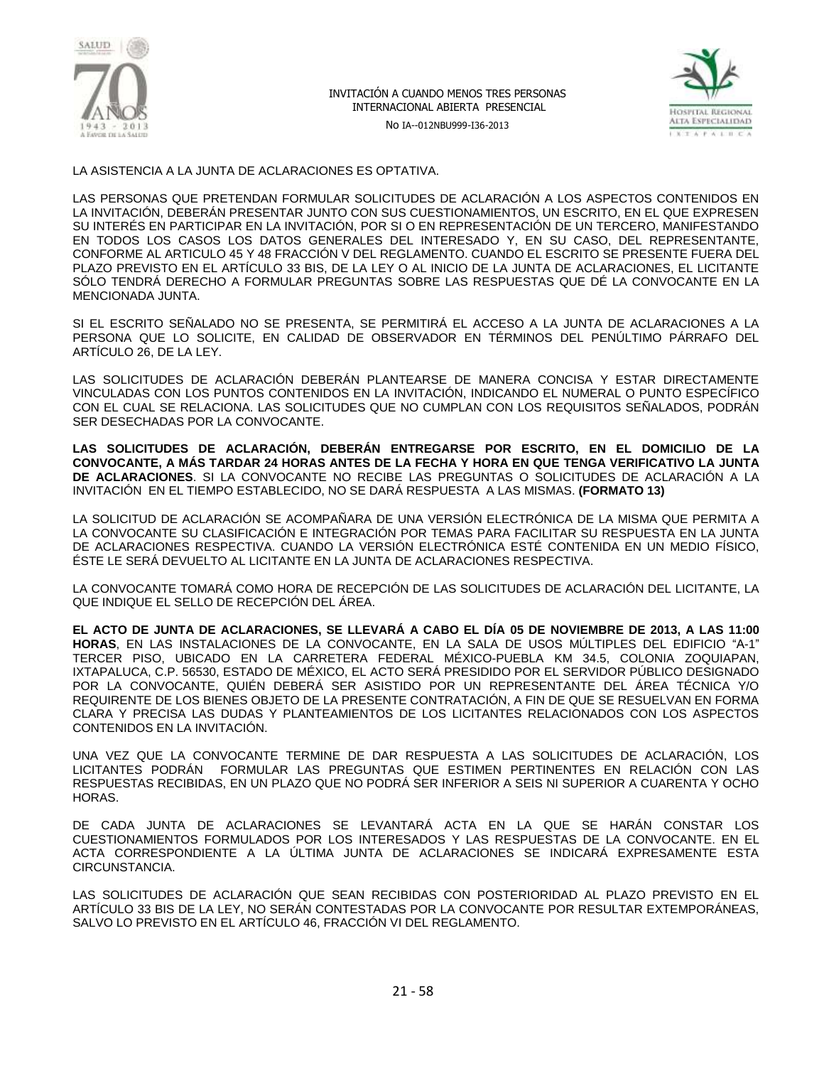LA ASISTENCIA A LA JUNTA DE ACLARACIONES ES OPTATIVA.

LAS PERSONAS QUE PRETENDAN FORMULAR SOLICITUDES DE ACLARACIÓN A LOS ASPECTOS CONTENIDOS EN LA INVITACIÓN, DEBERÁN PRESENTAR JUNTO CON SUS CUESTIONAMIENTOS, UN ESCRITO, EN EL QUE EXPRESEN SU INTERÉS EN PARTICIPAR EN LA INVITACIÓN, POR SI O EN REPRESENTACIÓN DE UN TERCERO, MANIFESTANDO EN TODOS LOS CASOS LOS DATOS GENERALES DEL INTERESADO Y, EN SU CASO, DEL REPRESENTANTE, CONFORME AL ARTICULO 45 Y 48 FRACCIÓN V DEL REGLAMENTO. CUANDO EL ESCRITO SE PRESENTE FUERA DEL PLAZO PREVISTO EN EL ARTÍCULO 33 BIS, DE LA LEY O AL INICIO DE LA JUNTA DE ACLARACIONES, EL LICITANTE SÓLO TENDRÁ DERECHO A FORMULAR PREGUNTAS SOBRE LAS RESPUESTAS QUE DÉ LA CONVOCANTE EN LA MENCIONADA JUNTA.

SI EL ESCRITO SEÑALADO NO SE PRESENTA, SE PERMITIRÁ EL ACCESO A LA JUNTA DE ACLARACIONES A LA PERSONA QUE LO SOLICITE, EN CALIDAD DE OBSERVADOR EN TÉRMINOS DEL PENÚLTIMO PÁRRAFO DEL ARTÍCULO 26, DE LA LEY.

LAS SOLICITUDES DE ACLARACIÓN DEBERÁN PLANTEARSE DE MANERA CONCISA Y ESTAR DIRECTAMENTE VINCULADAS CON LOS PUNTOS CONTENIDOS EN LA INVITACIÓN, INDICANDO EL NUMERAL O PUNTO ESPECÍFICO CON EL CUAL SE RELACIONA. LAS SOLICITUDES QUE NO CUMPLAN CON LOS REQUISITOS SEÑALADOS, PODRÁN SER DESECHADAS POR LA CONVOCANTE.

**LAS SOLICITUDES DE ACLARACIÓN, DEBERÁN ENTREGARSE POR ESCRITO, EN EL DOMICILIO DE LA CONVOCANTE, A MÁS TARDAR 24 HORAS ANTES DE LA FECHA Y HORA EN QUE TENGA VERIFICATIVO LA JUNTA DE ACLARACIONES**. SI LA CONVOCANTE NO RECIBE LAS PREGUNTAS O SOLICITUDES DE ACLARACIÓN A LA INVITACIÓN EN EL TIEMPO ESTABLECIDO, NO SE DARÁ RESPUESTA A LAS MISMAS. **(FORMATO 13)**

LA SOLICITUD DE ACLARACIÓN SE ACOMPAÑARA DE UNA VERSIÓN ELECTRÓNICA DE LA MISMA QUE PERMITA A LA CONVOCANTE SU CLASIFICACIÓN E INTEGRACIÓN POR TEMAS PARA FACILITAR SU RESPUESTA EN LA JUNTA DE ACLARACIONES RESPECTIVA. CUANDO LA VERSIÓN ELECTRÓNICA ESTÉ CONTENIDA EN UN MEDIO FÍSICO, ÉSTE LE SERÁ DEVUELTO AL LICITANTE EN LA JUNTA DE ACLARACIONES RESPECTIVA.

LA CONVOCANTE TOMARÁ COMO HORA DE RECEPCIÓN DE LAS SOLICITUDES DE ACLARACIÓN DEL LICITANTE, LA QUE INDIQUE EL SELLO DE RECEPCIÓN DEL ÁREA.

**EL ACTO DE JUNTA DE ACLARACIONES, SE LLEVARÁ A CABO EL DÍA 05 DE NOVIEMBRE DE 2013, A LAS 11:00 HORAS**, EN LAS INSTALACIONES DE LA CONVOCANTE, EN LA SALA DE USOS MÚLTIPLES DEL EDIFICIO "A-1" TERCER PISO, UBICADO EN LA CARRETERA FEDERAL MÉXICO-PUEBLA KM 34.5, COLONIA ZOQUIAPAN, IXTAPALUCA, C.P. 56530, ESTADO DE MÉXICO, EL ACTO SERÁ PRESIDIDO POR EL SERVIDOR PÚBLICO DESIGNADO POR LA CONVOCANTE, QUIÉN DEBERÁ SER ASISTIDO POR UN REPRESENTANTE DEL ÁREA TÉCNICA Y/O REQUIRENTE DE LOS BIENES OBJETO DE LA PRESENTE CONTRATACIÓN, A FIN DE QUE SE RESUELVAN EN FORMA CLARA Y PRECISA LAS DUDAS Y PLANTEAMIENTOS DE LOS LICITANTES RELACIONADOS CON LOS ASPECTOS CONTENIDOS EN LA INVITACIÓN.

UNA VEZ QUE LA CONVOCANTE TERMINE DE DAR RESPUESTA A LAS SOLICITUDES DE ACLARACIÓN, LOS LICITANTES PODRÁN FORMULAR LAS PREGUNTAS QUE ESTIMEN PERTINENTES EN RELACIÓN CON LAS RESPUESTAS RECIBIDAS, EN UN PLAZO QUE NO PODRÁ SER INFERIOR A SEIS NI SUPERIOR A CUARENTA Y OCHO HORAS.

DE CADA JUNTA DE ACLARACIONES SE LEVANTARÁ ACTA EN LA QUE SE HARÁN CONSTAR LOS CUESTIONAMIENTOS FORMULADOS POR LOS INTERESADOS Y LAS RESPUESTAS DE LA CONVOCANTE. EN EL ACTA CORRESPONDIENTE A LA ÚLTIMA JUNTA DE ACLARACIONES SE INDICARÁ EXPRESAMENTE ESTA CIRCUNSTANCIA.

LAS SOLICITUDES DE ACLARACIÓN QUE SEAN RECIBIDAS CON POSTERIORIDAD AL PLAZO PREVISTO EN EL ARTÍCULO 33 BIS DE LA LEY, NO SERÁN CONTESTADAS POR LA CONVOCANTE POR RESULTAR EXTEMPORÁNEAS, SALVO LO PREVISTO EN EL ARTÍCULO 46, FRACCIÓN VI DEL REGLAMENTO.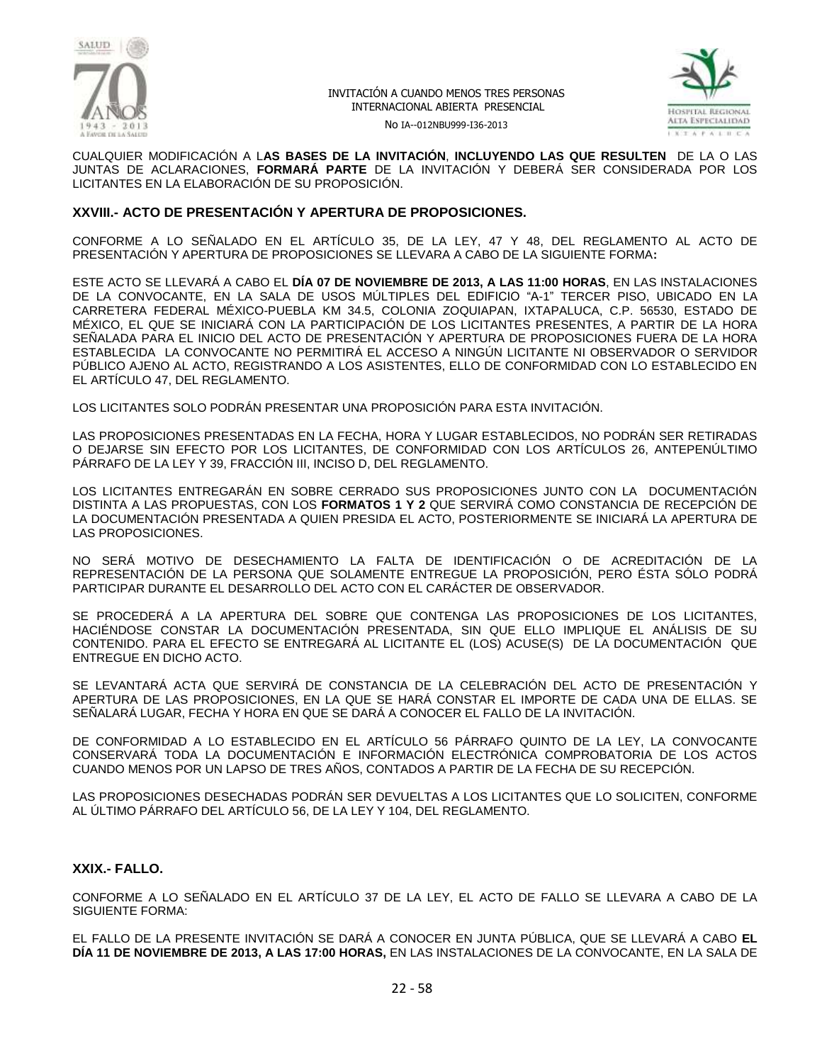CUALQUIER MODIFICACIÓN A L**AS BASES DE LA INVITACIÓN**, **INCLUYENDO LAS QUE RESULTEN** DE LA O LAS JUNTAS DE ACLARACIONES, **FORMARÁ PARTE** DE LA INVITACIÓN Y DEBERÁ SER CONSIDERADA POR LOS LICITANTES EN LA ELABORACIÓN DE SU PROPOSICIÓN.

## XXVIII.- ACTO DE PRESENTACIÓN Y APERTURA DE PROPOSICIONES.

CONFORME A LO SEÑALADO EN EL ARTÍCULO 35, DE LA LEY, 47 Y 48, DEL REGLAMENTO AL ACTO DE PRESENTACIÓN Y APERTURA DE PROPOSICIONES SE LLEVARA A CABO DE LA SIGUIENTE FORMA**:**

ESTE ACTO SE LLEVARÁ A CABO EL **DÍA 07 DE NOVIEMBRE DE 2013, A LAS 11:00 HORAS**, EN LAS INSTALACIONES DE LA CONVOCANTE, EN LA SALA DE USOS MÚLTIPLES DEL EDIFICIO "A-1" TERCER PISO, UBICADO EN LA CARRETERA FEDERAL MÉXICO-PUEBLA KM 34.5, COLONIA ZOQUIAPAN, IXTAPALUCA, C.P. 56530, ESTADO DE MÉXICO, EL QUE SE INICIARÁ CON LA PARTICIPACIÓN DE LOS LICITANTES PRESENTES, A PARTIR DE LA HORA SEÑALADA PARA EL INICIO DEL ACTO DE PRESENTACIÓN Y APERTURA DE PROPOSICIONES FUERA DE LA HORA ESTABLECIDA LA CONVOCANTE NO PERMITIRÁ EL ACCESO A NINGÚN LICITANTE NI OBSERVADOR O SERVIDOR PÚBLICO AJENO AL ACTO, REGISTRANDO A LOS ASISTENTES, ELLO DE CONFORMIDAD CON LO ESTABLECIDO EN EL ARTÍCULO 47, DEL REGLAMENTO.

LOS LICITANTES SOLO PODRÁN PRESENTAR UNA PROPOSICIÓN PARA ESTA INVITACIÓN.

LAS PROPOSICIONES PRESENTADAS EN LA FECHA, HORA Y LUGAR ESTABLECIDOS, NO PODRÁN SER RETIRADAS O DEJARSE SIN EFECTO POR LOS LICITANTES, DE CONFORMIDAD CON LOS ARTÍCULOS 26, ANTEPENÚLTIMO PÁRRAFO DE LA LEY Y 39, FRACCIÓN III, INCISO D, DEL REGLAMENTO.

LOS LICITANTES ENTREGARÁN EN SOBRE CERRADO SUS PROPOSICIONES JUNTO CON LA DOCUMENTACIÓN DISTINTA A LAS PROPUESTAS, CON LOS **FORMATOS 1 Y 2** QUE SERVIRÁ COMO CONSTANCIA DE RECEPCIÓN DE LA DOCUMENTACIÓN PRESENTADA A QUIEN PRESIDA EL ACTO, POSTERIORMENTE SE INICIARÁ LA APERTURA DE LAS PROPOSICIONES.

NO SERÁ MOTIVO DE DESECHAMIENTO LA FALTA DE IDENTIFICACIÓN O DE ACREDITACIÓN DE LA REPRESENTACIÓN DE LA PERSONA QUE SOLAMENTE ENTREGUE LA PROPOSICIÓN, PERO ÉSTA SÓLO PODRÁ PARTICIPAR DURANTE EL DESARROLLO DEL ACTO CON EL CARÁCTER DE OBSERVADOR.

SE PROCEDERÁ A LA APERTURA DEL SOBRE QUE CONTENGA LAS PROPOSICIONES DE LOS LICITANTES, HACIÉNDOSE CONSTAR LA DOCUMENTACIÓN PRESENTADA, SIN QUE ELLO IMPLIQUE EL ANÁLISIS DE SU CONTENIDO. PARA EL EFECTO SE ENTREGARÁ AL LICITANTE EL (LOS) ACUSE(S) DE LA DOCUMENTACIÓN QUE ENTREGUE EN DICHO ACTO.

SE LEVANTARÁ ACTA QUE SERVIRÁ DE CONSTANCIA DE LA CELEBRACIÓN DEL ACTO DE PRESENTACIÓN Y APERTURA DE LAS PROPOSICIONES, EN LA QUE SE HARÁ CONSTAR EL IMPORTE DE CADA UNA DE ELLAS. SE SEÑALARÁ LUGAR, FECHA Y HORA EN QUE SE DARÁ A CONOCER EL FALLO DE LA INVITACIÓN.

DE CONFORMIDAD A LO ESTABLECIDO EN EL ARTÍCULO 56 PÁRRAFO QUINTO DE LA LEY, LA CONVOCANTE CONSERVARÁ TODA LA DOCUMENTACIÓN E INFORMACIÓN ELECTRÓNICA COMPROBATORIA DE LOS ACTOS CUANDO MENOS POR UN LAPSO DE TRES AÑOS, CONTADOS A PARTIR DE LA FECHA DE SU RECEPCIÓN.

LAS PROPOSICIONES DESECHADAS PODRÁN SER DEVUELTAS A LOS LICITANTES QUE LO SOLICITEN, CONFORME AL ÚLTIMO PÁRRAFO DEL ARTÍCULO 56, DE LA LEY Y 104, DEL REGLAMENTO.

## XXIX.- FALLO.

CONFORME A LO SEÑALADO EN EL ARTÍCULO 37 DE LA LEY, EL ACTO DE FALLO SE LLEVARA A CABO DE LA SIGUIENTE FORMA:

EL FALLO DE LA PRESENTE INVITACIÓN SE DARÁ A CONOCER EN JUNTA PÚBLICA, QUE SE LLEVARÁ A CABO **EL DÍA 11 DE NOVIEMBRE DE 2013, A LAS 17:00 HORAS,** EN LAS INSTALACIONES DE LA CONVOCANTE, EN LA SALA DE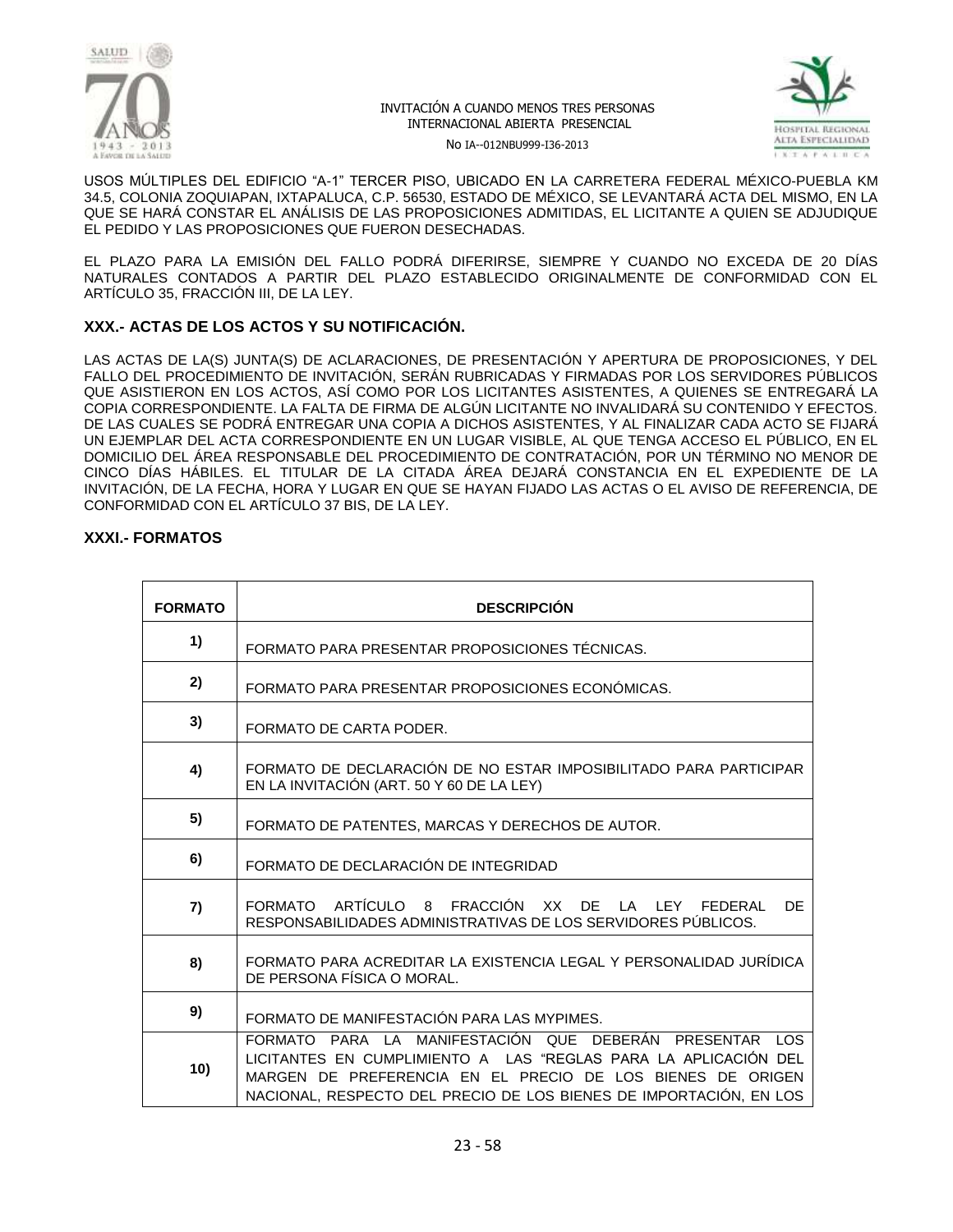USOS MÚLTIPLES DEL EDIFICIO "A-1" TERCER PISO, UBICADO EN LA CARRETERA FEDERAL MÉXICO-PUEBLA KM 34.5, COLONIA ZOQUIAPAN, IXTAPALUCA, C.P. 56530, ESTADO DE MÉXICO, SE LEVANTARÁ ACTA DEL MISMO, EN LA QUE SE HARÁ CONSTAR EL ANÁLISIS DE LAS PROPOSICIONES ADMITIDAS, EL LICITANTE A QUIEN SE ADJUDIQUE EL PEDIDO Y LAS PROPOSICIONES QUE FUERON DESECHADAS.

EL PLAZO PARA LA EMISIÓN DEL FALLO PODRÁ DIFERIRSE, SIEMPRE Y CUANDO NO EXCEDA DE 20 DÍAS NATURALES CONTADOS A PARTIR DEL PLAZO ESTABLECIDO ORIGINALMENTE DE CONFORMIDAD CON EL ARTÍCULO 35, FRACCIÓN III, DE LA LEY.

### XXX.- ACTAS DE LOS ACTOS Y SU NOTIFICACIÓN.

LAS ACTAS DE LA(S) JUNTA(S) DE ACLARACIONES, DE PRESENTACIÓN Y APERTURA DE PROPOSICIONES, Y DEL FALLO DEL PROCEDIMIENTO DE INVITACIÓN, SERÁN RUBRICADAS Y FIRMADAS POR LOS SERVIDORES PÚBLICOS QUE ASISTIERON EN LOS ACTOS, ASÍ COMO POR LOS LICITANTES ASISTENTES, A QUIENES SE ENTREGARÁ LA COPIA CORRESPONDIENTE. LA FALTA DE FIRMA DE ALGÚN LICITANTE NO INVALIDARÁ SU CONTENIDO Y EFECTOS. DE LAS CUALES SE PODRÁ ENTREGAR UNA COPIA A DICHOS ASISTENTES, Y AL FINALIZAR CADA ACTO SE FIJARÁ UN EJEMPLAR DEL ACTA CORRESPONDIENTE EN UN LUGAR VISIBLE, AL QUE TENGA ACCESO EL PÚBLICO, EN EL DOMICILIO DEL ÁREA RESPONSABLE DEL PROCEDIMIENTO DE CONTRATACIÓN, POR UN TÉRMINO NO MENOR DE CINCO DÍAS HÁBILES. EL TITULAR DE LA CITADA ÁREA DEJARÁ CONSTANCIA EN EL EXPEDIENTE DE LA INVITACIÓN, DE LA FECHA, HORA Y LUGAR EN QUE SE HAYAN FIJADO LAS ACTAS O EL AVISO DE REFERENCIA, DE CONFORMIDAD CON EL ARTÍCULO 37 BIS, DE LA LEY.

### XXXI.- FORMATOS

| FORMATO | DESCRIPCIÓN |
|---|---|
| 1) | FORMATO PARA PRESENTAR PROPOSICIONES TÉCNICAS. |
| 2) | FORMATO PARA PRESENTAR PROPOSICIONES ECONÓMICAS. |
| 3) | FORMATO DE CARTA PODER. |
| 4) | FORMATO DE DECLARACIÓN DE NO ESTAR IMPOSIBILITADO PARA PARTICIPAR EN LA INVITACIÓN (ART. 50 Y 60 DE LA LEY) |
| 5) | FORMATO DE PATENTES, MARCAS Y DERECHOS DE AUTOR. |
| 6) | FORMATO DE DECLARACIÓN DE INTEGRIDAD |
| 7) | FORMATO ARTÍCULO 8 FRACCIÓN XX DE LA LEY FEDERAL DE RESPONSABILIDADES ADMINISTRATIVAS DE LOS SERVIDORES PÚBLICOS. |
| 8) | FORMATO PARA ACREDITAR LA EXISTENCIA LEGAL Y PERSONALIDAD JURÍDICA DE PERSONA FÍSICA O MORAL. |
| 9) | FORMATO DE MANIFESTACIÓN PARA LAS MYPIMES. |
| 10) | FORMATO PARA LA MANIFESTACIÓN QUE DEBERÁN PRESENTAR LOS LICITANTES EN CUMPLIMIENTO A LAS "REGLAS PARA LA APLICACIÓN DEL MARGEN DE PREFERENCIA EN EL PRECIO DE LOS BIENES DE ORIGEN NACIONAL, RESPECTO DEL PRECIO DE LOS BIENES DE IMPORTACIÓN, EN LOS |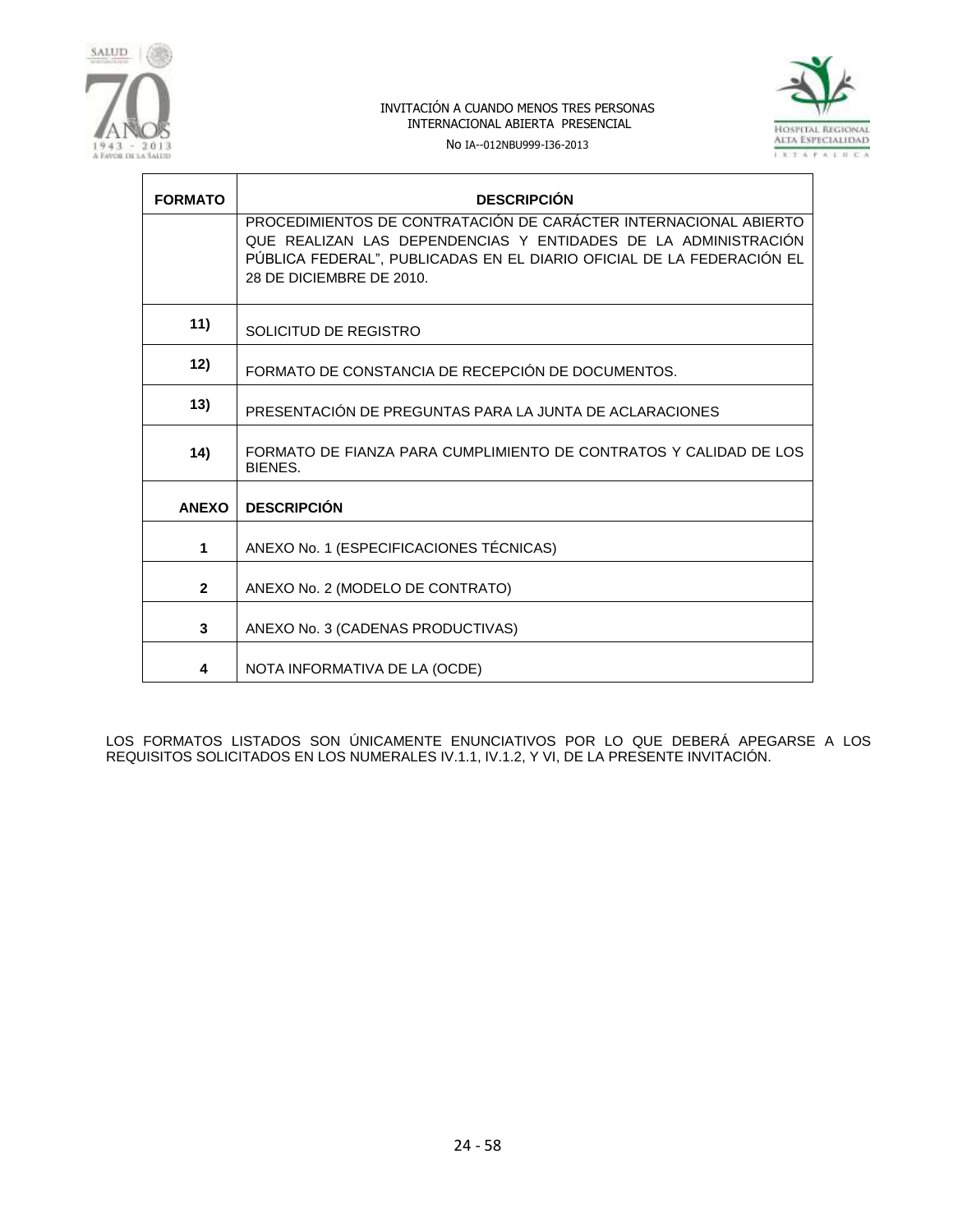| FORMATO | DESCRIPCIÓN |
|---|---|
| | PROCEDIMIENTOS DE CONTRATACIÓN DE CARÁCTER INTERNACIONAL ABIERTO QUE REALIZAN LAS DEPENDENCIAS Y ENTIDADES DE LA ADMINISTRACIÓN PÚBLICA FEDERAL", PUBLICADAS EN EL DIARIO OFICIAL DE LA FEDERACIÓN EL 28 DE DICIEMBRE DE 2010. |
| **11)** | SOLICITUD DE REGISTRO |
| **12)** | FORMATO DE CONSTANCIA DE RECEPCIÓN DE DOCUMENTOS. |
| **13)** | PRESENTACIÓN DE PREGUNTAS PARA LA JUNTA DE ACLARACIONES |
| **14)** | FORMATO DE FIANZA PARA CUMPLIMIENTO DE CONTRATOS Y CALIDAD DE LOS BIENES. |
| **ANEXO** | **DESCRIPCIÓN** |
| **1** | ANEXO No. 1 (ESPECIFICACIONES TÉCNICAS) |
| **2** | ANEXO No. 2 (MODELO DE CONTRATO) |
| **3** | ANEXO No. 3 (CADENAS PRODUCTIVAS) |
| **4** | NOTA INFORMATIVA DE LA (OCDE) |

LOS FORMATOS LISTADOS SON ÚNICAMENTE ENUNCIATIVOS POR LO QUE DEBERÁ APEGARSE A LOS REQUISITOS SOLICITADOS EN LOS NUMERALES IV.1.1, IV.1.2, Y VI, DE LA PRESENTE INVITACIÓN.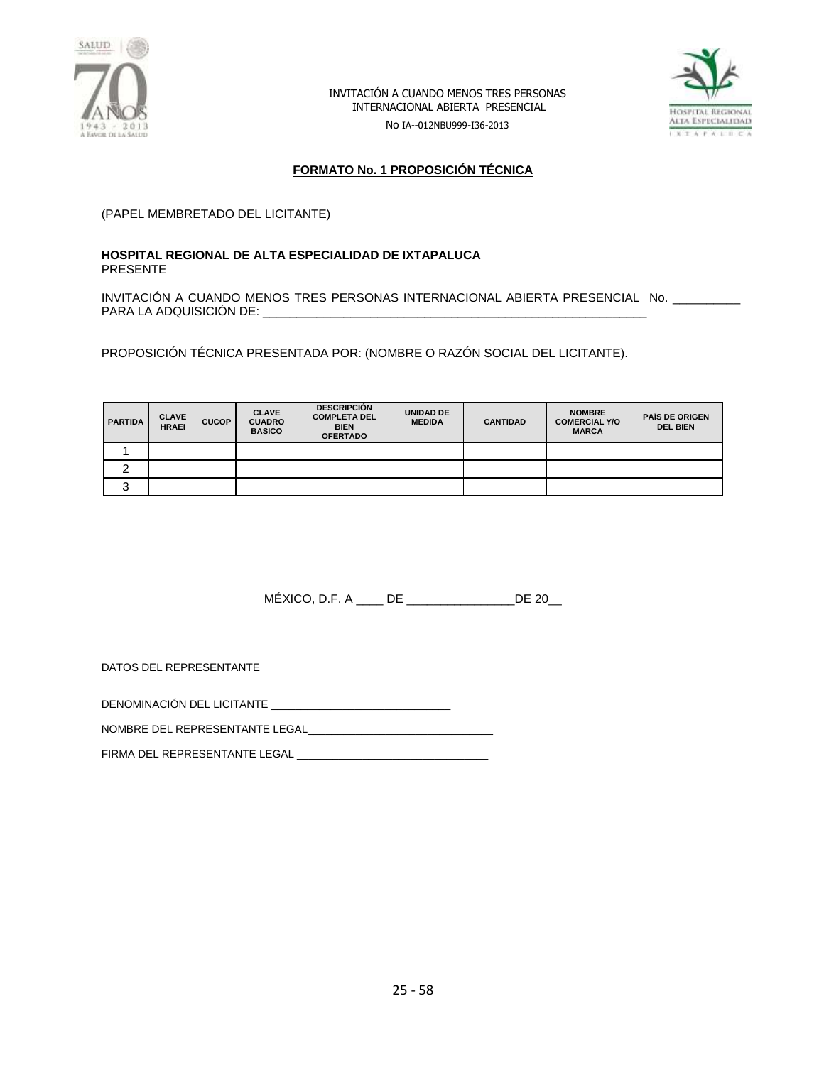INVITACIÓN A CUANDO MENOS TRES PERSONAS
INTERNACIONAL ABIERTA PRESENCIAL
No IA--012NBU999-I36-2013

## FORMATO No. 1 PROPOSICIÓN TÉCNICA

(PAPEL MEMBRETADO DEL LICITANTE)

**HOSPITAL REGIONAL DE ALTA ESPECIALIDAD DE IXTAPALUCA**
PRESENTE

INVITACIÓN A CUANDO MENOS TRES PERSONAS INTERNACIONAL ABIERTA PRESENCIAL No. __________
PARA LA ADQUISICIÓN DE: ___________________________________________________________

PROPOSICIÓN TÉCNICA PRESENTADA POR: (NOMBRE O RAZÓN SOCIAL DEL LICITANTE).

| PARTIDA | CLAVE HRAEI | CUCOP | CLAVE CUADRO BASICO | DESCRIPCIÓN COMPLETA DEL BIEN OFERTADO | UNIDAD DE MEDIDA | CANTIDAD | NOMBRE COMERCIAL Y/O MARCA | PAÍS DE ORIGEN DEL BIEN |
|---|---|---|---|---|---|---|---|---|
| 1 | | | | | | | | |
| 2 | | | | | | | | |
| 3 | | | | | | | | |

MÉXICO, D.F. A ____ DE ________________DE 20__

DATOS DEL REPRESENTANTE

DENOMINACIÓN DEL LICITANTE ______________________________

NOMBRE DEL REPRESENTANTE LEGAL_______________________________

FIRMA DEL REPRESENTANTE LEGAL ________________________________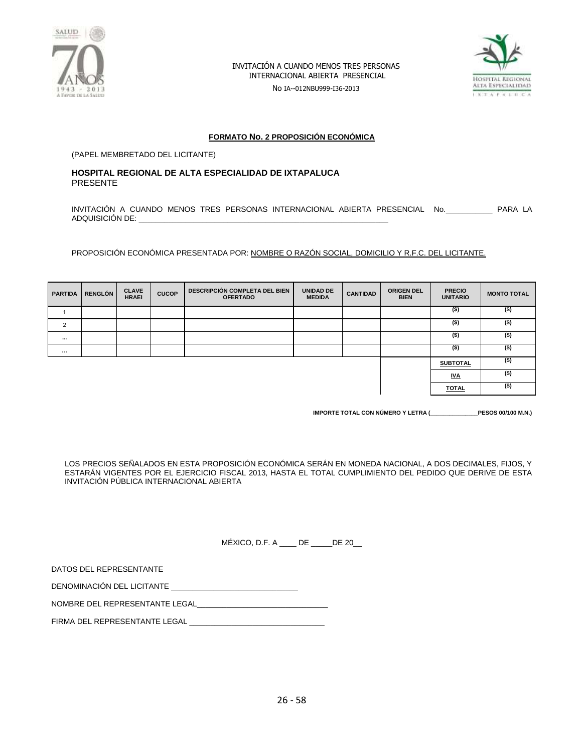**FORMATO No. 2 PROPOSICIÓN ECONÓMICA**

(PAPEL MEMBRETADO DEL LICITANTE)

**HOSPITAL REGIONAL DE ALTA ESPECIALIDAD DE IXTAPALUCA**
PRESENTE

INVITACIÓN A CUANDO MENOS TRES PERSONAS INTERNACIONAL ABIERTA PRESENCIAL No.___________ PARA LA ADQUISICIÓN DE: ____________________________________________________________

PROPOSICIÓN ECONÓMICA PRESENTADA POR: NOMBRE O RAZÓN SOCIAL, DOMICILIO Y R.F.C. DEL LICITANTE.

| PARTIDA | RENGLÓN | CLAVE HRAEI | CUCOP | DESCRIPCIÓN COMPLETA DEL BIEN OFERTADO | UNIDAD DE MEDIDA | CANTIDAD | ORIGEN DEL BIEN | PRECIO UNITARIO | MONTO TOTAL |
|---|---|---|---|---|---|---|---|---|---|
| 1 | | | | | | | | ($) | ($) |
| 2 | | | | | | | | ($) | ($) |
| ... | | | | | | | | ($) | ($) |
| ... | | | | | | | | ($) | ($) |
| | | | | | | | | **SUBTOTAL** | ($) |
| | | | | | | | | **IVA** | ($) |
| | | | | | | | | **TOTAL** | ($) |

**IMPORTE TOTAL CON NÚMERO Y LETRA (______________PESOS 00/100 M.N.)**

LOS PRECIOS SEÑALADOS EN ESTA PROPOSICIÓN ECONÓMICA SERÁN EN MONEDA NACIONAL, A DOS DECIMALES, FIJOS, Y ESTARÁN VIGENTES POR EL EJERCICIO FISCAL 2013, HASTA EL TOTAL CUMPLIMIENTO DEL PEDIDO QUE DERIVE DE ESTA INVITACIÓN PÚBLICA INTERNACIONAL ABIERTA

MÉXICO, D.F. A ____ DE _____DE 20__

DATOS DEL REPRESENTANTE

DENOMINACIÓN DEL LICITANTE _____________________________

NOMBRE DEL REPRESENTANTE LEGAL_______________________________

FIRMA DEL REPRESENTANTE LEGAL _______________________________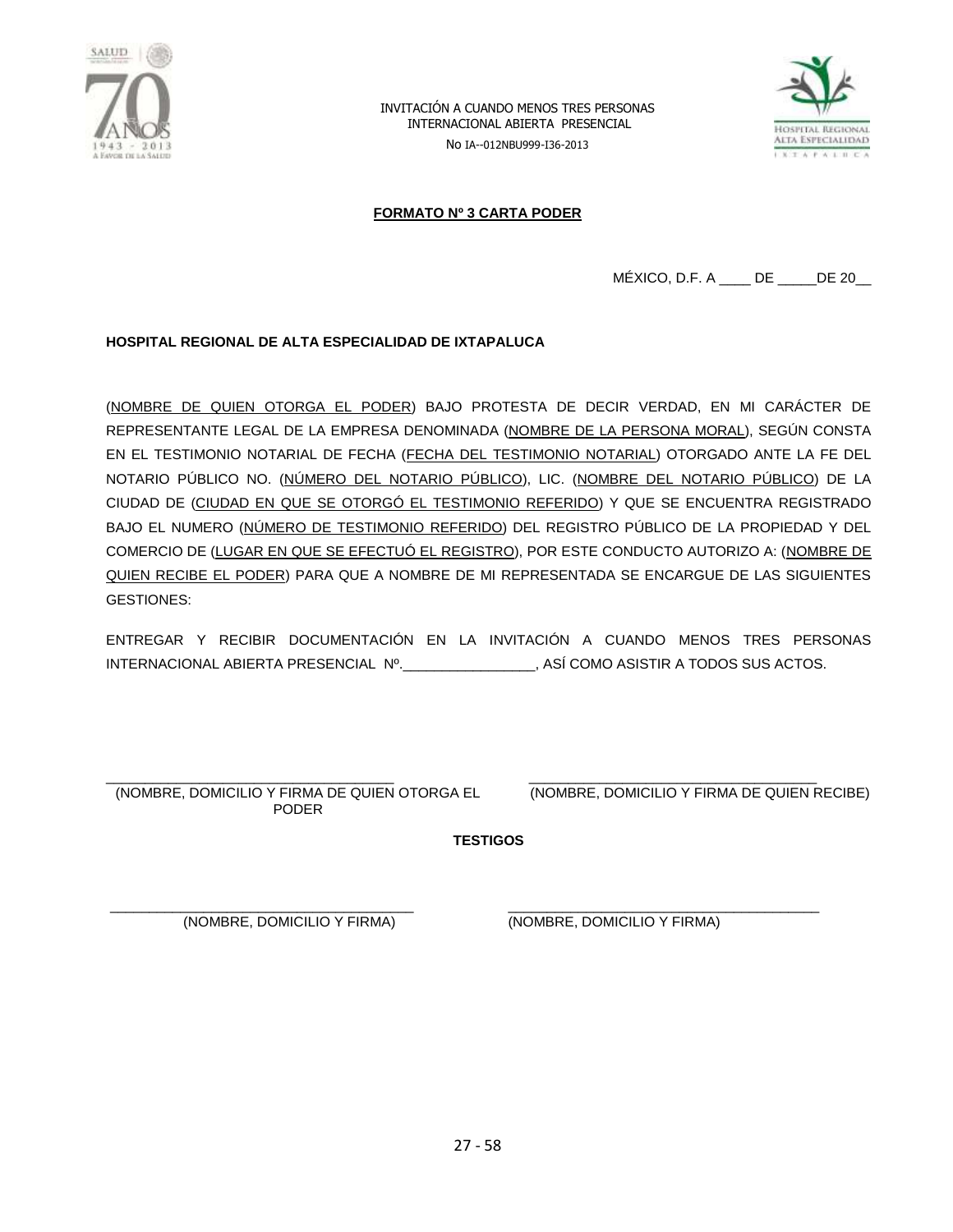INVITACIÓN A CUANDO MENOS TRES PERSONAS INTERNACIONAL ABIERTA PRESENCIAL

No IA--012NBU999-I36-2013

**FORMATO Nº 3 CARTA PODER**

MÉXICO, D.F. A ____ DE _____DE 20__

**HOSPITAL REGIONAL DE ALTA ESPECIALIDAD DE IXTAPALUCA**

(NOMBRE DE QUIEN OTORGA EL PODER) BAJO PROTESTA DE DECIR VERDAD, EN MI CARÁCTER DE REPRESENTANTE LEGAL DE LA EMPRESA DENOMINADA (NOMBRE DE LA PERSONA MORAL), SEGÚN CONSTA EN EL TESTIMONIO NOTARIAL DE FECHA (FECHA DEL TESTIMONIO NOTARIAL) OTORGADO ANTE LA FE DEL NOTARIO PÚBLICO NO. (NÚMERO DEL NOTARIO PÚBLICO), LIC. (NOMBRE DEL NOTARIO PÚBLICO) DE LA CIUDAD DE (CIUDAD EN QUE SE OTORGÓ EL TESTIMONIO REFERIDO) Y QUE SE ENCUENTRA REGISTRADO BAJO EL NUMERO (NÚMERO DE TESTIMONIO REFERIDO) DEL REGISTRO PÚBLICO DE LA PROPIEDAD Y DEL COMERCIO DE (LUGAR EN QUE SE EFECTUÓ EL REGISTRO), POR ESTE CONDUCTO AUTORIZO A: (NOMBRE DE QUIEN RECIBE EL PODER) PARA QUE A NOMBRE DE MI REPRESENTADA SE ENCARGUE DE LAS SIGUIENTES GESTIONES:

ENTREGAR Y RECIBIR DOCUMENTACIÓN EN LA INVITACIÓN A CUANDO MENOS TRES PERSONAS INTERNACIONAL ABIERTA PRESENCIAL Nº.________________, ASÍ COMO ASISTIR A TODOS SUS ACTOS.

| ___________________________________ | ___________________________________ |
|---|---|
| (NOMBRE, DOMICILIO Y FIRMA DE QUIEN OTORGA EL PODER | (NOMBRE, DOMICILIO Y FIRMA DE QUIEN RECIBE) |

**TESTIGOS**

| ___________________________________ | ___________________________________ |
|---|---|
| (NOMBRE, DOMICILIO Y FIRMA) | (NOMBRE, DOMICILIO Y FIRMA) |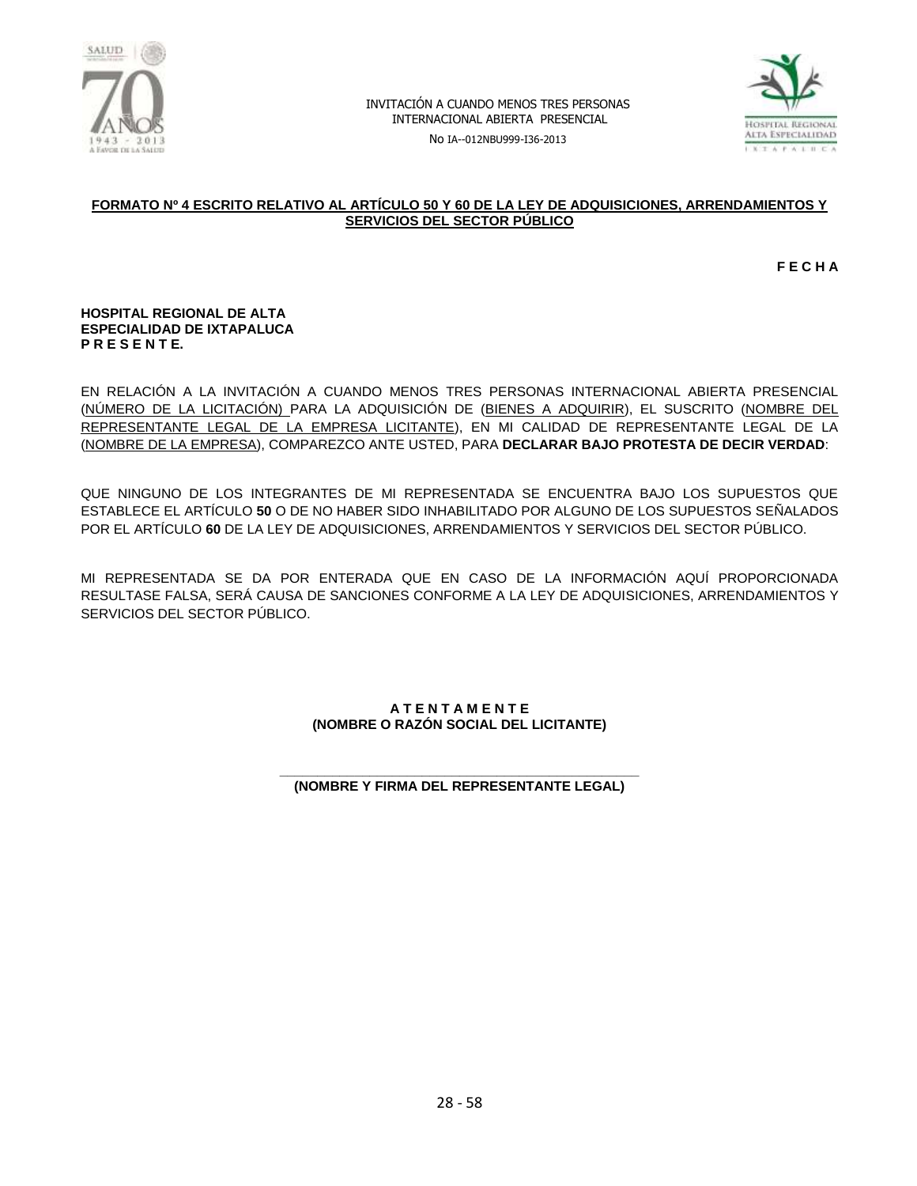**<u>FORMATO Nº 4 ESCRITO RELATIVO AL ARTÍCULO 50 Y 60 DE LA LEY DE ADQUISICIONES, ARRENDAMIENTOS Y SERVICIOS DEL SECTOR PÚBLICO</u>**

**F E C H A**

**HOSPITAL REGIONAL DE ALTA**
**ESPECIALIDAD DE IXTAPALUCA**
**P R E S E N T E.**

EN RELACIÓN A LA INVITACIÓN A CUANDO MENOS TRES PERSONAS INTERNACIONAL ABIERTA PRESENCIAL (<u>NÚMERO DE LA LICITACIÓN)</u> PARA LA ADQUISICIÓN DE (<u>BIENES A ADQUIRIR</u>), EL SUSCRITO (<u>NOMBRE DEL REPRESENTANTE LEGAL DE LA EMPRESA LICITANTE</u>), EN MI CALIDAD DE REPRESENTANTE LEGAL DE LA (<u>NOMBRE DE LA EMPRESA</u>), COMPAREZCO ANTE USTED, PARA **DECLARAR BAJO PROTESTA DE DECIR VERDAD**:

QUE NINGUNO DE LOS INTEGRANTES DE MI REPRESENTADA SE ENCUENTRA BAJO LOS SUPUESTOS QUE ESTABLECE EL ARTÍCULO **50** O DE NO HABER SIDO INHABILITADO POR ALGUNO DE LOS SUPUESTOS SEÑALADOS POR EL ARTÍCULO **60** DE LA LEY DE ADQUISICIONES, ARRENDAMIENTOS Y SERVICIOS DEL SECTOR PÚBLICO.

MI REPRESENTADA SE DA POR ENTERADA QUE EN CASO DE LA INFORMACIÓN AQUÍ PROPORCIONADA RESULTASE FALSA, SERÁ CAUSA DE SANCIONES CONFORME A LA LEY DE ADQUISICIONES, ARRENDAMIENTOS Y SERVICIOS DEL SECTOR PÚBLICO.

**A T E N T A M E N T E**
**(NOMBRE O RAZÓN SOCIAL DEL LICITANTE)**

______________________________________________
**(NOMBRE Y FIRMA DEL REPRESENTANTE LEGAL)**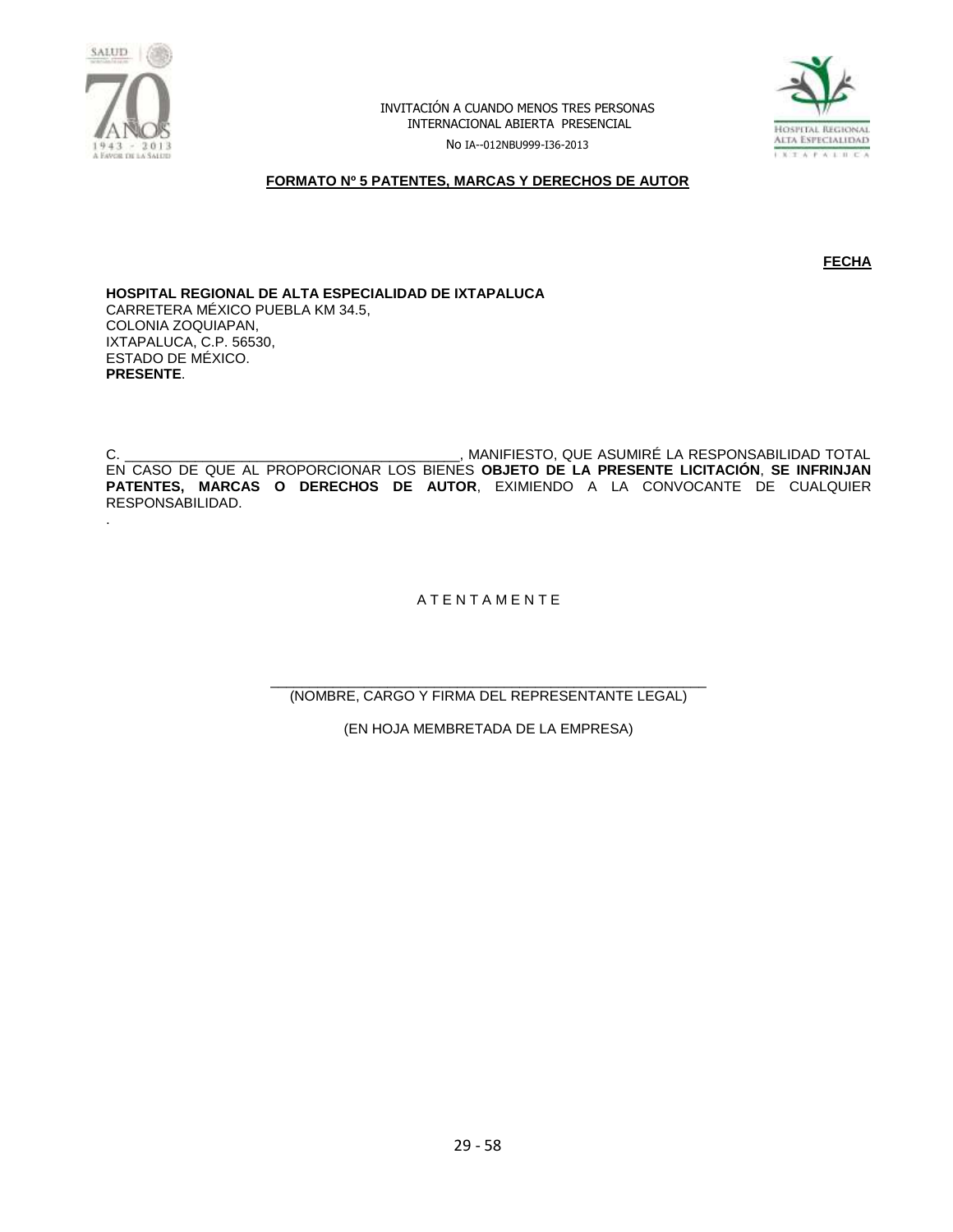INVITACIÓN A CUANDO MENOS TRES PERSONAS
INTERNACIONAL ABIERTA PRESENCIAL
No IA--012NBU999-I36-2013

**FORMATO Nº 5 PATENTES, MARCAS Y DERECHOS DE AUTOR**

**FECHA**

**HOSPITAL REGIONAL DE ALTA ESPECIALIDAD DE IXTAPALUCA**
CARRETERA MÉXICO PUEBLA KM 34.5,
COLONIA ZOQUIAPAN,
IXTAPALUCA, C.P. 56530,
ESTADO DE MÉXICO.
**PRESENTE**.

C. ___________________________________________, MANIFIESTO, QUE ASUMIRÉ LA RESPONSABILIDAD TOTAL EN CASO DE QUE AL PROPORCIONAR LOS BIENES **OBJETO DE LA PRESENTE LICITACIÓN**, **SE INFRINJAN PATENTES, MARCAS O DERECHOS DE AUTOR**, EXIMIENDO A LA CONVOCANTE DE CUALQUIER RESPONSABILIDAD.
.

A T E N T A M E N T E

_______________________________________________________
(NOMBRE, CARGO Y FIRMA DEL REPRESENTANTE LEGAL)

(EN HOJA MEMBRETADA DE LA EMPRESA)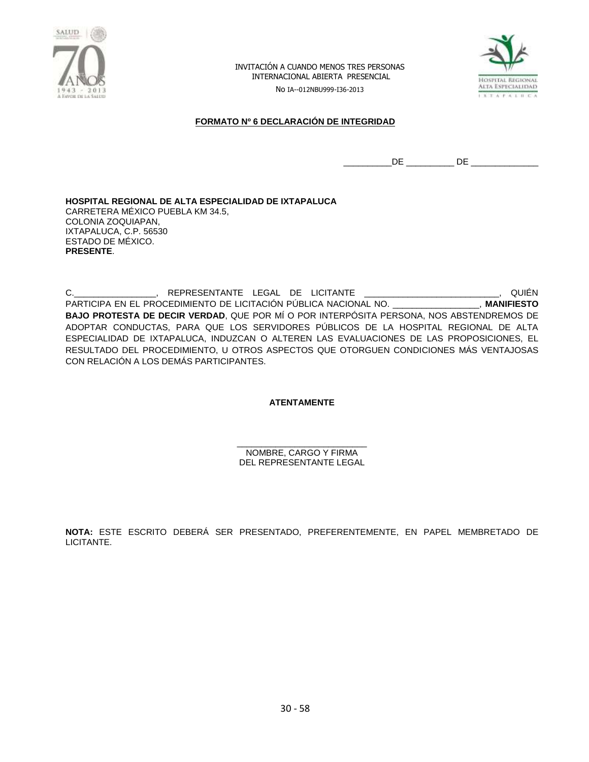INVITACIÓN A CUANDO MENOS TRES PERSONAS
INTERNACIONAL ABIERTA PRESENCIAL

No IA--012NBU999-I36-2013

## FORMATO Nº 6 DECLARACIÓN DE INTEGRIDAD

__________DE __________ DE ______________

**HOSPITAL REGIONAL DE ALTA ESPECIALIDAD DE IXTAPALUCA**
CARRETERA MÉXICO PUEBLA KM 34.5,
COLONIA ZOQUIAPAN,
IXTAPALUCA, C.P. 56530
ESTADO DE MÉXICO.
**PRESENTE**.

C.________________, REPRESENTANTE LEGAL DE LICITANTE ___________________________, QUIÉN PARTICIPA EN EL PROCEDIMIENTO DE LICITACIÓN PÚBLICA NACIONAL NO. __________________, **MANIFIESTO BAJO PROTESTA DE DECIR VERDAD**, QUE POR MÍ O POR INTERPÓSITA PERSONA, NOS ABSTENDREMOS DE ADOPTAR CONDUCTAS, PARA QUE LOS SERVIDORES PÚBLICOS DE LA HOSPITAL REGIONAL DE ALTA ESPECIALIDAD DE IXTAPALUCA, INDUZCAN O ALTEREN LAS EVALUACIONES DE LAS PROPOSICIONES, EL RESULTADO DEL PROCEDIMIENTO, U OTROS ASPECTOS QUE OTORGUEN CONDICIONES MÁS VENTAJOSAS CON RELACIÓN A LOS DEMÁS PARTICIPANTES.

**ATENTAMENTE**

___________________________
NOMBRE, CARGO Y FIRMA
DEL REPRESENTANTE LEGAL

**NOTA:** ESTE ESCRITO DEBERÁ SER PRESENTADO, PREFERENTEMENTE, EN PAPEL MEMBRETADO DE LICITANTE.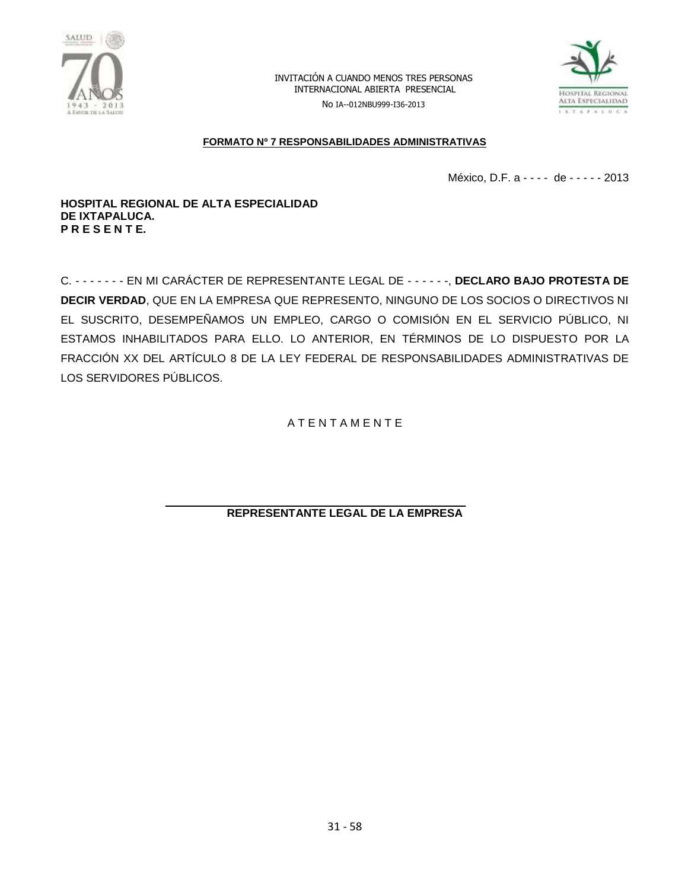INVITACIÓN A CUANDO MENOS TRES PERSONAS
INTERNACIONAL ABIERTA PRESENCIAL
No IA--012NBU999-I36-2013

**FORMATO Nº 7 RESPONSABILIDADES ADMINISTRATIVAS**

México, D.F. a - - - - de - - - - - 2013

**HOSPITAL REGIONAL DE ALTA ESPECIALIDAD**
**DE IXTAPALUCA.**
**P R E S E N T E.**

C. - - - - - - - EN MI CARÁCTER DE REPRESENTANTE LEGAL DE - - - - - -, **DECLARO BAJO PROTESTA DE DECIR VERDAD**, QUE EN LA EMPRESA QUE REPRESENTO, NINGUNO DE LOS SOCIOS O DIRECTIVOS NI EL SUSCRITO, DESEMPEÑAMOS UN EMPLEO, CARGO O COMISIÓN EN EL SERVICIO PÚBLICO, NI ESTAMOS INHABILITADOS PARA ELLO. LO ANTERIOR, EN TÉRMINOS DE LO DISPUESTO POR LA FRACCIÓN XX DEL ARTÍCULO 8 DE LA LEY FEDERAL DE RESPONSABILIDADES ADMINISTRATIVAS DE LOS SERVIDORES PÚBLICOS.

A T E N T A M E N T E

______________________________________________

**REPRESENTANTE LEGAL DE LA EMPRESA**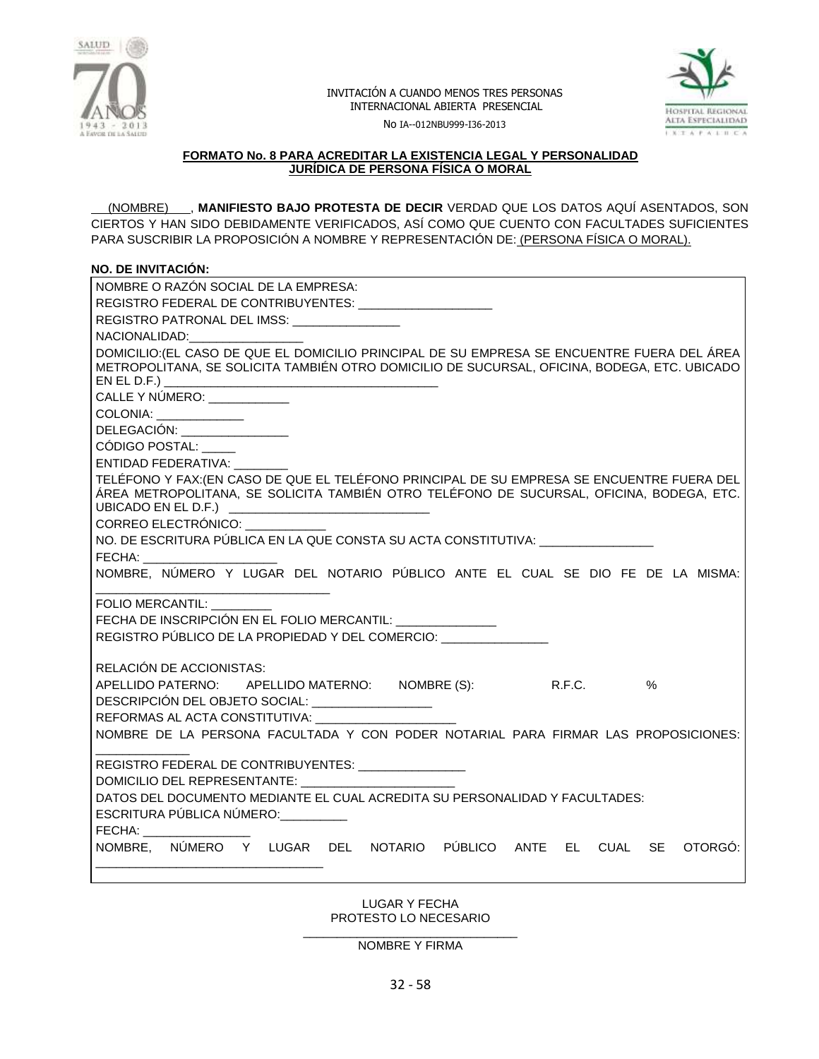INVITACIÓN A CUANDO MENOS TRES PERSONAS
INTERNACIONAL ABIERTA PRESENCIAL

No IA--012NBU999-I36-2013

**FORMATO No. 8 PARA ACREDITAR LA EXISTENCIA LEGAL Y PERSONALIDAD JURÍDICA DE PERSONA FÍSICA O MORAL**

(NOMBRE), **MANIFIESTO BAJO PROTESTA DE DECIR** VERDAD QUE LOS DATOS AQUÍ ASENTADOS, SON CIERTOS Y HAN SIDO DEBIDAMENTE VERIFICADOS, ASÍ COMO QUE CUENTO CON FACULTADES SUFICIENTES PARA SUSCRIBIR LA PROPOSICIÓN A NOMBRE Y REPRESENTACIÓN DE: (PERSONA FÍSICA O MORAL).

**NO. DE INVITACIÓN:**

NOMBRE O RAZÓN SOCIAL DE LA EMPRESA:

REGISTRO FEDERAL DE CONTRIBUYENTES: ____________________

REGISTRO PATRONAL DEL IMSS: ________________

NACIONALIDAD:_________________

DOMICILIO:(EL CASO DE QUE EL DOMICILIO PRINCIPAL DE SU EMPRESA SE ENCUENTRE FUERA DEL ÁREA METROPOLITANA, SE SOLICITA TAMBIÉN OTRO DOMICILIO DE SUCURSAL, OFICINA, BODEGA, ETC. UBICADO EN EL D.F.) __________________________________________

CALLE Y NÚMERO: ____________

COLONIA: _____________

DELEGACIÓN: ________________

CÓDIGO POSTAL: _____

ENTIDAD FEDERATIVA: ________

TELÉFONO Y FAX:(EN CASO DE QUE EL TELÉFONO PRINCIPAL DE SU EMPRESA SE ENCUENTRE FUERA DEL ÁREA METROPOLITANA, SE SOLICITA TAMBIÉN OTRO TELÉFONO DE SUCURSAL, OFICINA, BODEGA, ETC. UBICADO EN EL D.F.) ______________________________

CORREO ELECTRÓNICO: ____________

NO. DE ESCRITURA PÚBLICA EN LA QUE CONSTA SU ACTA CONSTITUTIVA: _________________

FECHA: ____________________

NOMBRE, NÚMERO Y LUGAR DEL NOTARIO PÚBLICO ANTE EL CUAL SE DIO FE DE LA MISMA: __________________________________

FOLIO MERCANTIL: _________

FECHA DE INSCRIPCIÓN EN EL FOLIO MERCANTIL: _______________

REGISTRO PÚBLICO DE LA PROPIEDAD Y DEL COMERCIO: ________________

RELACIÓN DE ACCIONISTAS:

APELLIDO PATERNO: APELLIDO MATERNO: NOMBRE (S): R.F.C. %

DESCRIPCIÓN DEL OBJETO SOCIAL: __________________

REFORMAS AL ACTA CONSTITUTIVA: _____________________

NOMBRE DE LA PERSONA FACULTADA Y CON PODER NOTARIAL PARA FIRMAR LAS PROPOSICIONES: ______________

REGISTRO FEDERAL DE CONTRIBUYENTES: ________________

DOMICILIO DEL REPRESENTANTE: _______________________

DATOS DEL DOCUMENTO MEDIANTE EL CUAL ACREDITA SU PERSONALIDAD Y FACULTADES:

ESCRITURA PÚBLICA NÚMERO:__________

FECHA: ________________

NOMBRE, NÚMERO Y LUGAR DEL NOTARIO PÚBLICO ANTE EL CUAL SE OTORGÓ: __________________________________

LUGAR Y FECHA
PROTESTO LO NECESARIO

________________________________
NOMBRE Y FIRMA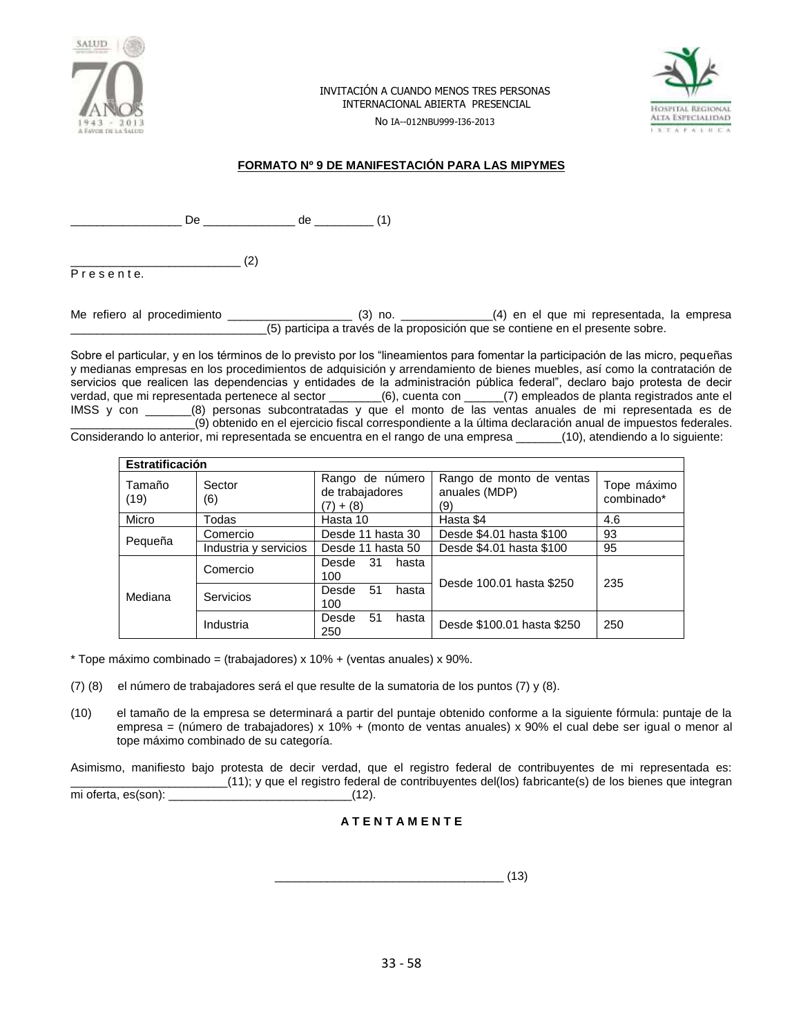INVITACIÓN A CUANDO MENOS TRES PERSONAS
INTERNACIONAL ABIERTA PRESENCIAL

No IA--012NBU999-I36-2013

**FORMATO Nº 9 DE MANIFESTACIÓN PARA LAS MIPYMES**

_________________ De ______________ de _________ (1)

__________________________ (2)
P r e s e n t e.

Me refiero al procedimiento ___________________ (3) no. ______________(4) en el que mi representada, la empresa ______________________________(5) participa a través de la proposición que se contiene en el presente sobre.

Sobre el particular, y en los términos de lo previsto por los "lineamientos para fomentar la participación de las micro, pequeñas y medianas empresas en los procedimientos de adquisición y arrendamiento de bienes muebles, así como la contratación de servicios que realicen las dependencias y entidades de la administración pública federal", declaro bajo protesta de decir verdad, que mi representada pertenece al sector ________(6), cuenta con ______(7) empleados de planta registrados ante el IMSS y con _______(8) personas subcontratadas y que el monto de las ventas anuales de mi representada es de __________________(9) obtenido en el ejercicio fiscal correspondiente a la última declaración anual de impuestos federales. Considerando lo anterior, mi representada se encuentra en el rango de una empresa _______(10), atendiendo a lo siguiente:

| Estratificación | | | | |
|---|---|---|---|---|
| Tamaño (19) | Sector (6) | Rango de número de trabajadores (7) + (8) | Rango de monto de ventas anuales (MDP) (9) | Tope máximo combinado* |
| Micro | Todas | Hasta 10 | Hasta $4 | 4.6 |
| Pequeña | Comercio | Desde 11 hasta 30 | Desde $4.01 hasta $100 | 93 |
| | Industria y servicios | Desde 11 hasta 50 | Desde $4.01 hasta $100 | 95 |
| Mediana | Comercio | Desde 31 hasta 100 | Desde 100.01 hasta $250 | 235 |
| | Servicios | Desde 51 hasta 100 | | |
| | Industria | Desde 51 hasta 250 | Desde $100.01 hasta $250 | 250 |

* Tope máximo combinado = (trabajadores) x 10% + (ventas anuales) x 90%.

(7) (8) el número de trabajadores será el que resulte de la sumatoria de los puntos (7) y (8).

(10) el tamaño de la empresa se determinará a partir del puntaje obtenido conforme a la siguiente fórmula: puntaje de la empresa = (número de trabajadores) x 10% + (monto de ventas anuales) x 90% el cual debe ser igual o menor al tope máximo combinado de su categoría.

Asimismo, manifiesto bajo protesta de decir verdad, que el registro federal de contribuyentes de mi representada es: ________________________(11); y que el registro federal de contribuyentes del(los) fabricante(s) de los bienes que integran mi oferta, es(son): ____________________________(12).

**A T E N T A M E N T E**

___________________________________ (13)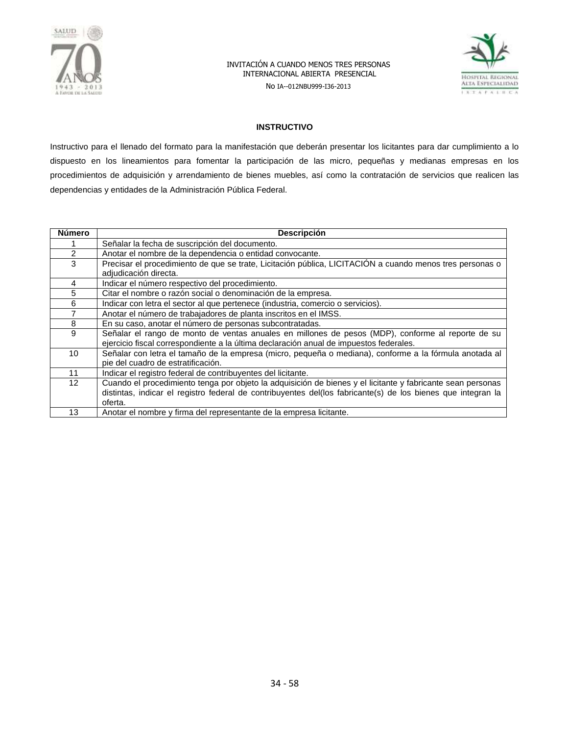**INSTRUCTIVO**

Instructivo para el llenado del formato para la manifestación que deberán presentar los licitantes para dar cumplimiento a lo dispuesto en los lineamientos para fomentar la participación de las micro, pequeñas y medianas empresas en los procedimientos de adquisición y arrendamiento de bienes muebles, así como la contratación de servicios que realicen las dependencias y entidades de la Administración Pública Federal.

| Número | Descripción |
|---|---|
| 1 | Señalar la fecha de suscripción del documento. |
| 2 | Anotar el nombre de la dependencia o entidad convocante. |
| 3 | Precisar el procedimiento de que se trate, Licitación pública, LICITACIÓN a cuando menos tres personas o adjudicación directa. |
| 4 | Indicar el número respectivo del procedimiento. |
| 5 | Citar el nombre o razón social o denominación de la empresa. |
| 6 | Indicar con letra el sector al que pertenece (industria, comercio o servicios). |
| 7 | Anotar el número de trabajadores de planta inscritos en el IMSS. |
| 8 | En su caso, anotar el número de personas subcontratadas. |
| 9 | Señalar el rango de monto de ventas anuales en millones de pesos (MDP), conforme al reporte de su ejercicio fiscal correspondiente a la última declaración anual de impuestos federales. |
| 10 | Señalar con letra el tamaño de la empresa (micro, pequeña o mediana), conforme a la fórmula anotada al pie del cuadro de estratificación. |
| 11 | Indicar el registro federal de contribuyentes del licitante. |
| 12 | Cuando el procedimiento tenga por objeto la adquisición de bienes y el licitante y fabricante sean personas distintas, indicar el registro federal de contribuyentes del(los fabricante(s) de los bienes que integran la oferta. |
| 13 | Anotar el nombre y firma del representante de la empresa licitante. |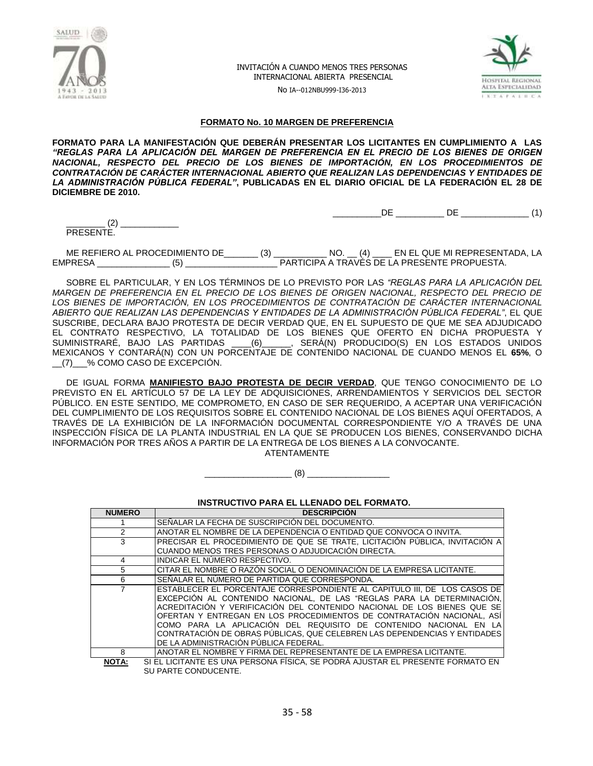INVITACIÓN A CUANDO MENOS TRES PERSONAS
INTERNACIONAL ABIERTA PRESENCIAL

No IA--012NBU999-I36-2013

## FORMATO No. 10 MARGEN DE PREFERENCIA

**FORMATO PARA LA MANIFESTACIÓN QUE DEBERÁN PRESENTAR LOS LICITANTES EN CUMPLIMIENTO A LAS *"REGLAS PARA LA APLICACIÓN DEL MARGEN DE PREFERENCIA EN EL PRECIO DE LOS BIENES DE ORIGEN NACIONAL, RESPECTO DEL PRECIO DE LOS BIENES DE IMPORTACIÓN, EN LOS PROCEDIMIENTOS DE CONTRATACIÓN DE CARÁCTER INTERNACIONAL ABIERTO QUE REALIZAN LAS DEPENDENCIAS Y ENTIDADES DE LA ADMINISTRACIÓN PÚBLICA FEDERAL"*, PUBLICADAS EN EL DIARIO OFICIAL DE LA FEDERACIÓN EL 28 DE DICIEMBRE DE 2010.**

__________DE __________ DE ______________ (1)

________ (2) ____________
PRESENTE.

ME REFIERO AL PROCEDIMIENTO DE_______ (3) ___________ NO. __ (4) ____ EN EL QUE MI REPRESENTADA, LA EMPRESA _______________ (5) ___________________ PARTICIPA A TRAVÉS DE LA PRESENTE PROPUESTA.

SOBRE EL PARTICULAR, Y EN LOS TÉRMINOS DE LO PREVISTO POR LAS *"REGLAS PARA LA APLICACIÓN DEL MARGEN DE PREFERENCIA EN EL PRECIO DE LOS BIENES DE ORIGEN NACIONAL, RESPECTO DEL PRECIO DE LOS BIENES DE IMPORTACIÓN, EN LOS PROCEDIMIENTOS DE CONTRATACIÓN DE CARÁCTER INTERNACIONAL ABIERTO QUE REALIZAN LAS DEPENDENCIAS Y ENTIDADES DE LA ADMINISTRACIÓN PÚBLICA FEDERAL"*, EL QUE SUSCRIBE, DECLARA BAJO PROTESTA DE DECIR VERDAD QUE, EN EL SUPUESTO DE QUE ME SEA ADJUDICADO EL CONTRATO RESPECTIVO, LA TOTALIDAD DE LOS BIENES QUE OFERTO EN DICHA PROPUESTA Y SUMINISTRARÉ, BAJO LAS PARTIDAS ____(6)______, SERÁ(N) PRODUCIDO(S) EN LOS ESTADOS UNIDOS MEXICANOS Y CONTARÁ(N) CON UN PORCENTAJE DE CONTENIDO NACIONAL DE CUANDO MENOS EL **65%**, O __(7)___% COMO CASO DE EXCEPCIÓN.

DE IGUAL FORMA **MANIFIESTO BAJO PROTESTA DE DECIR VERDAD**, QUE TENGO CONOCIMIENTO DE LO PREVISTO EN EL ARTÍCULO 57 DE LA LEY DE ADQUISICIONES, ARRENDAMIENTOS Y SERVICIOS DEL SECTOR PÚBLICO. EN ESTE SENTIDO, ME COMPROMETO, EN CASO DE SER REQUERIDO, A ACEPTAR UNA VERIFICACIÓN DEL CUMPLIMIENTO DE LOS REQUISITOS SOBRE EL CONTENIDO NACIONAL DE LOS BIENES AQUÍ OFERTADOS, A TRAVÉS DE LA EXHIBICIÓN DE LA INFORMACIÓN DOCUMENTAL CORRESPONDIENTE Y/O A TRAVÉS DE UNA INSPECCIÓN FÍSICA DE LA PLANTA INDUSTRIAL EN LA QUE SE PRODUCEN LOS BIENES, CONSERVANDO DICHA INFORMACIÓN POR TRES AÑOS A PARTIR DE LA ENTREGA DE LOS BIENES A LA CONVOCANTE.

ATENTAMENTE

__________________ (8) _________________

### INSTRUCTIVO PARA EL LLENADO DEL FORMATO.

| NUMERO | DESCRIPCIÓN |
|---|---|
| 1 | SEÑALAR LA FECHA DE SUSCRIPCIÓN DEL DOCUMENTO. |
| 2 | ANOTAR EL NOMBRE DE LA DEPENDENCIA O ENTIDAD QUE CONVOCA O INVITA. |
| 3 | PRECISAR EL PROCEDIMIENTO DE QUE SE TRATE, LICITACIÓN PÚBLICA, INVITACIÓN A CUANDO MENOS TRES PERSONAS O ADJUDICACIÓN DIRECTA. |
| 4 | INDICAR EL NÚMERO RESPECTIVO. |
| 5 | CITAR EL NOMBRE O RAZÓN SOCIAL O DENOMINACIÓN DE LA EMPRESA LICITANTE. |
| 6 | SEÑALAR EL NÚMERO DE PARTIDA QUE CORRESPONDA. |
| 7 | ESTABLECER EL PORCENTAJE CORRESPONDIENTE AL CAPITULO III, DE LOS CASOS DE EXCEPCIÓN AL CONTENIDO NACIONAL, DE LAS "REGLAS PARA LA DETERMINACIÓN, ACREDITACIÓN Y VERIFICACIÓN DEL CONTENIDO NACIONAL DE LOS BIENES QUE SE OFERTAN Y ENTREGAN EN LOS PROCEDIMIENTOS DE CONTRATACIÓN NACIONAL, ASÍ COMO PARA LA APLICACIÓN DEL REQUISITO DE CONTENIDO NACIONAL EN LA CONTRATACIÓN DE OBRAS PÚBLICAS, QUE CELEBREN LAS DEPENDENCIAS Y ENTIDADES DE LA ADMINISTRACIÓN PÚBLICA FEDERAL. |
| 8 | ANOTAR EL NOMBRE Y FIRMA DEL REPRESENTANTE DE LA EMPRESA LICITANTE. |

**NOTA:** SI EL LICITANTE ES UNA PERSONA FÍSICA, SE PODRÁ AJUSTAR EL PRESENTE FORMATO EN SU PARTE CONDUCENTE.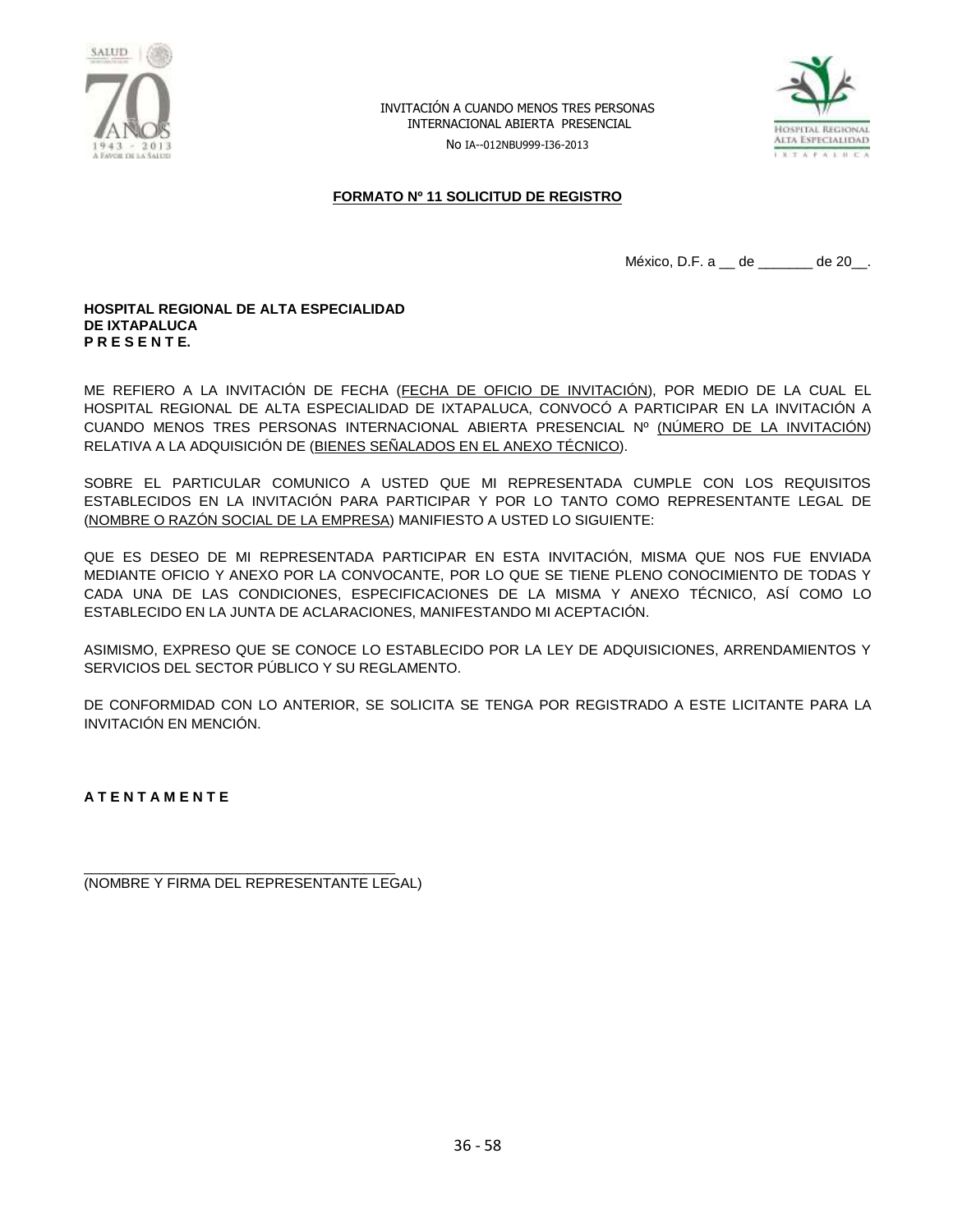INVITACIÓN A CUANDO MENOS TRES PERSONAS
INTERNACIONAL ABIERTA PRESENCIAL

No IA--012NBU999-I36-2013

**FORMATO Nº 11 SOLICITUD DE REGISTRO**

México, D.F. a __ de _______ de 20__.

**HOSPITAL REGIONAL DE ALTA ESPECIALIDAD**
**DE IXTAPALUCA**
**P R E S E N T E.**

ME REFIERO A LA INVITACIÓN DE FECHA (FECHA DE OFICIO DE INVITACIÓN), POR MEDIO DE LA CUAL EL HOSPITAL REGIONAL DE ALTA ESPECIALIDAD DE IXTAPALUCA, CONVOCÓ A PARTICIPAR EN LA INVITACIÓN A CUANDO MENOS TRES PERSONAS INTERNACIONAL ABIERTA PRESENCIAL Nº (NÚMERO DE LA INVITACIÓN) RELATIVA A LA ADQUISICIÓN DE (BIENES SEÑALADOS EN EL ANEXO TÉCNICO).

SOBRE EL PARTICULAR COMUNICO A USTED QUE MI REPRESENTADA CUMPLE CON LOS REQUISITOS ESTABLECIDOS EN LA INVITACIÓN PARA PARTICIPAR Y POR LO TANTO COMO REPRESENTANTE LEGAL DE (NOMBRE O RAZÓN SOCIAL DE LA EMPRESA) MANIFIESTO A USTED LO SIGUIENTE:

QUE ES DESEO DE MI REPRESENTADA PARTICIPAR EN ESTA INVITACIÓN, MISMA QUE NOS FUE ENVIADA MEDIANTE OFICIO Y ANEXO POR LA CONVOCANTE, POR LO QUE SE TIENE PLENO CONOCIMIENTO DE TODAS Y CADA UNA DE LAS CONDICIONES, ESPECIFICACIONES DE LA MISMA Y ANEXO TÉCNICO, ASÍ COMO LO ESTABLECIDO EN LA JUNTA DE ACLARACIONES, MANIFESTANDO MI ACEPTACIÓN.

ASIMISMO, EXPRESO QUE SE CONOCE LO ESTABLECIDO POR LA LEY DE ADQUISICIONES, ARRENDAMIENTOS Y SERVICIOS DEL SECTOR PÚBLICO Y SU REGLAMENTO.

DE CONFORMIDAD CON LO ANTERIOR, SE SOLICITA SE TENGA POR REGISTRADO A ESTE LICITANTE PARA LA INVITACIÓN EN MENCIÓN.

**A T E N T A M E N T E**

_______________________________________
(NOMBRE Y FIRMA DEL REPRESENTANTE LEGAL)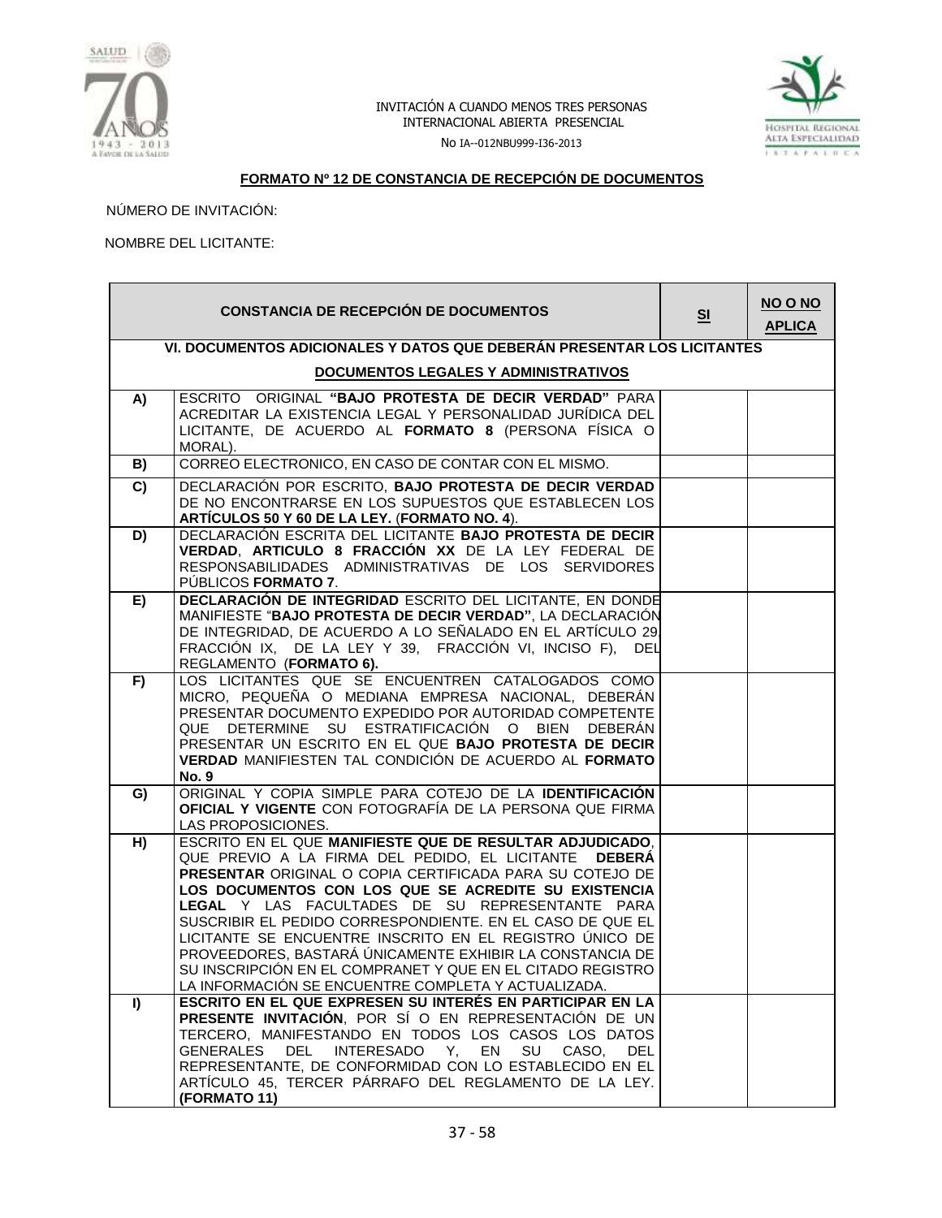INVITACIÓN A CUANDO MENOS TRES PERSONAS INTERNACIONAL ABIERTA PRESENCIAL

No IA--012NBU999-I36-2013

**FORMATO Nº 12 DE CONSTANCIA DE RECEPCIÓN DE DOCUMENTOS**

NÚMERO DE INVITACIÓN:

NOMBRE DEL LICITANTE:

| CONSTANCIA DE RECEPCIÓN DE DOCUMENTOS | | SI | NO O NO APLICA |
|---|---|---|---|
| **VI. DOCUMENTOS ADICIONALES Y DATOS QUE DEBERÁN PRESENTAR LOS LICITANTES** | | | |
| **DOCUMENTOS LEGALES Y ADMINISTRATIVOS** | | | |
| **A)** | ESCRITO ORIGINAL **"BAJO PROTESTA DE DECIR VERDAD"** PARA ACREDITAR LA EXISTENCIA LEGAL Y PERSONALIDAD JURÍDICA DEL LICITANTE, DE ACUERDO AL **FORMATO 8** (PERSONA FÍSICA O MORAL). | | |
| **B)** | CORREO ELECTRONICO, EN CASO DE CONTAR CON EL MISMO. | | |
| **C)** | DECLARACIÓN POR ESCRITO, **BAJO PROTESTA DE DECIR VERDAD** DE NO ENCONTRARSE EN LOS SUPUESTOS QUE ESTABLECEN LOS **ARTÍCULOS 50 Y 60 DE LA LEY.** (**FORMATO NO. 4**). | | |
| **D)** | DECLARACIÓN ESCRITA DEL LICITANTE **BAJO PROTESTA DE DECIR VERDAD**, **ARTICULO 8 FRACCIÓN XX** DE LA LEY FEDERAL DE RESPONSABILIDADES ADMINISTRATIVAS DE LOS SERVIDORES PÚBLICOS **FORMATO 7**. | | |
| **E)** | **DECLARACIÓN DE INTEGRIDAD** ESCRITO DEL LICITANTE, EN DONDE MANIFIESTE "**BAJO PROTESTA DE DECIR VERDAD"**, LA DECLARACIÓN DE INTEGRIDAD, DE ACUERDO A LO SEÑALADO EN EL ARTÍCULO 29, FRACCIÓN IX, DE LA LEY Y 39, FRACCIÓN VI, INCISO F), DEL REGLAMENTO (**FORMATO 6).** | | |
| **F)** | LOS LICITANTES QUE SE ENCUENTREN CATALOGADOS COMO MICRO, PEQUEÑA O MEDIANA EMPRESA NACIONAL, DEBERÁN PRESENTAR DOCUMENTO EXPEDIDO POR AUTORIDAD COMPETENTE QUE DETERMINE SU ESTRATIFICACIÓN O BIEN DEBERÁN PRESENTAR UN ESCRITO EN EL QUE **BAJO PROTESTA DE DECIR VERDAD** MANIFIESTEN TAL CONDICIÓN DE ACUERDO AL **FORMATO No. 9** | | |
| **G)** | ORIGINAL Y COPIA SIMPLE PARA COTEJO DE LA **IDENTIFICACIÓN OFICIAL Y VIGENTE** CON FOTOGRAFÍA DE LA PERSONA QUE FIRMA LAS PROPOSICIONES. | | |
| **H)** | ESCRITO EN EL QUE **MANIFIESTE QUE DE RESULTAR ADJUDICADO**, QUE PREVIO A LA FIRMA DEL PEDIDO, EL LICITANTE **DEBERÁ PRESENTAR** ORIGINAL O COPIA CERTIFICADA PARA SU COTEJO DE **LOS DOCUMENTOS CON LOS QUE SE ACREDITE SU EXISTENCIA LEGAL** Y LAS FACULTADES DE SU REPRESENTANTE PARA SUSCRIBIR EL PEDIDO CORRESPONDIENTE. EN EL CASO DE QUE EL LICITANTE SE ENCUENTRE INSCRITO EN EL REGISTRO ÚNICO DE PROVEEDORES, BASTARÁ ÚNICAMENTE EXHIBIR LA CONSTANCIA DE SU INSCRIPCIÓN EN EL COMPRANET Y QUE EN EL CITADO REGISTRO LA INFORMACIÓN SE ENCUENTRE COMPLETA Y ACTUALIZADA. | | |
| **I)** | **ESCRITO EN EL QUE EXPRESEN SU INTERÉS EN PARTICIPAR EN LA PRESENTE INVITACIÓN**, POR SÍ O EN REPRESENTACIÓN DE UN TERCERO, MANIFESTANDO EN TODOS LOS CASOS LOS DATOS GENERALES DEL INTERESADO Y, EN SU CASO, DEL REPRESENTANTE, DE CONFORMIDAD CON LO ESTABLECIDO EN EL ARTÍCULO 45, TERCER PÁRRAFO DEL REGLAMENTO DE LA LEY. **(FORMATO 11)** | | |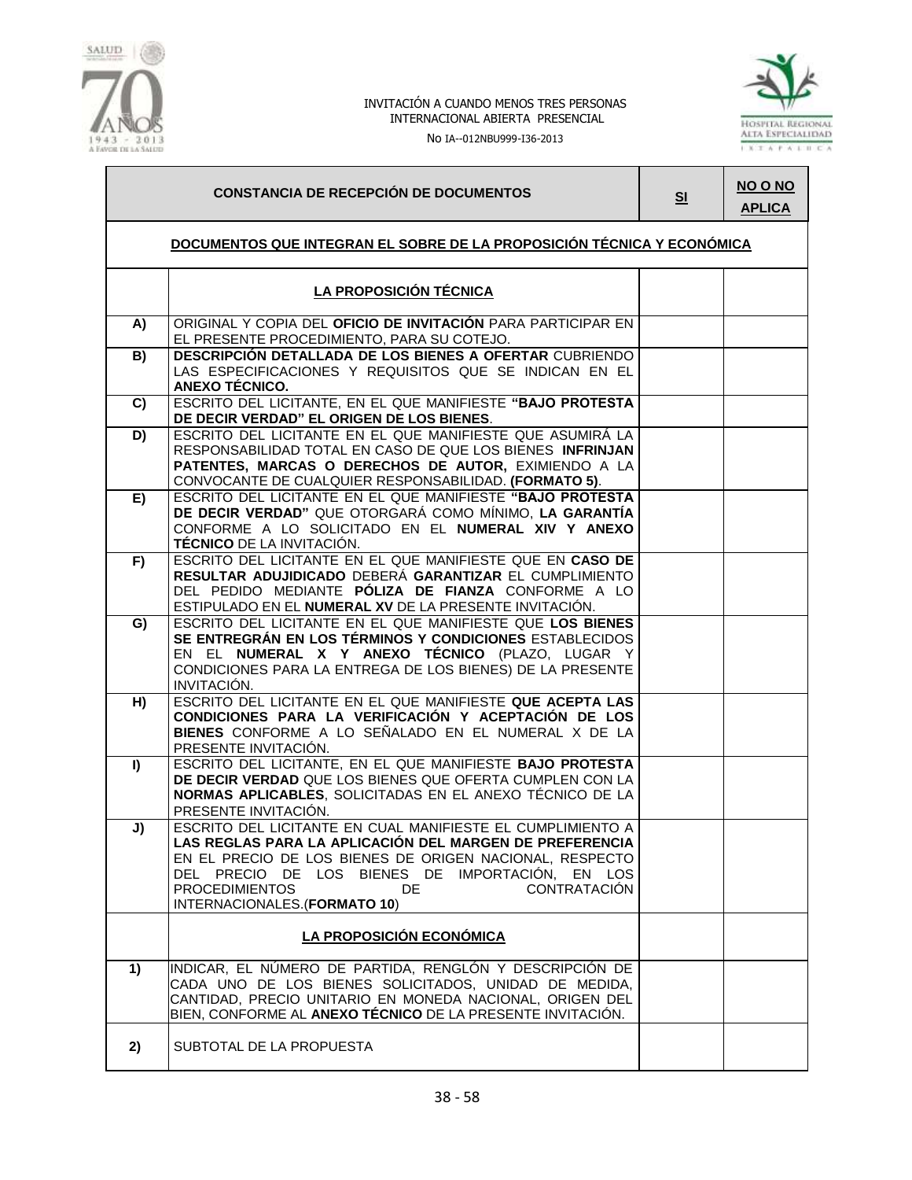INVITACIÓN A CUANDO MENOS TRES PERSONAS
INTERNACIONAL ABIERTA PRESENCIAL

No IA--012NBU999-I36-2013

| | CONSTANCIA DE RECEPCIÓN DE DOCUMENTOS | SI | NO O NO APLICA |
|---|---|---|---|
| | **DOCUMENTOS QUE INTEGRAN EL SOBRE DE LA PROPOSICIÓN TÉCNICA Y ECONÓMICA** | | |
| | **LA PROPOSICIÓN TÉCNICA** | | |
| **A)** | ORIGINAL Y COPIA DEL **OFICIO DE INVITACIÓN** PARA PARTICIPAR EN EL PRESENTE PROCEDIMIENTO, PARA SU COTEJO. | | |
| **B)** | **DESCRIPCIÓN DETALLADA DE LOS BIENES A OFERTAR** CUBRIENDO LAS ESPECIFICACIONES Y REQUISITOS QUE SE INDICAN EN EL **ANEXO TÉCNICO.** | | |
| **C)** | ESCRITO DEL LICITANTE, EN EL QUE MANIFIESTE **"BAJO PROTESTA DE DECIR VERDAD" EL ORIGEN DE LOS BIENES**. | | |
| **D)** | ESCRITO DEL LICITANTE EN EL QUE MANIFIESTE QUE ASUMIRÁ LA RESPONSABILIDAD TOTAL EN CASO DE QUE LOS BIENES **INFRINJAN PATENTES, MARCAS O DERECHOS DE AUTOR,** EXIMIENDO A LA CONVOCANTE DE CUALQUIER RESPONSABILIDAD. **(FORMATO 5)**. | | |
| **E)** | ESCRITO DEL LICITANTE EN EL QUE MANIFIESTE **"BAJO PROTESTA DE DECIR VERDAD"** QUE OTORGARÁ COMO MÍNIMO, **LA GARANTÍA** CONFORME A LO SOLICITADO EN EL **NUMERAL XIV Y ANEXO TÉCNICO** DE LA INVITACIÓN. | | |
| **F)** | ESCRITO DEL LICITANTE EN EL QUE MANIFIESTE QUE EN **CASO DE RESULTAR ADUJIDICADO** DEBERÁ **GARANTIZAR** EL CUMPLIMIENTO DEL PEDIDO MEDIANTE **PÓLIZA DE FIANZA** CONFORME A LO ESTIPULADO EN EL **NUMERAL XV** DE LA PRESENTE INVITACIÓN. | | |
| **G)** | ESCRITO DEL LICITANTE EN EL QUE MANIFIESTE QUE **LOS BIENES SE ENTREGRÁN EN LOS TÉRMINOS Y CONDICIONES** ESTABLECIDOS EN EL **NUMERAL X Y ANEXO TÉCNICO** (PLAZO, LUGAR Y CONDICIONES PARA LA ENTREGA DE LOS BIENES) DE LA PRESENTE INVITACIÓN. | | |
| **H)** | ESCRITO DEL LICITANTE EN EL QUE MANIFIESTE **QUE ACEPTA LAS CONDICIONES PARA LA VERIFICACIÓN Y ACEPTACIÓN DE LOS BIENES** CONFORME A LO SEÑALADO EN EL NUMERAL X DE LA PRESENTE INVITACIÓN. | | |
| **I)** | ESCRITO DEL LICITANTE, EN EL QUE MANIFIESTE **BAJO PROTESTA DE DECIR VERDAD** QUE LOS BIENES QUE OFERTA CUMPLEN CON LA **NORMAS APLICABLES**, SOLICITADAS EN EL ANEXO TÉCNICO DE LA PRESENTE INVITACIÓN. | | |
| **J)** | ESCRITO DEL LICITANTE EN CUAL MANIFIESTE EL CUMPLIMIENTO A **LAS REGLAS PARA LA APLICACIÓN DEL MARGEN DE PREFERENCIA** EN EL PRECIO DE LOS BIENES DE ORIGEN NACIONAL, RESPECTO DEL PRECIO DE LOS BIENES DE IMPORTACIÓN, EN LOS PROCEDIMIENTOS DE CONTRATACIÓN INTERNACIONALES.(**FORMATO 10**) | | |
| | **LA PROPOSICIÓN ECONÓMICA** | | |
| **1)** | INDICAR, EL NÚMERO DE PARTIDA, RENGLÓN Y DESCRIPCIÓN DE CADA UNO DE LOS BIENES SOLICITADOS, UNIDAD DE MEDIDA, CANTIDAD, PRECIO UNITARIO EN MONEDA NACIONAL, ORIGEN DEL BIEN, CONFORME AL **ANEXO TÉCNICO** DE LA PRESENTE INVITACIÓN. | | |
| **2)** | SUBTOTAL DE LA PROPUESTA | | |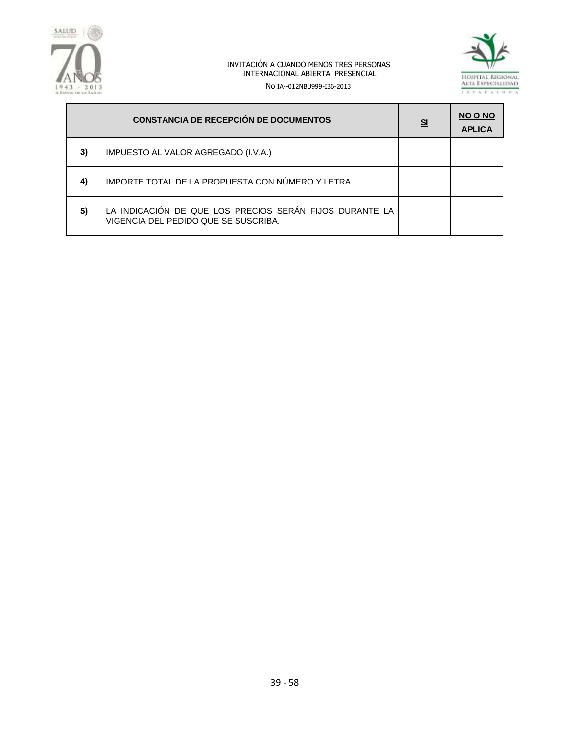| CONSTANCIA DE RECEPCIÓN DE DOCUMENTOS | | SI | NO O NO APLICA |
|---|---|---|---|
| 3) | IMPUESTO AL VALOR AGREGADO (I.V.A.) | | |
| 4) | IMPORTE TOTAL DE LA PROPUESTA CON NÚMERO Y LETRA. | | |
| 5) | LA INDICACIÓN DE QUE LOS PRECIOS SERÁN FIJOS DURANTE LA VIGENCIA DEL PEDIDO QUE SE SUSCRIBA. | | |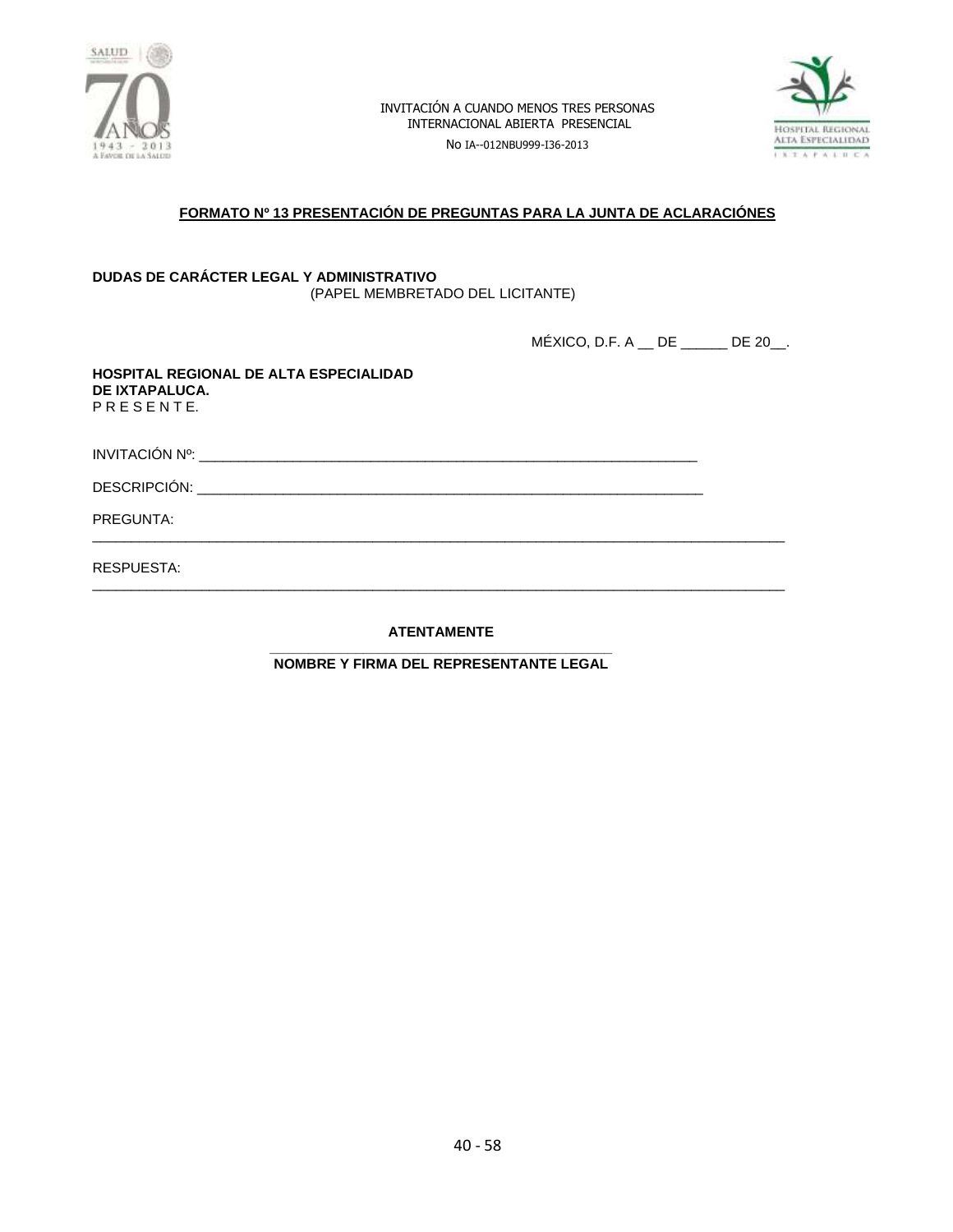INVITACIÓN A CUANDO MENOS TRES PERSONAS
INTERNACIONAL ABIERTA PRESENCIAL
No IA--012NBU999-I36-2013

## FORMATO Nº 13 PRESENTACIÓN DE PREGUNTAS PARA LA JUNTA DE ACLARACIÓNES

**DUDAS DE CARÁCTER LEGAL Y ADMINISTRATIVO**
(PAPEL MEMBRETADO DEL LICITANTE)

MÉXICO, D.F. A __ DE ______ DE 20__.

**HOSPITAL REGIONAL DE ALTA ESPECIALIDAD**
**DE IXTAPALUCA.**
P R E S E N T E.

INVITACIÓN Nº: ____________________________________________________________

DESCRIPCIÓN: ____________________________________________________________

PREGUNTA:
______________________________________________________________________________

RESPUESTA:
______________________________________________________________________________

**ATENTAMENTE**

______________________________________

**NOMBRE Y FIRMA DEL REPRESENTANTE LEGAL**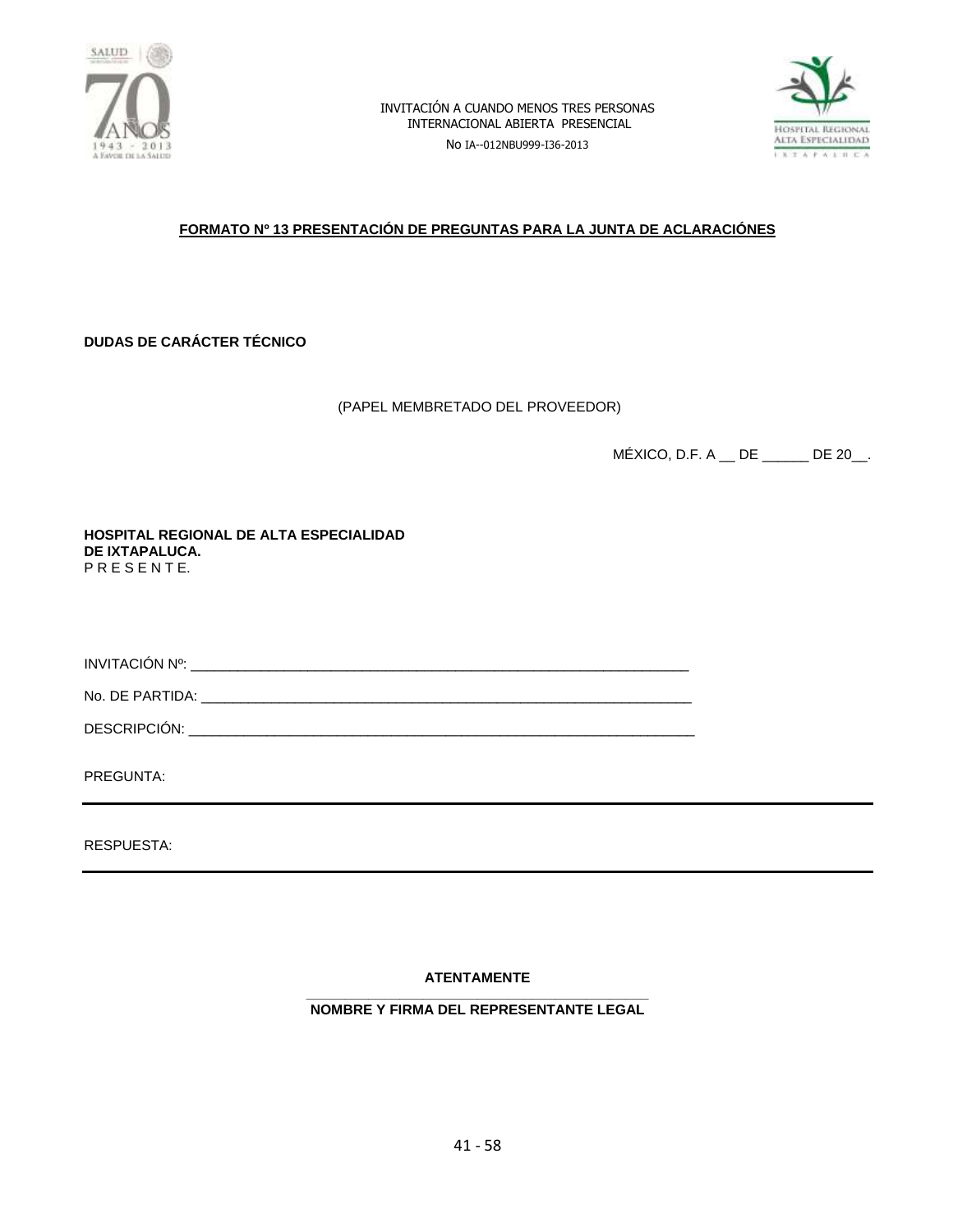INVITACIÓN A CUANDO MENOS TRES PERSONAS
INTERNACIONAL ABIERTA PRESENCIAL

No IA--012NBU999-I36-2013

**FORMATO Nº 13 PRESENTACIÓN DE PREGUNTAS PARA LA JUNTA DE ACLARACIÓNES**

**DUDAS DE CARÁCTER TÉCNICO**

(PAPEL MEMBRETADO DEL PROVEEDOR)

MÉXICO, D.F. A __ DE ______ DE 20__.

**HOSPITAL REGIONAL DE ALTA ESPECIALIDAD**
**DE IXTAPALUCA.**
P R E S E N T E.

INVITACIÓN Nº: ____________________________________________________________

No. DE PARTIDA: ____________________________________________________________

DESCRIPCIÓN: ______________________________________________________________

PREGUNTA:

---

RESPUESTA:

---

**ATENTAMENTE**

_________________________________________

**NOMBRE Y FIRMA DEL REPRESENTANTE LEGAL**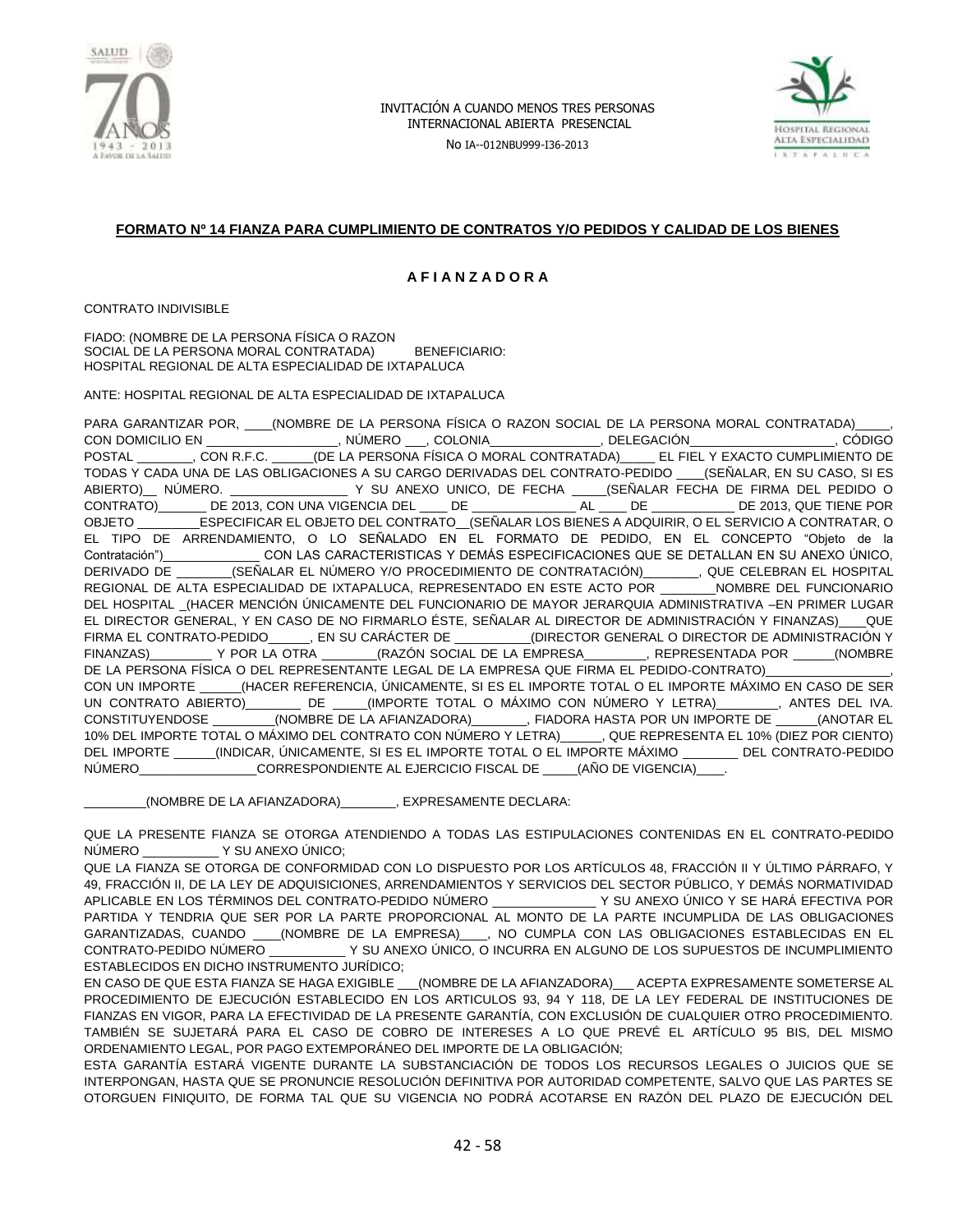**FORMATO Nº 14 FIANZA PARA CUMPLIMIENTO DE CONTRATOS Y/O PEDIDOS Y CALIDAD DE LOS BIENES**

**A F I A N Z A D O R A**

CONTRATO INDIVISIBLE

FIADO: (NOMBRE DE LA PERSONA FÍSICA O RAZON SOCIAL DE LA PERSONA MORAL CONTRATADA) BENEFICIARIO: HOSPITAL REGIONAL DE ALTA ESPECIALIDAD DE IXTAPALUCA

ANTE: HOSPITAL REGIONAL DE ALTA ESPECIALIDAD DE IXTAPALUCA

PARA GARANTIZAR POR, ____(NOMBRE DE LA PERSONA FÍSICA O RAZON SOCIAL DE LA PERSONA MORAL CONTRATADA)_____, CON DOMICILIO EN __________________, NÚMERO ___, COLONIA_______________, DELEGACIÓN____________________, CÓDIGO POSTAL ________, CON R.F.C. ______(DE LA PERSONA FÍSICA O MORAL CONTRATADA)_____ EL FIEL Y EXACTO CUMPLIMIENTO DE TODAS Y CADA UNA DE LAS OBLIGACIONES A SU CARGO DERIVADAS DEL CONTRATO-PEDIDO ____(SEÑALAR, EN SU CASO, SI ES ABIERTO)__ NÚMERO. ________________ Y SU ANEXO UNICO, DE FECHA _____(SEÑALAR FECHA DE FIRMA DEL PEDIDO O CONTRATO)_______ DE 2013, CON UNA VIGENCIA DEL ____ DE ______________ AL ____ DE ___________ DE 2013, QUE TIENE POR OBJETO _________ESPECIFICAR EL OBJETO DEL CONTRATO__(SEÑALAR LOS BIENES A ADQUIRIR, O EL SERVICIO A CONTRATAR, O EL TIPO DE ARRENDAMIENTO, O LO SEÑALADO EN EL FORMATO DE PEDIDO, EN EL CONCEPTO "Objeto de la Contratación")_____________ CON LAS CARACTERISTICAS Y DEMÁS ESPECIFICACIONES QUE SE DETALLAN EN SU ANEXO ÚNICO, DERIVADO DE ________(SEÑALAR EL NÚMERO Y/O PROCEDIMIENTO DE CONTRATACIÓN)________, QUE CELEBRAN EL HOSPITAL REGIONAL DE ALTA ESPECIALIDAD DE IXTAPALUCA, REPRESENTADO EN ESTE ACTO POR ________NOMBRE DEL FUNCIONARIO DEL HOSPITAL _(HACER MENCIÓN ÚNICAMENTE DEL FUNCIONARIO DE MAYOR JERARQUIA ADMINISTRATIVA –EN PRIMER LUGAR EL DIRECTOR GENERAL, Y EN CASO DE NO FIRMARLO ÉSTE, SEÑALAR AL DIRECTOR DE ADMINISTRACIÓN Y FINANZAS)____QUE FIRMA EL CONTRATO-PEDIDO______, EN SU CARÁCTER DE __________(DIRECTOR GENERAL O DIRECTOR DE ADMINISTRACIÓN Y FINANZAS)_________ Y POR LA OTRA ________(RAZÓN SOCIAL DE LA EMPRESA_________, REPRESENTADA POR ______(NOMBRE DE LA PERSONA FÍSICA O DEL REPRESENTANTE LEGAL DE LA EMPRESA QUE FIRMA EL PEDIDO-CONTRATO)_________________, CON UN IMPORTE ______(HACER REFERENCIA, ÚNICAMENTE, SI ES EL IMPORTE TOTAL O EL IMPORTE MÁXIMO EN CASO DE SER UN CONTRATO ABIERTO)________ DE _____(IMPORTE TOTAL O MÁXIMO CON NÚMERO Y LETRA)_________, ANTES DEL IVA. CONSTITUYENDOSE _________(NOMBRE DE LA AFIANZADORA)________, FIADORA HASTA POR UN IMPORTE DE ______(ANOTAR EL 10% DEL IMPORTE TOTAL O MÁXIMO DEL CONTRATO CON NÚMERO Y LETRA)______, QUE REPRESENTA EL 10% (DIEZ POR CIENTO) DEL IMPORTE ______(INDICAR, ÚNICAMENTE, SI ES EL IMPORTE TOTAL O EL IMPORTE MÁXIMO ________ DEL CONTRATO-PEDIDO NÚMERO_________________CORRESPONDIENTE AL EJERCICIO FISCAL DE _____(AÑO DE VIGENCIA)____.

_________(NOMBRE DE LA AFIANZADORA)________, EXPRESAMENTE DECLARA:

QUE LA PRESENTE FIANZA SE OTORGA ATENDIENDO A TODAS LAS ESTIPULACIONES CONTENIDAS EN EL CONTRATO-PEDIDO NÚMERO ___________ Y SU ANEXO ÚNICO;

QUE LA FIANZA SE OTORGA DE CONFORMIDAD CON LO DISPUESTO POR LOS ARTÍCULOS 48, FRACCIÓN II Y ÚLTIMO PÁRRAFO, Y 49, FRACCIÓN II, DE LA LEY DE ADQUISICIONES, ARRENDAMIENTOS Y SERVICIOS DEL SECTOR PÚBLICO, Y DEMÁS NORMATIVIDAD APLICABLE EN LOS TÉRMINOS DEL CONTRATO-PEDIDO NÚMERO ______________ Y SU ANEXO ÚNICO Y SE HARÁ EFECTIVA POR PARTIDA Y TENDRIA QUE SER POR LA PARTE PROPORCIONAL AL MONTO DE LA PARTE INCUMPLIDA DE LAS OBLIGACIONES GARANTIZADAS, CUANDO ____(NOMBRE DE LA EMPRESA)____, NO CUMPLA CON LAS OBLIGACIONES ESTABLECIDAS EN EL CONTRATO-PEDIDO NÚMERO ___________ Y SU ANEXO ÚNICO, O INCURRA EN ALGUNO DE LOS SUPUESTOS DE INCUMPLIMIENTO ESTABLECIDOS EN DICHO INSTRUMENTO JURÍDICO;

EN CASO DE QUE ESTA FIANZA SE HAGA EXIGIBLE ___(NOMBRE DE LA AFIANZADORA)___ ACEPTA EXPRESAMENTE SOMETERSE AL PROCEDIMIENTO DE EJECUCIÓN ESTABLECIDO EN LOS ARTICULOS 93, 94 Y 118, DE LA LEY FEDERAL DE INSTITUCIONES DE FIANZAS EN VIGOR, PARA LA EFECTIVIDAD DE LA PRESENTE GARANTÍA, CON EXCLUSIÓN DE CUALQUIER OTRO PROCEDIMIENTO. TAMBIÉN SE SUJETARÁ PARA EL CASO DE COBRO DE INTERESES A LO QUE PREVÉ EL ARTÍCULO 95 BIS, DEL MISMO ORDENAMIENTO LEGAL, POR PAGO EXTEMPORÁNEO DEL IMPORTE DE LA OBLIGACIÓN;

ESTA GARANTÍA ESTARÁ VIGENTE DURANTE LA SUBSTANCIACIÓN DE TODOS LOS RECURSOS LEGALES O JUICIOS QUE SE INTERPONGAN, HASTA QUE SE PRONUNCIE RESOLUCIÓN DEFINITIVA POR AUTORIDAD COMPETENTE, SALVO QUE LAS PARTES SE OTORGUEN FINIQUITO, DE FORMA TAL QUE SU VIGENCIA NO PODRÁ ACOTARSE EN RAZÓN DEL PLAZO DE EJECUCIÓN DEL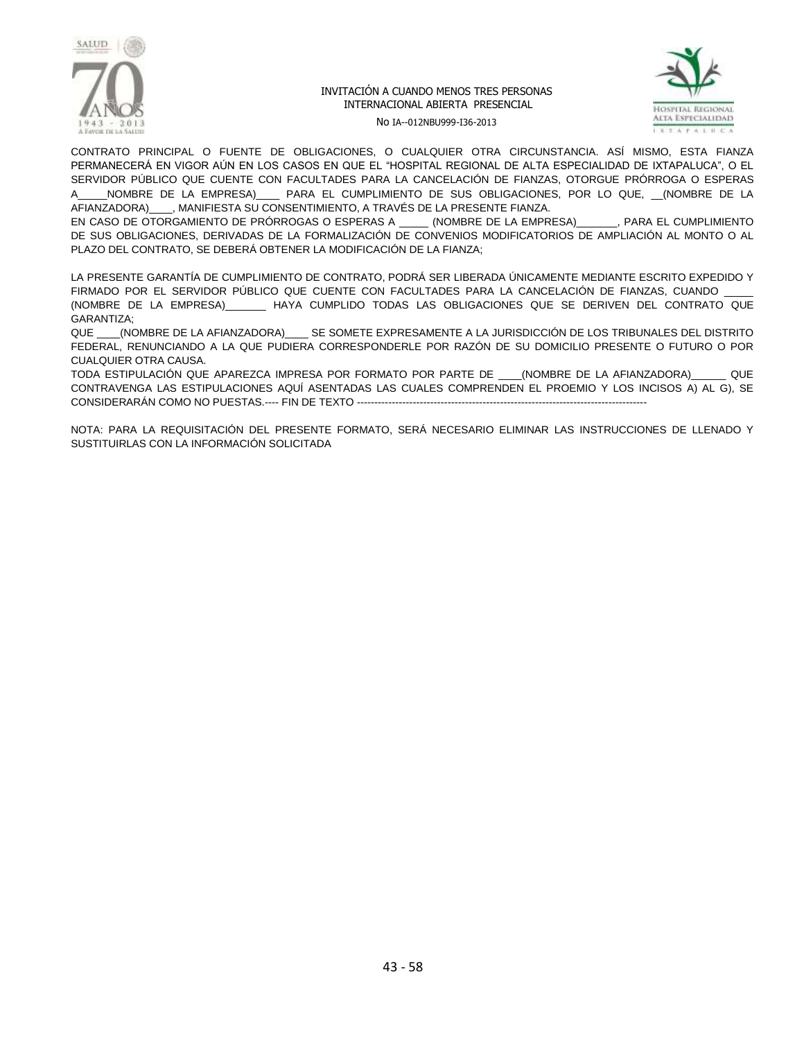CONTRATO PRINCIPAL O FUENTE DE OBLIGACIONES, O CUALQUIER OTRA CIRCUNSTANCIA. ASÍ MISMO, ESTA FIANZA PERMANECERÁ EN VIGOR AÚN EN LOS CASOS EN QUE EL "HOSPITAL REGIONAL DE ALTA ESPECIALIDAD DE IXTAPALUCA", O EL SERVIDOR PÚBLICO QUE CUENTE CON FACULTADES PARA LA CANCELACIÓN DE FIANZAS, OTORGUE PRÓRROGA O ESPERAS A_____NOMBRE DE LA EMPRESA)____ PARA EL CUMPLIMIENTO DE SUS OBLIGACIONES, POR LO QUE, __(NOMBRE DE LA AFIANZADORA)____, MANIFIESTA SU CONSENTIMIENTO, A TRAVÉS DE LA PRESENTE FIANZA.

EN CASO DE OTORGAMIENTO DE PRÓRROGAS O ESPERAS A _____ (NOMBRE DE LA EMPRESA)_______, PARA EL CUMPLIMIENTO DE SUS OBLIGACIONES, DERIVADAS DE LA FORMALIZACIÓN DE CONVENIOS MODIFICATORIOS DE AMPLIACIÓN AL MONTO O AL PLAZO DEL CONTRATO, SE DEBERÁ OBTENER LA MODIFICACIÓN DE LA FIANZA;

LA PRESENTE GARANTÍA DE CUMPLIMIENTO DE CONTRATO, PODRÁ SER LIBERADA ÚNICAMENTE MEDIANTE ESCRITO EXPEDIDO Y FIRMADO POR EL SERVIDOR PÚBLICO QUE CUENTE CON FACULTADES PARA LA CANCELACIÓN DE FIANZAS, CUANDO _____ (NOMBRE DE LA EMPRESA)_______ HAYA CUMPLIDO TODAS LAS OBLIGACIONES QUE SE DERIVEN DEL CONTRATO QUE GARANTIZA;

QUE ____(NOMBRE DE LA AFIANZADORA)____ SE SOMETE EXPRESAMENTE A LA JURISDICCIÓN DE LOS TRIBUNALES DEL DISTRITO FEDERAL, RENUNCIANDO A LA QUE PUDIERA CORRESPONDERLE POR RAZÓN DE SU DOMICILIO PRESENTE O FUTURO O POR CUALQUIER OTRA CAUSA.

TODA ESTIPULACIÓN QUE APAREZCA IMPRESA POR FORMATO POR PARTE DE ____(NOMBRE DE LA AFIANZADORA)______ QUE CONTRAVENGA LAS ESTIPULACIONES AQUÍ ASENTADAS LAS CUALES COMPRENDEN EL PROEMIO Y LOS INCISOS A) AL G), SE CONSIDERARÁN COMO NO PUESTAS.---- FIN DE TEXTO ----------------------------------------------------------------------------------------

NOTA: PARA LA REQUISITACIÓN DEL PRESENTE FORMATO, SERÁ NECESARIO ELIMINAR LAS INSTRUCCIONES DE LLENADO Y SUSTITUIRLAS CON LA INFORMACIÓN SOLICITADA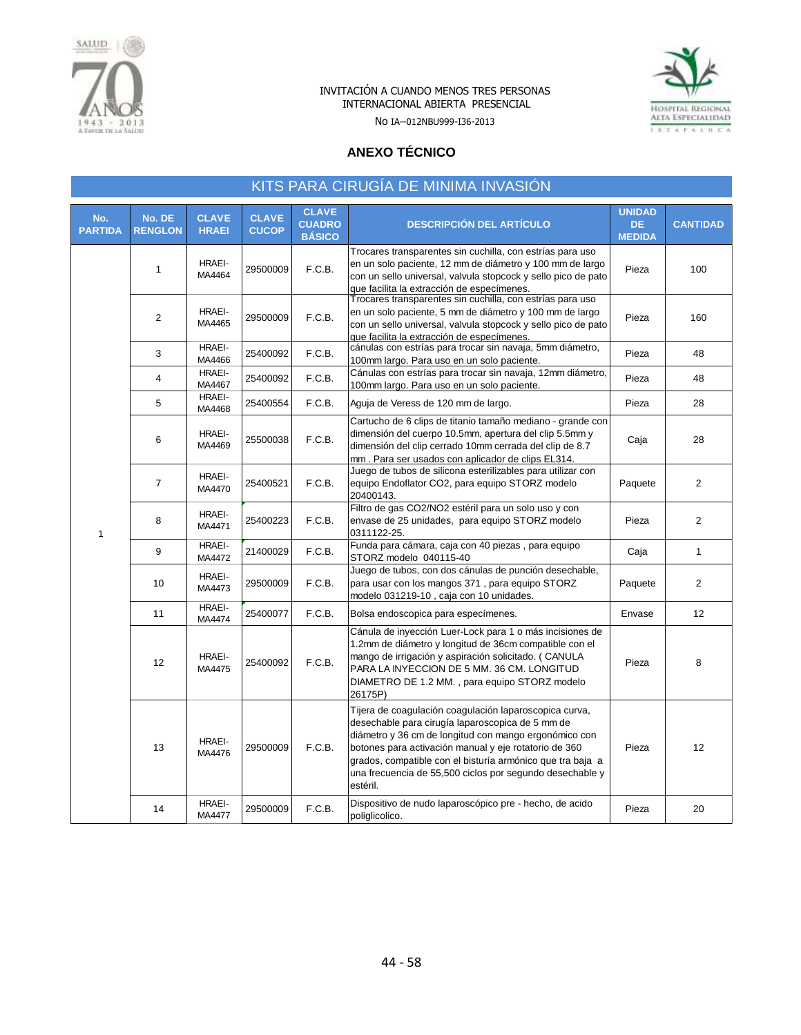INVITACIÓN A CUANDO MENOS TRES PERSONAS
INTERNACIONAL ABIERTA PRESENCIAL

No IA--012NBU999-I36-2013

## ANEXO TÉCNICO

### KITS PARA CIRUGÍA DE MINIMA INVASIÓN

| No. PARTIDA | No. DE RENGLON | CLAVE HRAEI | CLAVE CUCOP | CLAVE CUADRO BÁSICO | DESCRIPCIÓN DEL ARTÍCULO | UNIDAD DE MEDIDA | CANTIDAD |
|---|---|---|---|---|---|---|---|
| 1 | 1 | HRAEI-MA4464 | 29500009 | F.C.B. | Trocares transparentes sin cuchilla, con estrías para uso en un solo paciente, 12 mm de diámetro y 100 mm de largo con un sello universal, valvula stopcock y sello pico de pato que facilita la extracción de especímenes. | Pieza | 100 |
| | 2 | HRAEI-MA4465 | 29500009 | F.C.B. | Trocares transparentes sin cuchilla, con estrías para uso en un solo paciente, 5 mm de diámetro y 100 mm de largo con un sello universal, valvula stopcock y sello pico de pato que facilita la extracción de especímenes. | Pieza | 160 |
| | 3 | HRAEI-MA4466 | 25400092 | F.C.B. | cánulas con estrías para trocar sin navaja, 5mm diámetro, 100mm largo. Para uso en un solo paciente. | Pieza | 48 |
| | 4 | HRAEI-MA4467 | 25400092 | F.C.B. | Cánulas con estrías para trocar sin navaja, 12mm diámetro, 100mm largo. Para uso en un solo paciente. | Pieza | 48 |
| | 5 | HRAEI-MA4468 | 25400554 | F.C.B. | Aguja de Veress de 120 mm de largo. | Pieza | 28 |
| | 6 | HRAEI-MA4469 | 25500038 | F.C.B. | Cartucho de 6 clips de titanio tamaño mediano - grande con dimensión del cuerpo 10.5mm, apertura del clip 5.5mm y dimensión del clip cerrado 10mm cerrada del clip de 8.7 mm . Para ser usados con aplicador de clips EL314. | Caja | 28 |
| | 7 | HRAEI-MA4470 | 25400521 | F.C.B. | Juego de tubos de silicona esterilizables para utilizar con equipo Endoflator CO2, para equipo STORZ modelo 20400143. | Paquete | 2 |
| | 8 | HRAEI-MA4471 | 25400223 | F.C.B. | Filtro de gas CO2/NO2 estéril para un solo uso y con envase de 25 unidades, para equipo STORZ modelo 0311122-25. | Pieza | 2 |
| | 9 | HRAEI-MA4472 | 21400029 | F.C.B. | Funda para cámara, caja con 40 piezas , para equipo STORZ modelo 040115-40 | Caja | 1 |
| | 10 | HRAEI-MA4473 | 29500009 | F.C.B. | Juego de tubos, con dos cánulas de punción desechable, para usar con los mangos 371 , para equipo STORZ modelo 031219-10 , caja con 10 unidades. | Paquete | 2 |
| | 11 | HRAEI-MA4474 | 25400077 | F.C.B. | Bolsa endoscopica para especímenes. | Envase | 12 |
| | 12 | HRAEI-MA4475 | 25400092 | F.C.B. | Cánula de inyección Luer-Lock para 1 o más incisiones de 1.2mm de diámetro y longitud de 36cm compatible con el mango de irrigación y aspiración solicitado. ( CANULA PARA LA INYECCION DE 5 MM. 36 CM. LONGITUD DIAMETRO DE 1.2 MM. , para equipo STORZ modelo 26175P) | Pieza | 8 |
| | 13 | HRAEI-MA4476 | 29500009 | F.C.B. | Tijera de coagulación coagulación laparoscopica curva, desechable para cirugía laparoscopica de 5 mm de diámetro y 36 cm de longitud con mango ergonómico con botones para activación manual y eje rotatorio de 360 grados, compatible con el bisturía armónico que tra baja a una frecuencia de 55,500 ciclos por segundo desechable y estéril. | Pieza | 12 |
| | 14 | HRAEI-MA4477 | 29500009 | F.C.B. | Dispositivo de nudo laparoscópico pre - hecho, de acido poliglicolico. | Pieza | 20 |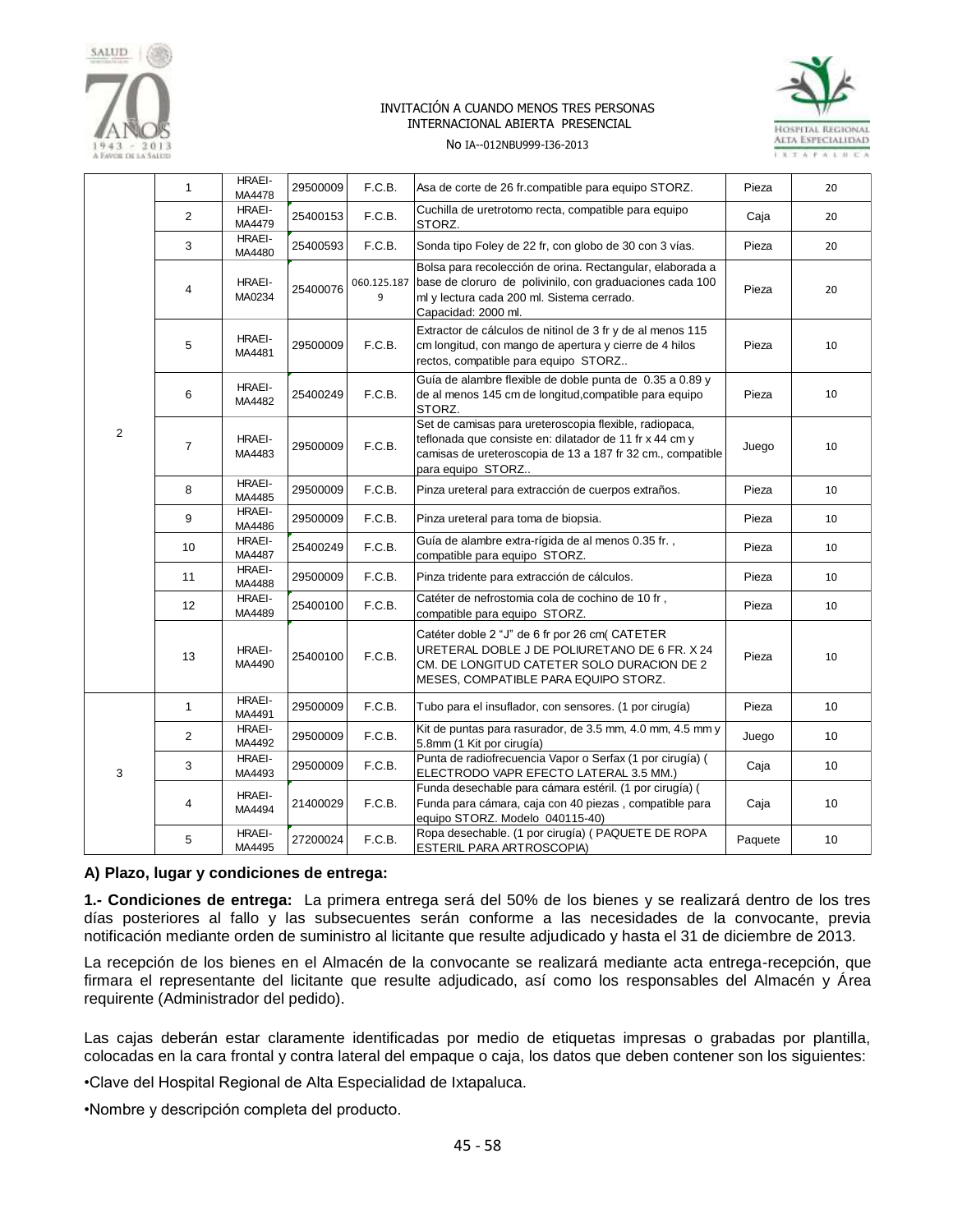| | | | | | | | |
|---|---|---|---|---|---|---|---|
| 2 | 1 | HRAEI-MA4478 | 29500009 | F.C.B. | Asa de corte de 26 fr.compatible para equipo STORZ. | Pieza | 20 |
| | 2 | HRAEI-MA4479 | 25400153 | F.C.B. | Cuchilla de uretrotomo recta, compatible para equipo STORZ. | Caja | 20 |
| | 3 | HRAEI-MA4480 | 25400593 | F.C.B. | Sonda tipo Foley de 22 fr, con globo de 30 con 3 vías. | Pieza | 20 |
| | 4 | HRAEI-MA0234 | 25400076 | 060.125.1879 | Bolsa para recolección de orina. Rectangular, elaborada a base de cloruro de polivinilo, con graduaciones cada 100 ml y lectura cada 200 ml. Sistema cerrado. Capacidad: 2000 ml. | Pieza | 20 |
| | 5 | HRAEI-MA4481 | 29500009 | F.C.B. | Extractor de cálculos de nitinol de 3 fr y de al menos 115 cm longitud, con mango de apertura y cierre de 4 hilos rectos, compatible para equipo STORZ.. | Pieza | 10 |
| | 6 | HRAEI-MA4482 | 25400249 | F.C.B. | Guía de alambre flexible de doble punta de 0.35 a 0.89 y de al menos 145 cm de longitud,compatible para equipo STORZ. | Pieza | 10 |
| | 7 | HRAEI-MA4483 | 29500009 | F.C.B. | Set de camisas para ureteroscopia flexible, radiopaca, teflonada que consiste en: dilatador de 11 fr x 44 cm y camisas de ureteroscopia de 13 a 187 fr 32 cm., compatible para equipo STORZ.. | Juego | 10 |
| | 8 | HRAEI-MA4485 | 29500009 | F.C.B. | Pinza ureteral para extracción de cuerpos extraños. | Pieza | 10 |
| | 9 | HRAEI-MA4486 | 29500009 | F.C.B. | Pinza ureteral para toma de biopsia. | Pieza | 10 |
| | 10 | HRAEI-MA4487 | 25400249 | F.C.B. | Guía de alambre extra-rígida de al menos 0.35 fr. , compatible para equipo STORZ. | Pieza | 10 |
| | 11 | HRAEI-MA4488 | 29500009 | F.C.B. | Pinza tridente para extracción de cálculos. | Pieza | 10 |
| | 12 | HRAEI-MA4489 | 25400100 | F.C.B. | Catéter de nefrostomia cola de cochino de 10 fr , compatible para equipo STORZ. | Pieza | 10 |
| | 13 | HRAEI-MA4490 | 25400100 | F.C.B. | Catéter doble 2 "J" de 6 fr por 26 cm( CATETER URETERAL DOBLE J DE POLIURETANO DE 6 FR. X 24 CM. DE LONGITUD CATETER SOLO DURACION DE 2 MESES, COMPATIBLE PARA EQUIPO STORZ. | Pieza | 10 |
| 3 | 1 | HRAEI-MA4491 | 29500009 | F.C.B. | Tubo para el insuflador, con sensores. (1 por cirugía) | Pieza | 10 |
| | 2 | HRAEI-MA4492 | 29500009 | F.C.B. | Kit de puntas para rasurador, de 3.5 mm, 4.0 mm, 4.5 mm y 5.8mm (1 Kit por cirugía) | Juego | 10 |
| | 3 | HRAEI-MA4493 | 29500009 | F.C.B. | Punta de radiofrecuencia Vapor o Serfax (1 por cirugía) ( ELECTRODO VAPR EFECTO LATERAL 3.5 MM.) | Caja | 10 |
| | 4 | HRAEI-MA4494 | 21400029 | F.C.B. | Funda desechable para cámara estéril. (1 por cirugía) ( Funda para cámara, caja con 40 piezas , compatible para equipo STORZ. Modelo 040115-40) | Caja | 10 |
| | 5 | HRAEI-MA4495 | 27200024 | F.C.B. | Ropa desechable. (1 por cirugía) ( PAQUETE DE ROPA ESTERIL PARA ARTROSCOPIA) | Paquete | 10 |

**A) Plazo, lugar y condiciones de entrega:**

**1.- Condiciones de entrega:** La primera entrega será del 50% de los bienes y se realizará dentro de los tres días posteriores al fallo y las subsecuentes serán conforme a las necesidades de la convocante, previa notificación mediante orden de suministro al licitante que resulte adjudicado y hasta el 31 de diciembre de 2013.

La recepción de los bienes en el Almacén de la convocante se realizará mediante acta entrega-recepción, que firmara el representante del licitante que resulte adjudicado, así como los responsables del Almacén y Área requirente (Administrador del pedido).

Las cajas deberán estar claramente identificadas por medio de etiquetas impresas o grabadas por plantilla, colocadas en la cara frontal y contra lateral del empaque o caja, los datos que deben contener son los siguientes:

•Clave del Hospital Regional de Alta Especialidad de Ixtapaluca.

•Nombre y descripción completa del producto.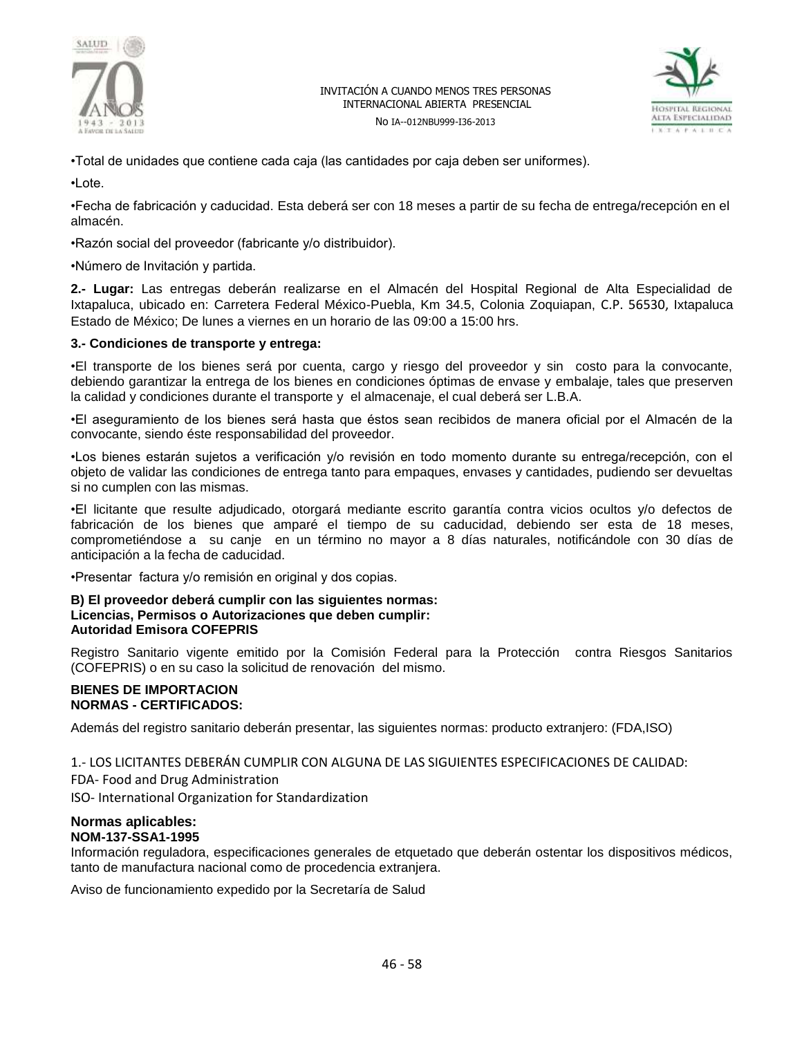•Total de unidades que contiene cada caja (las cantidades por caja deben ser uniformes).

•Lote.

•Fecha de fabricación y caducidad. Esta deberá ser con 18 meses a partir de su fecha de entrega/recepción en el almacén.

•Razón social del proveedor (fabricante y/o distribuidor).

•Número de Invitación y partida.

**2.- Lugar:** Las entregas deberán realizarse en el Almacén del Hospital Regional de Alta Especialidad de Ixtapaluca, ubicado en: Carretera Federal México-Puebla, Km 34.5, Colonia Zoquiapan, C.P. 56530, Ixtapaluca Estado de México; De lunes a viernes en un horario de las 09:00 a 15:00 hrs.

**3.- Condiciones de transporte y entrega:**

•El transporte de los bienes será por cuenta, cargo y riesgo del proveedor y sin costo para la convocante, debiendo garantizar la entrega de los bienes en condiciones óptimas de envase y embalaje, tales que preserven la calidad y condiciones durante el transporte y el almacenaje, el cual deberá ser L.B.A.

•El aseguramiento de los bienes será hasta que éstos sean recibidos de manera oficial por el Almacén de la convocante, siendo éste responsabilidad del proveedor.

•Los bienes estarán sujetos a verificación y/o revisión en todo momento durante su entrega/recepción, con el objeto de validar las condiciones de entrega tanto para empaques, envases y cantidades, pudiendo ser devueltas si no cumplen con las mismas.

•El licitante que resulte adjudicado, otorgará mediante escrito garantía contra vicios ocultos y/o defectos de fabricación de los bienes que amparé el tiempo de su caducidad, debiendo ser esta de 18 meses, comprometiéndose a su canje en un término no mayor a 8 días naturales, notificándole con 30 días de anticipación a la fecha de caducidad.

•Presentar factura y/o remisión en original y dos copias.

**B) El proveedor deberá cumplir con las siguientes normas:**
**Licencias, Permisos o Autorizaciones que deben cumplir:**
**Autoridad Emisora COFEPRIS**

Registro Sanitario vigente emitido por la Comisión Federal para la Protección contra Riesgos Sanitarios (COFEPRIS) o en su caso la solicitud de renovación del mismo.

**BIENES DE IMPORTACION**
**NORMAS - CERTIFICADOS:**

Además del registro sanitario deberán presentar, las siguientes normas: producto extranjero: (FDA,ISO)

1.- LOS LICITANTES DEBERÁN CUMPLIR CON ALGUNA DE LAS SIGUIENTES ESPECIFICACIONES DE CALIDAD:

FDA- Food and Drug Administration

ISO- International Organization for Standardization

**Normas aplicables:**
**NOM-137-SSA1-1995**

Información reguladora, especificaciones generales de etiquetado que deberán ostentar los dispositivos médicos, tanto de manufactura nacional como de procedencia extranjera.

Aviso de funcionamiento expedido por la Secretaría de Salud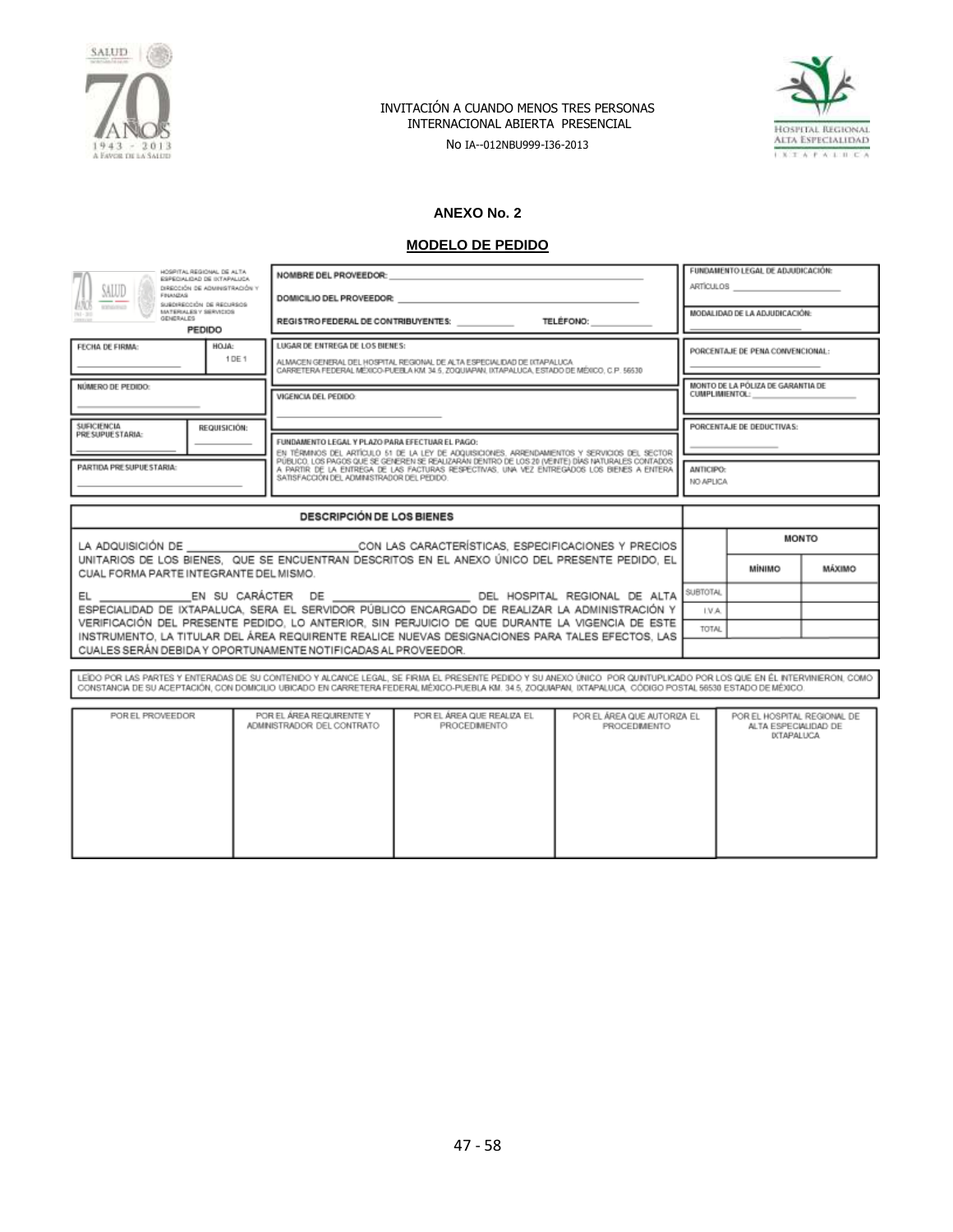INVITACIÓN A CUANDO MENOS TRES PERSONAS INTERNACIONAL ABIERTA PRESENCIAL

No IA--012NBU999-I36-2013

## ANEXO No. 2

## MODELO DE PEDIDO

| HOSPITAL REGIONAL DE ALTA ESPECIALIDAD DE IXTAPALUCA<br>DIRECCIÓN DE ADMINISTRACIÓN Y FINANZAS<br>SUBDIRECCIÓN DE RECURSOS MATERIALES Y SERVICIOS GENERALES<br>**PEDIDO** | | NOMBRE DEL PROVEEDOR: ____________<br>DOMICILIO DEL PROVEEDOR: ____________<br>REGISTRO FEDERAL DE CONTRIBUYENTES: ________ TELÉFONO: ________ | FUNDAMENTO LEGAL DE ADJUDICACIÓN:<br>ARTÍCULOS ____________<br>MODALIDAD DE LA ADJUDICACIÓN:<br>____________ |
|---|---|---|---|
| FECHA DE FIRMA:<br>____________ | HOJA:<br>1 DE 1 | LUGAR DE ENTREGA DE LOS BIENES:<br>ALMACEN GENERAL DEL HOSPITAL REGIONAL DE ALTA ESPECIALIDAD DE IXTAPALUCA<br>CARRETERA FEDERAL MÉXICO-PUEBLA KM. 34.5, ZOQUIAPAN, IXTAPALUCA, ESTADO DE MÉXICO, C.P. 56530 | PORCENTAJE DE PENA CONVENCIONAL:<br>____________ |
| NÚMERO DE PEDIDO:<br>____________ | | VIGENCIA DEL PEDIDO:<br>____________ | MONTO DE LA PÓLIZA DE GARANTIA DE CUMPLIMIENTOL: ____________ |
| SUFICIENCIA PRESUPUESTARIA:<br>____________ | REQUISICIÓN:<br>____________ | FUNDAMENTO LEGAL Y PLAZO PARA EFECTUAR EL PAGO:<br>EN TÉRMINOS DEL ARTÍCULO 51 DE LA LEY DE ADQUISICIONES, ARRENDAMIENTOS Y SERVICIOS DEL SECTOR PÚBLICO, LOS PAGOS QUE SE GENEREN SE REALIZARAN DENTRO DE LOS 20 (VEINTE) DÍAS NATURALES CONTADOS A PARTIR DE LA ENTREGA DE LAS FACTURAS RESPECTIVAS, UNA VEZ ENTREGADOS LOS BIENES A ENTERA SATISFACCIÓN DEL ADMINISTRADOR DEL PEDIDO. | PORCENTAJE DE DEDUCTIVAS:<br>____________ |
| PARTIDA PRESUPUESTARIA:<br>____________ | | | ANTICIPO:<br>NO APLICA |

| DESCRIPCIÓN DE LOS BIENES | | MONTO | |
|---|---|---|---|
| LA ADQUISICIÓN DE ____________ CON LAS CARACTERÍSTICAS, ESPECIFICACIONES Y PRECIOS UNITARIOS DE LOS BIENES, QUE SE ENCUENTRAN DESCRITOS EN EL ANEXO ÚNICO DEL PRESENTE PEDIDO, EL CUAL FORMA PARTE INTEGRANTE DEL MISMO. | | MÍNIMO | MÁXIMO |
| EL ____________ EN SU CARÁCTER DE ____________ DEL HOSPITAL REGIONAL DE ALTA ESPECIALIDAD DE IXTAPALUCA, SERA EL SERVIDOR PÚBLICO ENCARGADO DE REALIZAR LA ADMINISTRACIÓN Y VERIFICACIÓN DEL PRESENTE PEDIDO, LO ANTERIOR, SIN PERJUICIO DE QUE DURANTE LA VIGENCIA DE ESTE INSTRUMENTO, LA TITULAR DEL ÁREA REQUIRENTE REALICE NUEVAS DESIGNACIONES PARA TALES EFECTOS, LAS CUALES SERÁN DEBIDA Y OPORTUNAMENTE NOTIFICADAS AL PROVEEDOR. | SUBTOTAL | | |
| | I.V.A. | | |
| | TOTAL | | |

LEÍDO POR LAS PARTES Y ENTERADAS DE SU CONTENIDO Y ALCANCE LEGAL, SE FIRMA EL PRESENTE PEDIDO Y SU ANEXO ÚNICO POR QUINTUPLICADO POR LOS QUE EN ÉL INTERVINIERON, COMO CONSTANCIA DE SU ACEPTACIÓN, CON DOMICILIO UBICADO EN CARRETERA FEDERAL MÉXICO-PUEBLA KM. 34.5, ZOQUIAPAN, IXTAPALUCA, CÓDIGO POSTAL 56530 ESTADO DE MÉXICO.

| POR EL PROVEEDOR | POR EL ÁREA REQUIRENTE Y ADMINISTRADOR DEL CONTRATO | POR EL ÁREA QUE REALIZA EL PROCEDIMIENTO | POR EL ÁREA QUE AUTORIZA EL PROCEDIMIENTO | POR EL HOSPITAL REGIONAL DE ALTA ESPECIALIDAD DE IXTAPALUCA |
|---|---|---|---|---|
| | | | | |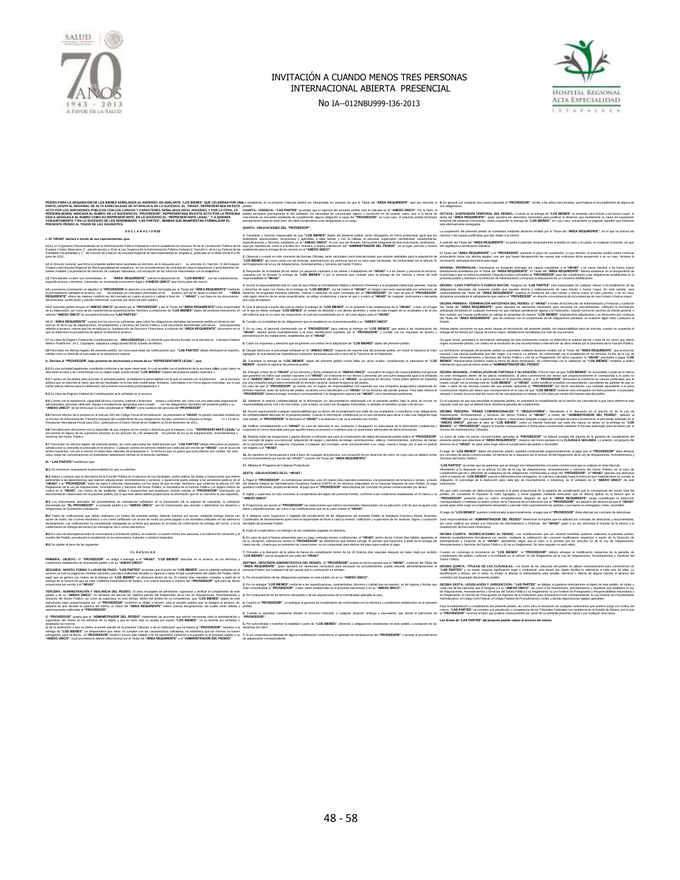# INVITACIÓN A CUANDO MENOS TRES PERSONAS INTERNACIONAL ABIERTA PRESENCIAL

## No IA-012NBU999-I36-2013

PEDIDO PARA LA ADQUISICIÓN DE LOS BIENES SEÑALADOS AL ANVERSO, EN ADELANTE "LOS BIENES" QUE CELEBRAN POR UNA PARTE, HOSPITAL REGIONAL DE ALTA ESPECIALIDAD DE IXTAPALUCA, EN LO SUCESIVO EL "HRAEI", REPRESENTADA EN ESTE ACTO POR LOS SERVIDORES PÚBLICOS CON LOS CARGOS Y CARACTERES SEÑALADOS EN EL ANVERSO, Y POR LA OTRA, LA PERSONA MORAL INDICADA AL RUBRO EN LO SUCESIVO EL "PROVEEDOR", REPRESENTADA EN ESTE ACTO POR LA PERSONA FÍSICA SEÑALADA AL RUBRO COMO SU REPRESENTANTE, EN LO SUCESIVO EL "REPRESENTANTE LEGAL", Y A QUIENES CONJUNTAMENTE Y EN LO SUCESIVO SE LES DENOMINARÁ "LAS PARTES", MISMAS QUE MANIFIESTAN FORMALIZAR EL PRESENTE PEDIDO AL TENOR DE LAS SIGUIENTES:

### DECLARACIONES

I.- El "HRAEI" declara a través de sus representantes, que:

II.- Declara el "PROVEEDOR", bajo protesta de decir verdad, a través de su "REPRESENTANTE LEGAL", que:

III.- "LAS PARTES" manifiestan que:

### CLÁUSULAS

QUINTA.- OBLIGACIONES DEL "PROVEEDOR";

SEXTA.- OBLIGACIONES DE EL "HRAEI";

Las firmas de "LAS PARTES" del presente pedido calzan al anverso del mismo.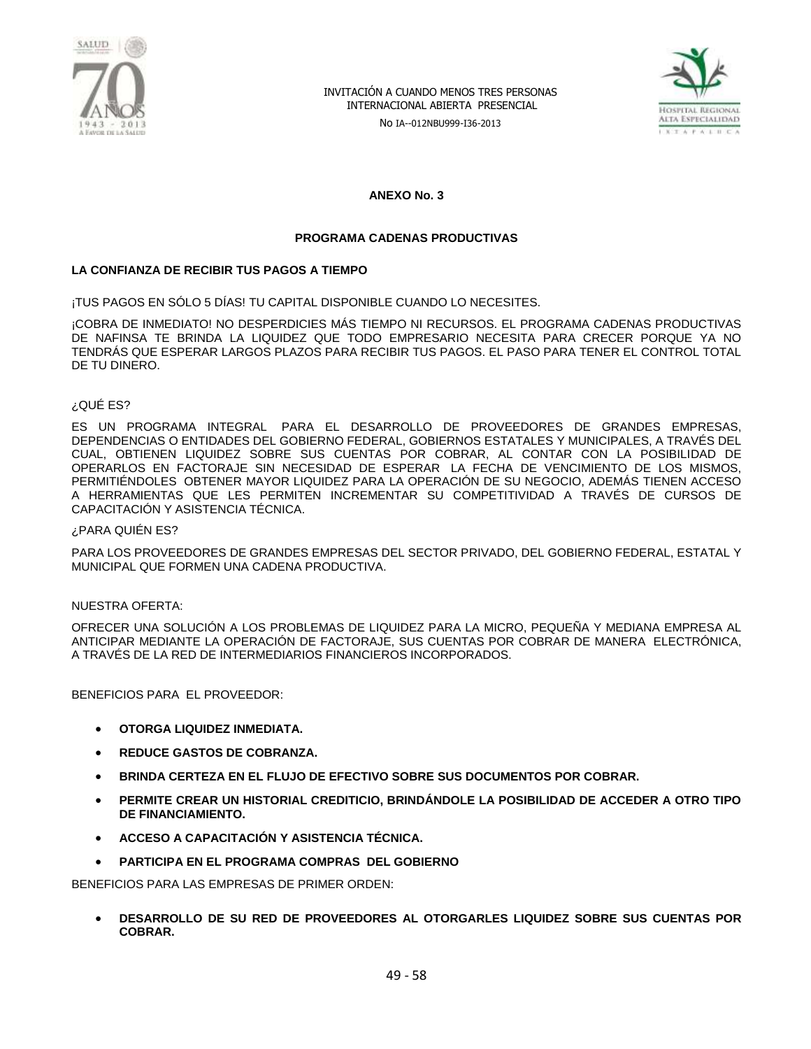## ANEXO No. 3

## PROGRAMA CADENAS PRODUCTIVAS

**LA CONFIANZA DE RECIBIR TUS PAGOS A TIEMPO**

¡TUS PAGOS EN SÓLO 5 DÍAS! TU CAPITAL DISPONIBLE CUANDO LO NECESITES.

¡COBRA DE INMEDIATO! NO DESPERDICIES MÁS TIEMPO NI RECURSOS. EL PROGRAMA CADENAS PRODUCTIVAS DE NAFINSA TE BRINDA LA LIQUIDEZ QUE TODO EMPRESARIO NECESITA PARA CRECER PORQUE YA NO TENDRÁS QUE ESPERAR LARGOS PLAZOS PARA RECIBIR TUS PAGOS. EL PASO PARA TENER EL CONTROL TOTAL DE TU DINERO.

¿QUÉ ES?

ES UN PROGRAMA INTEGRAL PARA EL DESARROLLO DE PROVEEDORES DE GRANDES EMPRESAS, DEPENDENCIAS O ENTIDADES DEL GOBIERNO FEDERAL, GOBIERNOS ESTATALES Y MUNICIPALES, A TRAVÉS DEL CUAL, OBTIENEN LIQUIDEZ SOBRE SUS CUENTAS POR COBRAR, AL CONTAR CON LA POSIBILIDAD DE OPERARLOS EN FACTORAJE SIN NECESIDAD DE ESPERAR LA FECHA DE VENCIMIENTO DE LOS MISMOS, PERMITIÉNDOLES OBTENER MAYOR LIQUIDEZ PARA LA OPERACIÓN DE SU NEGOCIO, ADEMÁS TIENEN ACCESO A HERRAMIENTAS QUE LES PERMITEN INCREMENTAR SU COMPETITIVIDAD A TRAVÉS DE CURSOS DE CAPACITACIÓN Y ASISTENCIA TÉCNICA.

¿PARA QUIÉN ES?

PARA LOS PROVEEDORES DE GRANDES EMPRESAS DEL SECTOR PRIVADO, DEL GOBIERNO FEDERAL, ESTATAL Y MUNICIPAL QUE FORMEN UNA CADENA PRODUCTIVA.

NUESTRA OFERTA:

OFRECER UNA SOLUCIÓN A LOS PROBLEMAS DE LIQUIDEZ PARA LA MICRO, PEQUEÑA Y MEDIANA EMPRESA AL ANTICIPAR MEDIANTE LA OPERACIÓN DE FACTORAJE, SUS CUENTAS POR COBRAR DE MANERA ELECTRÓNICA, A TRAVÉS DE LA RED DE INTERMEDIARIOS FINANCIEROS INCORPORADOS.

BENEFICIOS PARA EL PROVEEDOR:

- **OTORGA LIQUIDEZ INMEDIATA.**
- **REDUCE GASTOS DE COBRANZA.**
- **BRINDA CERTEZA EN EL FLUJO DE EFECTIVO SOBRE SUS DOCUMENTOS POR COBRAR.**
- **PERMITE CREAR UN HISTORIAL CREDITICIO, BRINDÁNDOLE LA POSIBILIDAD DE ACCEDER A OTRO TIPO DE FINANCIAMIENTO.**
- **ACCESO A CAPACITACIÓN Y ASISTENCIA TÉCNICA.**
- **PARTICIPA EN EL PROGRAMA COMPRAS DEL GOBIERNO**

BENEFICIOS PARA LAS EMPRESAS DE PRIMER ORDEN:

- **DESARROLLO DE SU RED DE PROVEEDORES AL OTORGARLES LIQUIDEZ SOBRE SUS CUENTAS POR COBRAR.**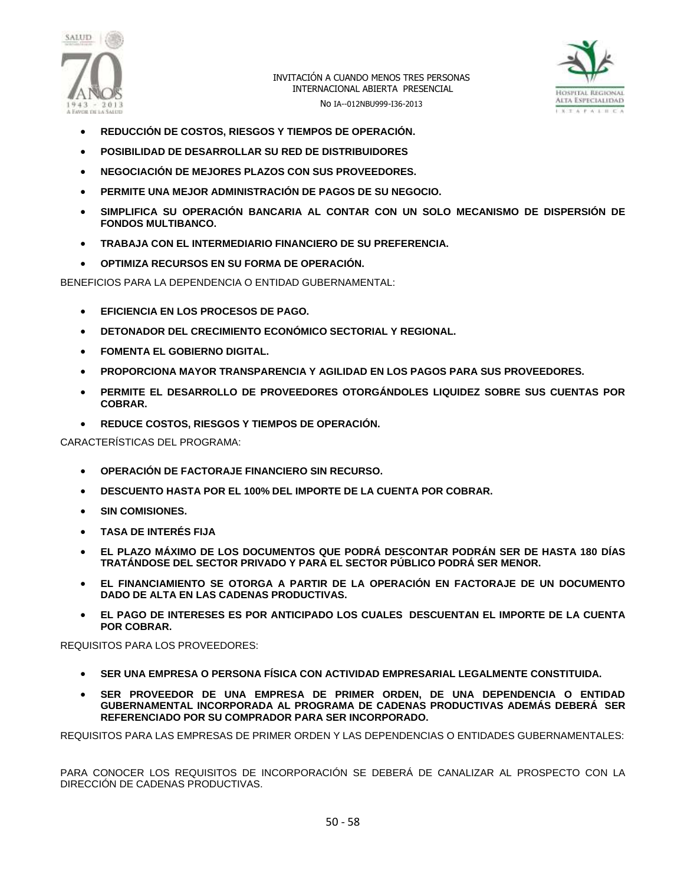- **REDUCCIÓN DE COSTOS, RIESGOS Y TIEMPOS DE OPERACIÓN.**
- **POSIBILIDAD DE DESARROLLAR SU RED DE DISTRIBUIDORES**
- **NEGOCIACIÓN DE MEJORES PLAZOS CON SUS PROVEEDORES.**
- **PERMITE UNA MEJOR ADMINISTRACIÓN DE PAGOS DE SU NEGOCIO.**
- **SIMPLIFICA SU OPERACIÓN BANCARIA AL CONTAR CON UN SOLO MECANISMO DE DISPERSIÓN DE FONDOS MULTIBANCO.**
- **TRABAJA CON EL INTERMEDIARIO FINANCIERO DE SU PREFERENCIA.**
- **OPTIMIZA RECURSOS EN SU FORMA DE OPERACIÓN.**

BENEFICIOS PARA LA DEPENDENCIA O ENTIDAD GUBERNAMENTAL:

- **EFICIENCIA EN LOS PROCESOS DE PAGO.**
- **DETONADOR DEL CRECIMIENTO ECONÓMICO SECTORIAL Y REGIONAL.**
- **FOMENTA EL GOBIERNO DIGITAL.**
- **PROPORCIONA MAYOR TRANSPARENCIA Y AGILIDAD EN LOS PAGOS PARA SUS PROVEEDORES.**
- **PERMITE EL DESARROLLO DE PROVEEDORES OTORGÁNDOLES LIQUIDEZ SOBRE SUS CUENTAS POR COBRAR.**
- **REDUCE COSTOS, RIESGOS Y TIEMPOS DE OPERACIÓN.**

CARACTERÍSTICAS DEL PROGRAMA:

- **OPERACIÓN DE FACTORAJE FINANCIERO SIN RECURSO.**
- **DESCUENTO HASTA POR EL 100% DEL IMPORTE DE LA CUENTA POR COBRAR.**
- **SIN COMISIONES.**
- **TASA DE INTERÉS FIJA**
- **EL PLAZO MÁXIMO DE LOS DOCUMENTOS QUE PODRÁ DESCONTAR PODRÁN SER DE HASTA 180 DÍAS TRATÁNDOSE DEL SECTOR PRIVADO Y PARA EL SECTOR PÚBLICO PODRÁ SER MENOR.**
- **EL FINANCIAMIENTO SE OTORGA A PARTIR DE LA OPERACIÓN EN FACTORAJE DE UN DOCUMENTO DADO DE ALTA EN LAS CADENAS PRODUCTIVAS.**
- **EL PAGO DE INTERESES ES POR ANTICIPADO LOS CUALES DESCUENTAN EL IMPORTE DE LA CUENTA POR COBRAR.**

REQUISITOS PARA LOS PROVEEDORES:

- **SER UNA EMPRESA O PERSONA FÍSICA CON ACTIVIDAD EMPRESARIAL LEGALMENTE CONSTITUIDA.**
- **SER PROVEEDOR DE UNA EMPRESA DE PRIMER ORDEN, DE UNA DEPENDENCIA O ENTIDAD GUBERNAMENTAL INCORPORADA AL PROGRAMA DE CADENAS PRODUCTIVAS ADEMÁS DEBERÁ SER REFERENCIADO POR SU COMPRADOR PARA SER INCORPORADO.**

REQUISITOS PARA LAS EMPRESAS DE PRIMER ORDEN Y LAS DEPENDENCIAS O ENTIDADES GUBERNAMENTALES:

PARA CONOCER LOS REQUISITOS DE INCORPORACIÓN SE DEBERÁ DE CANALIZAR AL PROSPECTO CON LA DIRECCIÓN DE CADENAS PRODUCTIVAS.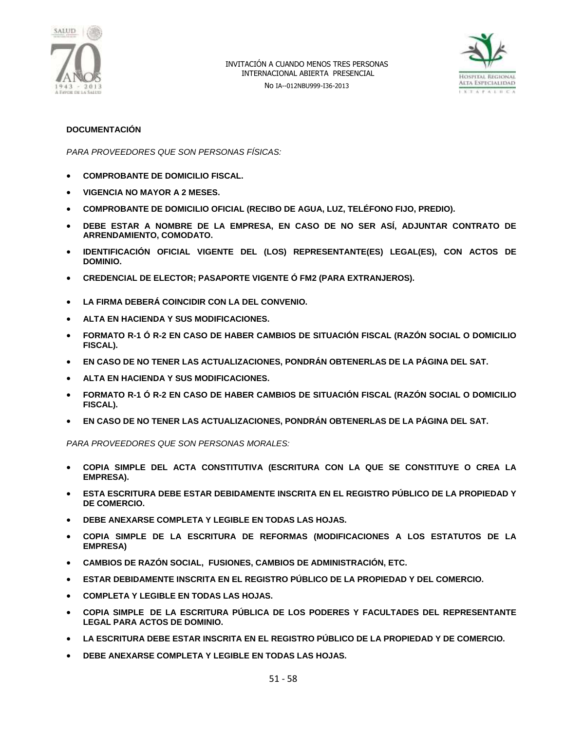**DOCUMENTACIÓN**

*PARA PROVEEDORES QUE SON PERSONAS FÍSICAS:*

- **COMPROBANTE DE DOMICILIO FISCAL.**
- **VIGENCIA NO MAYOR A 2 MESES.**
- **COMPROBANTE DE DOMICILIO OFICIAL (RECIBO DE AGUA, LUZ, TELÉFONO FIJO, PREDIO).**
- **DEBE ESTAR A NOMBRE DE LA EMPRESA, EN CASO DE NO SER ASÍ, ADJUNTAR CONTRATO DE ARRENDAMIENTO, COMODATO.**
- **IDENTIFICACIÓN OFICIAL VIGENTE DEL (LOS) REPRESENTANTE(ES) LEGAL(ES), CON ACTOS DE DOMINIO.**
- **CREDENCIAL DE ELECTOR; PASAPORTE VIGENTE Ó FM2 (PARA EXTRANJEROS).**
- **LA FIRMA DEBERÁ COINCIDIR CON LA DEL CONVENIO.**
- **ALTA EN HACIENDA Y SUS MODIFICACIONES.**
- **FORMATO R-1 Ó R-2 EN CASO DE HABER CAMBIOS DE SITUACIÓN FISCAL (RAZÓN SOCIAL O DOMICILIO FISCAL).**
- **EN CASO DE NO TENER LAS ACTUALIZACIONES, PONDRÁN OBTENERLAS DE LA PÁGINA DEL SAT.**
- **ALTA EN HACIENDA Y SUS MODIFICACIONES.**
- **FORMATO R-1 Ó R-2 EN CASO DE HABER CAMBIOS DE SITUACIÓN FISCAL (RAZÓN SOCIAL O DOMICILIO FISCAL).**
- **EN CASO DE NO TENER LAS ACTUALIZACIONES, PONDRÁN OBTENERLAS DE LA PÁGINA DEL SAT.**

*PARA PROVEEDORES QUE SON PERSONAS MORALES:*

- **COPIA SIMPLE DEL ACTA CONSTITUTIVA (ESCRITURA CON LA QUE SE CONSTITUYE O CREA LA EMPRESA).**
- **ESTA ESCRITURA DEBE ESTAR DEBIDAMENTE INSCRITA EN EL REGISTRO PÚBLICO DE LA PROPIEDAD Y DE COMERCIO.**
- **DEBE ANEXARSE COMPLETA Y LEGIBLE EN TODAS LAS HOJAS.**
- **COPIA SIMPLE DE LA ESCRITURA DE REFORMAS (MODIFICACIONES A LOS ESTATUTOS DE LA EMPRESA)**
- **CAMBIOS DE RAZÓN SOCIAL, FUSIONES, CAMBIOS DE ADMINISTRACIÓN, ETC.**
- **ESTAR DEBIDAMENTE INSCRITA EN EL REGISTRO PÚBLICO DE LA PROPIEDAD Y DEL COMERCIO.**
- **COMPLETA Y LEGIBLE EN TODAS LAS HOJAS.**
- **COPIA SIMPLE DE LA ESCRITURA PÚBLICA DE LOS PODERES Y FACULTADES DEL REPRESENTANTE LEGAL PARA ACTOS DE DOMINIO.**
- **LA ESCRITURA DEBE ESTAR INSCRITA EN EL REGISTRO PÚBLICO DE LA PROPIEDAD Y DE COMERCIO.**
- **DEBE ANEXARSE COMPLETA Y LEGIBLE EN TODAS LAS HOJAS.**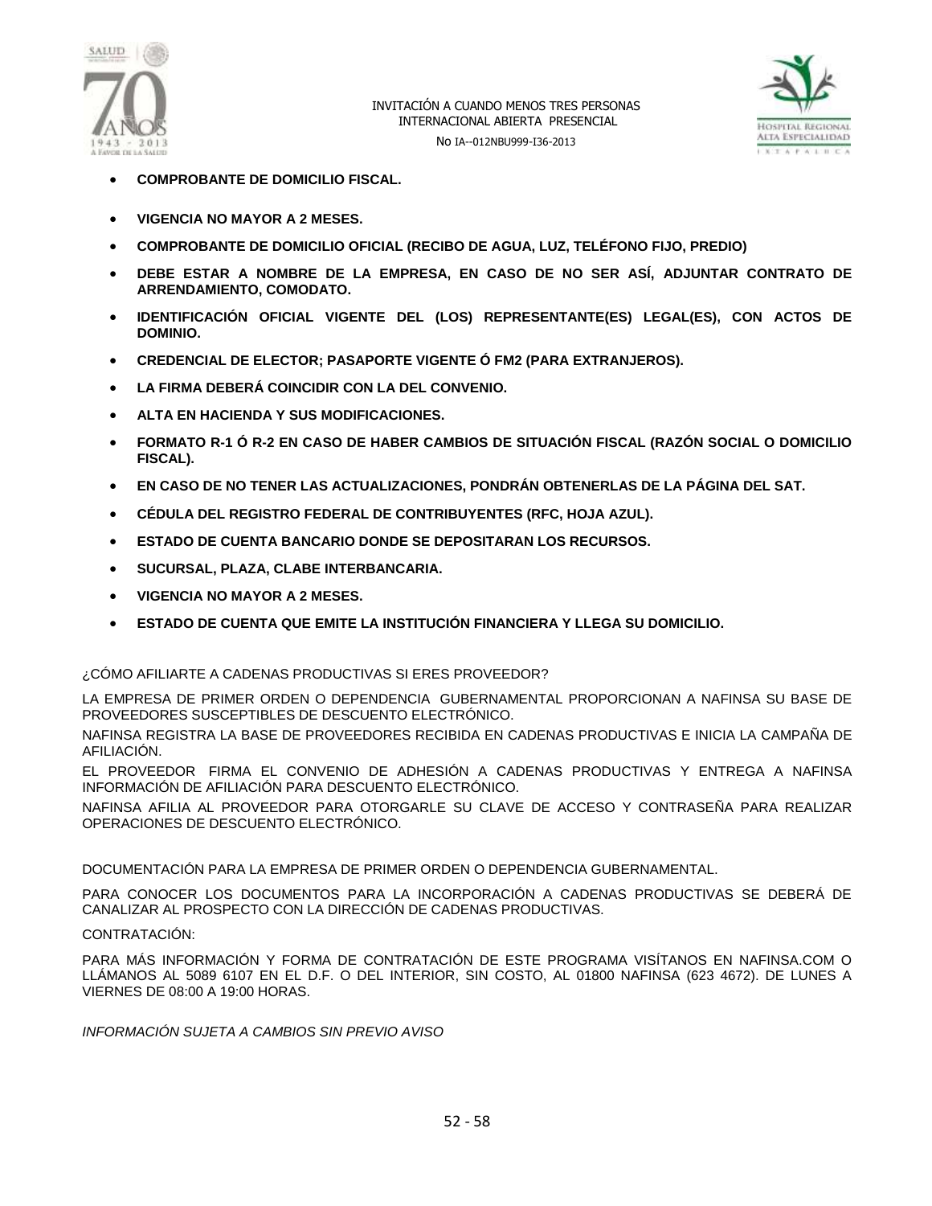- **COMPROBANTE DE DOMICILIO FISCAL.**
- **VIGENCIA NO MAYOR A 2 MESES.**
- **COMPROBANTE DE DOMICILIO OFICIAL (RECIBO DE AGUA, LUZ, TELÉFONO FIJO, PREDIO)**
- **DEBE ESTAR A NOMBRE DE LA EMPRESA, EN CASO DE NO SER ASÍ, ADJUNTAR CONTRATO DE ARRENDAMIENTO, COMODATO.**
- **IDENTIFICACIÓN OFICIAL VIGENTE DEL (LOS) REPRESENTANTE(ES) LEGAL(ES), CON ACTOS DE DOMINIO.**
- **CREDENCIAL DE ELECTOR; PASAPORTE VIGENTE Ó FM2 (PARA EXTRANJEROS).**
- **LA FIRMA DEBERÁ COINCIDIR CON LA DEL CONVENIO.**
- **ALTA EN HACIENDA Y SUS MODIFICACIONES.**
- **FORMATO R-1 Ó R-2 EN CASO DE HABER CAMBIOS DE SITUACIÓN FISCAL (RAZÓN SOCIAL O DOMICILIO FISCAL).**
- **EN CASO DE NO TENER LAS ACTUALIZACIONES, PONDRÁN OBTENERLAS DE LA PÁGINA DEL SAT.**
- **CÉDULA DEL REGISTRO FEDERAL DE CONTRIBUYENTES (RFC, HOJA AZUL).**
- **ESTADO DE CUENTA BANCARIO DONDE SE DEPOSITARAN LOS RECURSOS.**
- **SUCURSAL, PLAZA, CLABE INTERBANCARIA.**
- **VIGENCIA NO MAYOR A 2 MESES.**
- **ESTADO DE CUENTA QUE EMITE LA INSTITUCIÓN FINANCIERA Y LLEGA SU DOMICILIO.**

¿CÓMO AFILIARTE A CADENAS PRODUCTIVAS SI ERES PROVEEDOR?

LA EMPRESA DE PRIMER ORDEN O DEPENDENCIA GUBERNAMENTAL PROPORCIONAN A NAFINSA SU BASE DE PROVEEDORES SUSCEPTIBLES DE DESCUENTO ELECTRÓNICO.

NAFINSA REGISTRA LA BASE DE PROVEEDORES RECIBIDA EN CADENAS PRODUCTIVAS E INICIA LA CAMPAÑA DE AFILIACIÓN.

EL PROVEEDOR FIRMA EL CONVENIO DE ADHESIÓN A CADENAS PRODUCTIVAS Y ENTREGA A NAFINSA INFORMACIÓN DE AFILIACIÓN PARA DESCUENTO ELECTRÓNICO.

NAFINSA AFILIA AL PROVEEDOR PARA OTORGARLE SU CLAVE DE ACCESO Y CONTRASEÑA PARA REALIZAR OPERACIONES DE DESCUENTO ELECTRÓNICO.

DOCUMENTACIÓN PARA LA EMPRESA DE PRIMER ORDEN O DEPENDENCIA GUBERNAMENTAL.

PARA CONOCER LOS DOCUMENTOS PARA LA INCORPORACIÓN A CADENAS PRODUCTIVAS SE DEBERÁ DE CANALIZAR AL PROSPECTO CON LA DIRECCIÓN DE CADENAS PRODUCTIVAS.

CONTRATACIÓN:

PARA MÁS INFORMACIÓN Y FORMA DE CONTRATACIÓN DE ESTE PROGRAMA VISÍTANOS EN NAFINSA.COM O LLÁMANOS AL 5089 6107 EN EL D.F. O DEL INTERIOR, SIN COSTO, AL 01800 NAFINSA (623 4672). DE LUNES A VIERNES DE 08:00 A 19:00 HORAS.

*INFORMACIÓN SUJETA A CAMBIOS SIN PREVIO AVISO*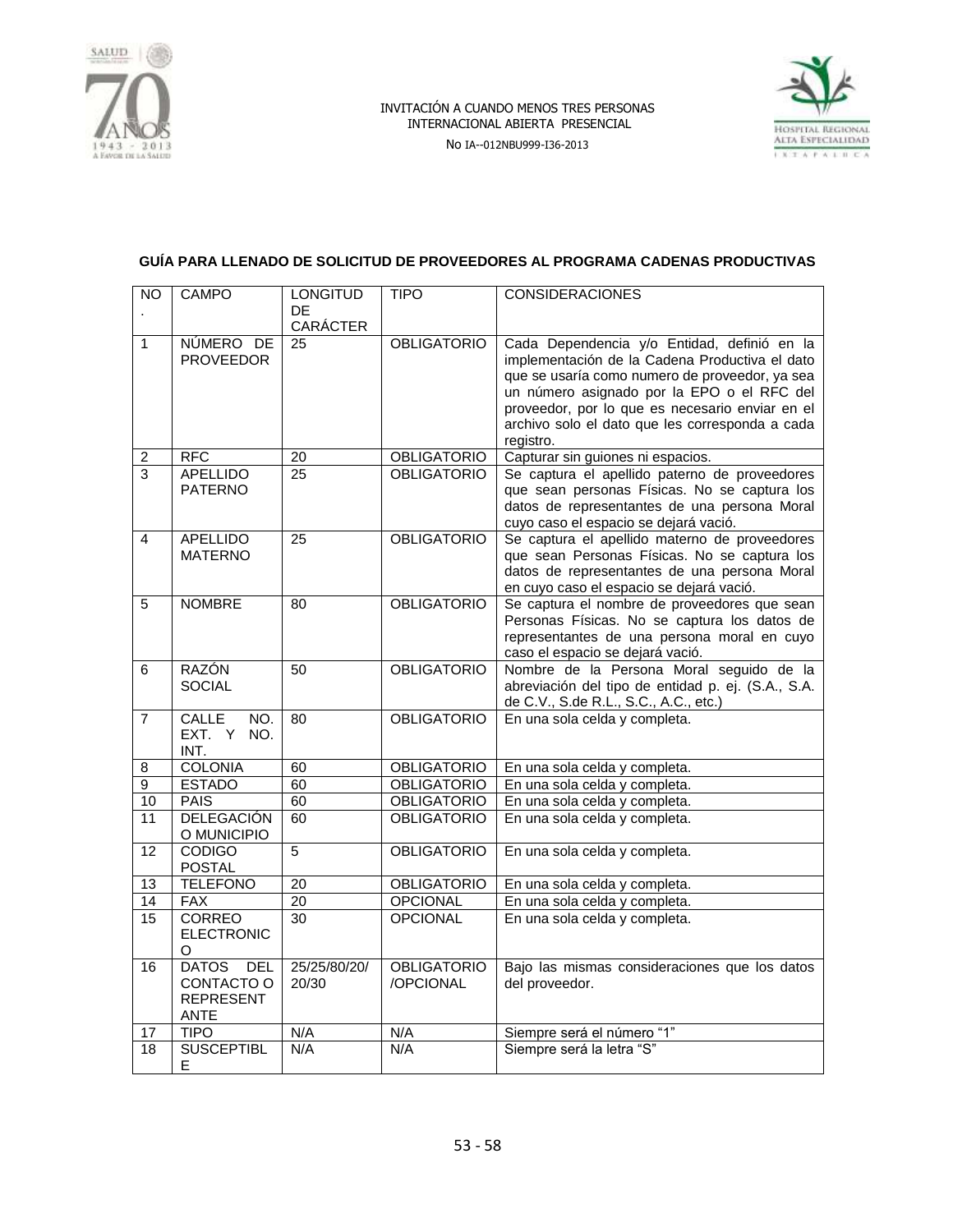INVITACIÓN A CUANDO MENOS TRES PERSONAS INTERNACIONAL ABIERTA PRESENCIAL

No IA--012NBU999-I36-2013

**GUÍA PARA LLENADO DE SOLICITUD DE PROVEEDORES AL PROGRAMA CADENAS PRODUCTIVAS**

| NO. | CAMPO | LONGITUD DE CARÁCTER | TIPO | CONSIDERACIONES |
|---|---|---|---|---|
| 1 | NÚMERO DE PROVEEDOR | 25 | OBLIGATORIO | Cada Dependencia y/o Entidad, definió en la implementación de la Cadena Productiva el dato que se usaría como numero de proveedor, ya sea un número asignado por la EPO o el RFC del proveedor, por lo que es necesario enviar en el archivo solo el dato que les corresponda a cada registro. |
| 2 | RFC | 20 | OBLIGATORIO | Capturar sin guiones ni espacios. |
| 3 | APELLIDO PATERNO | 25 | OBLIGATORIO | Se captura el apellido paterno de proveedores que sean personas Físicas. No se captura los datos de representantes de una persona Moral cuyo caso el espacio se dejará vació. |
| 4 | APELLIDO MATERNO | 25 | OBLIGATORIO | Se captura el apellido materno de proveedores que sean Personas Físicas. No se captura los datos de representantes de una persona Moral en cuyo caso el espacio se dejará vació. |
| 5 | NOMBRE | 80 | OBLIGATORIO | Se captura el nombre de proveedores que sean Personas Físicas. No se captura los datos de representantes de una persona moral en cuyo caso el espacio se dejará vació. |
| 6 | RAZÓN SOCIAL | 50 | OBLIGATORIO | Nombre de la Persona Moral seguido de la abreviación del tipo de entidad p. ej. (S.A., S.A. de C.V., S.de R.L., S.C., A.C., etc.) |
| 7 | CALLE NO. EXT. Y NO. INT. | 80 | OBLIGATORIO | En una sola celda y completa. |
| 8 | COLONIA | 60 | OBLIGATORIO | En una sola celda y completa. |
| 9 | ESTADO | 60 | OBLIGATORIO | En una sola celda y completa. |
| 10 | PAIS | 60 | OBLIGATORIO | En una sola celda y completa. |
| 11 | DELEGACIÓN O MUNICIPIO | 60 | OBLIGATORIO | En una sola celda y completa. |
| 12 | CODIGO POSTAL | 5 | OBLIGATORIO | En una sola celda y completa. |
| 13 | TELEFONO | 20 | OBLIGATORIO | En una sola celda y completa. |
| 14 | FAX | 20 | OPCIONAL | En una sola celda y completa. |
| 15 | CORREO ELECTRONICO | 30 | OPCIONAL | En una sola celda y completa. |
| 16 | DATOS DEL CONTACTO O REPRESENTANTE | 25/25/80/20/20/30 | OBLIGATORIO /OPCIONAL | Bajo las mismas consideraciones que los datos del proveedor. |
| 17 | TIPO | N/A | N/A | Siempre será el número "1" |
| 18 | SUSCEPTIBLE | N/A | N/A | Siempre será la letra "S" |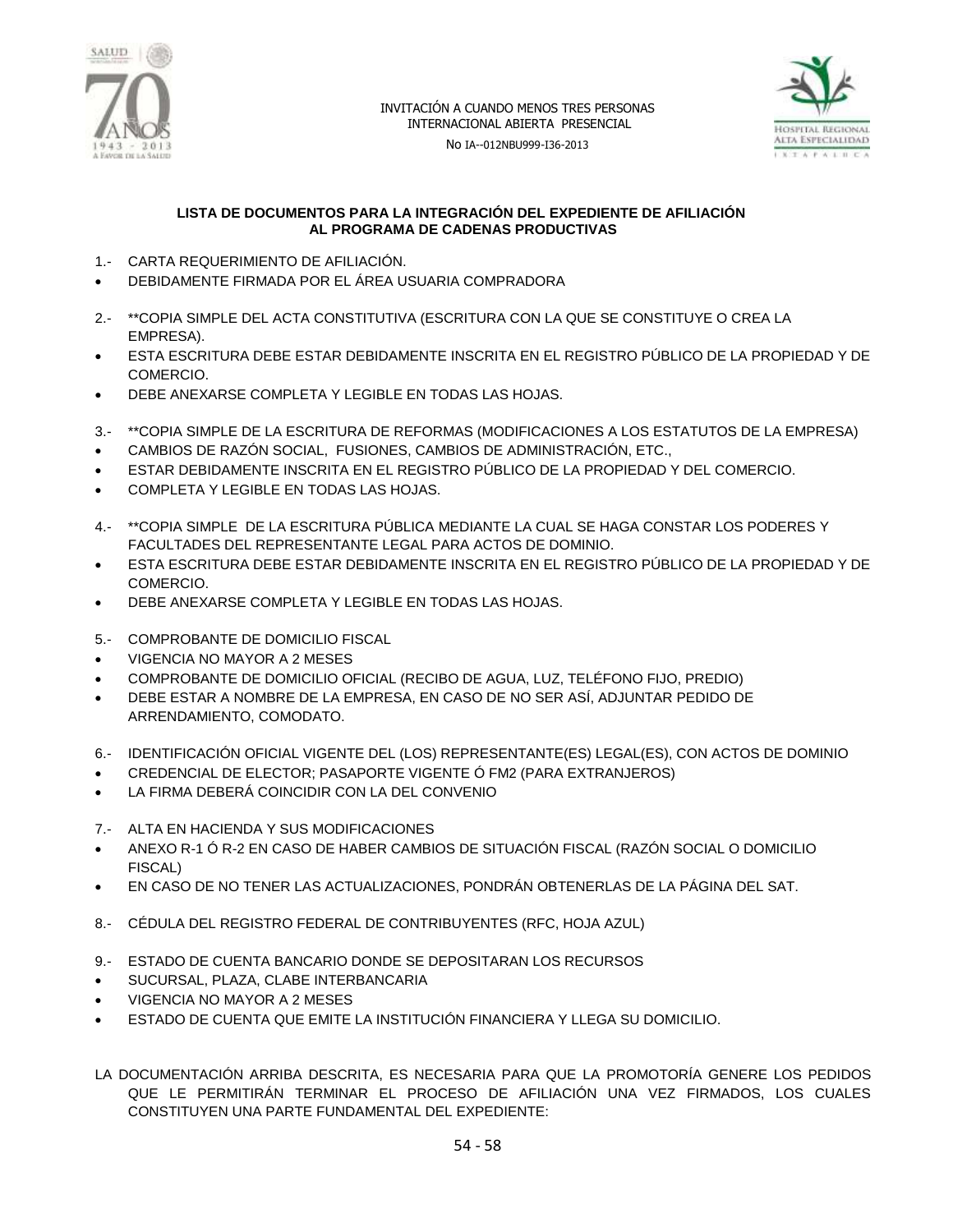**LISTA DE DOCUMENTOS PARA LA INTEGRACIÓN DEL EXPEDIENTE DE AFILIACIÓN AL PROGRAMA DE CADENAS PRODUCTIVAS**

1.- CARTA REQUERIMIENTO DE AFILIACIÓN.

- DEBIDAMENTE FIRMADA POR EL ÁREA USUARIA COMPRADORA

2.- **COPIA SIMPLE DEL ACTA CONSTITUTIVA (ESCRITURA CON LA QUE SE CONSTITUYE O CREA LA EMPRESA).

- ESTA ESCRITURA DEBE ESTAR DEBIDAMENTE INSCRITA EN EL REGISTRO PÚBLICO DE LA PROPIEDAD Y DE COMERCIO.
- DEBE ANEXARSE COMPLETA Y LEGIBLE EN TODAS LAS HOJAS.

3.- **COPIA SIMPLE DE LA ESCRITURA DE REFORMAS (MODIFICACIONES A LOS ESTATUTOS DE LA EMPRESA)

- CAMBIOS DE RAZÓN SOCIAL, FUSIONES, CAMBIOS DE ADMINISTRACIÓN, ETC.,
- ESTAR DEBIDAMENTE INSCRITA EN EL REGISTRO PÚBLICO DE LA PROPIEDAD Y DEL COMERCIO.
- COMPLETA Y LEGIBLE EN TODAS LAS HOJAS.

4.- **COPIA SIMPLE DE LA ESCRITURA PÚBLICA MEDIANTE LA CUAL SE HAGA CONSTAR LOS PODERES Y FACULTADES DEL REPRESENTANTE LEGAL PARA ACTOS DE DOMINIO.

- ESTA ESCRITURA DEBE ESTAR DEBIDAMENTE INSCRITA EN EL REGISTRO PÚBLICO DE LA PROPIEDAD Y DE COMERCIO.
- DEBE ANEXARSE COMPLETA Y LEGIBLE EN TODAS LAS HOJAS.

5.- COMPROBANTE DE DOMICILIO FISCAL

- VIGENCIA NO MAYOR A 2 MESES
- COMPROBANTE DE DOMICILIO OFICIAL (RECIBO DE AGUA, LUZ, TELÉFONO FIJO, PREDIO)
- DEBE ESTAR A NOMBRE DE LA EMPRESA, EN CASO DE NO SER ASÍ, ADJUNTAR PEDIDO DE ARRENDAMIENTO, COMODATO.

6.- IDENTIFICACIÓN OFICIAL VIGENTE DEL (LOS) REPRESENTANTE(ES) LEGAL(ES), CON ACTOS DE DOMINIO

- CREDENCIAL DE ELECTOR; PASAPORTE VIGENTE Ó FM2 (PARA EXTRANJEROS)
- LA FIRMA DEBERÁ COINCIDIR CON LA DEL CONVENIO

7.- ALTA EN HACIENDA Y SUS MODIFICACIONES

- ANEXO R-1 Ó R-2 EN CASO DE HABER CAMBIOS DE SITUACIÓN FISCAL (RAZÓN SOCIAL O DOMICILIO FISCAL)
- EN CASO DE NO TENER LAS ACTUALIZACIONES, PONDRÁN OBTENERLAS DE LA PÁGINA DEL SAT.

8.- CÉDULA DEL REGISTRO FEDERAL DE CONTRIBUYENTES (RFC, HOJA AZUL)

9.- ESTADO DE CUENTA BANCARIO DONDE SE DEPOSITARAN LOS RECURSOS

- SUCURSAL, PLAZA, CLABE INTERBANCARIA
- VIGENCIA NO MAYOR A 2 MESES
- ESTADO DE CUENTA QUE EMITE LA INSTITUCIÓN FINANCIERA Y LLEGA SU DOMICILIO.

LA DOCUMENTACIÓN ARRIBA DESCRITA, ES NECESARIA PARA QUE LA PROMOTORÍA GENERE LOS PEDIDOS QUE LE PERMITIRÁN TERMINAR EL PROCESO DE AFILIACIÓN UNA VEZ FIRMADOS, LOS CUALES CONSTITUYEN UNA PARTE FUNDAMENTAL DEL EXPEDIENTE: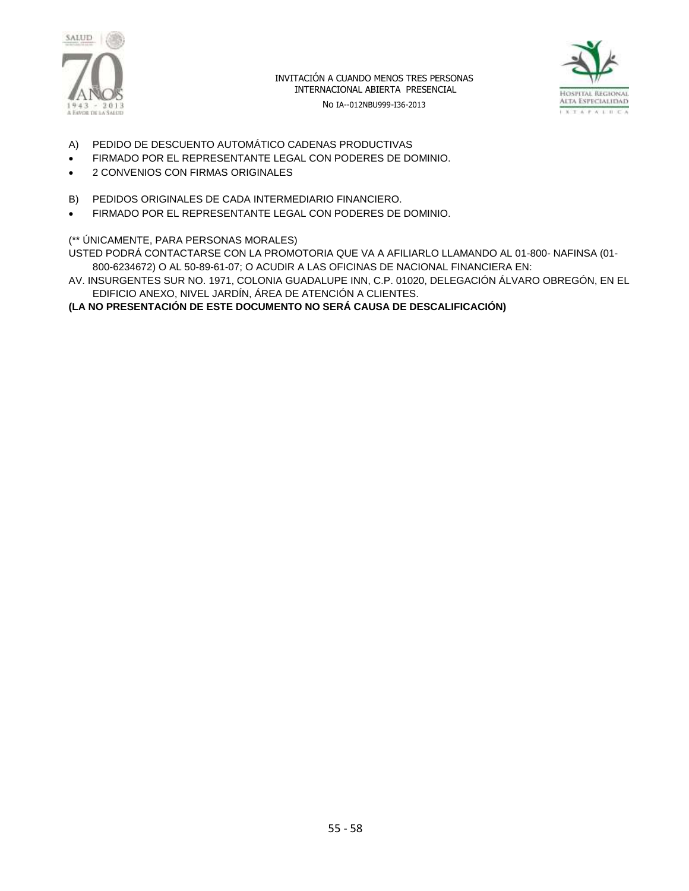A) PEDIDO DE DESCUENTO AUTOMÁTICO CADENAS PRODUCTIVAS

- FIRMADO POR EL REPRESENTANTE LEGAL CON PODERES DE DOMINIO.
- 2 CONVENIOS CON FIRMAS ORIGINALES

B) PEDIDOS ORIGINALES DE CADA INTERMEDIARIO FINANCIERO.

- FIRMADO POR EL REPRESENTANTE LEGAL CON PODERES DE DOMINIO.

(** ÚNICAMENTE, PARA PERSONAS MORALES)

USTED PODRÁ CONTACTARSE CON LA PROMOTORIA QUE VA A AFILIARLO LLAMANDO AL 01-800- NAFINSA (01-800-6234672) O AL 50-89-61-07; O ACUDIR A LAS OFICINAS DE NACIONAL FINANCIERA EN:

AV. INSURGENTES SUR NO. 1971, COLONIA GUADALUPE INN, C.P. 01020, DELEGACIÓN ÁLVARO OBREGÓN, EN EL EDIFICIO ANEXO, NIVEL JARDÍN, ÁREA DE ATENCIÓN A CLIENTES.

**(LA NO PRESENTACIÓN DE ESTE DOCUMENTO NO SERÁ CAUSA DE DESCALIFICACIÓN)**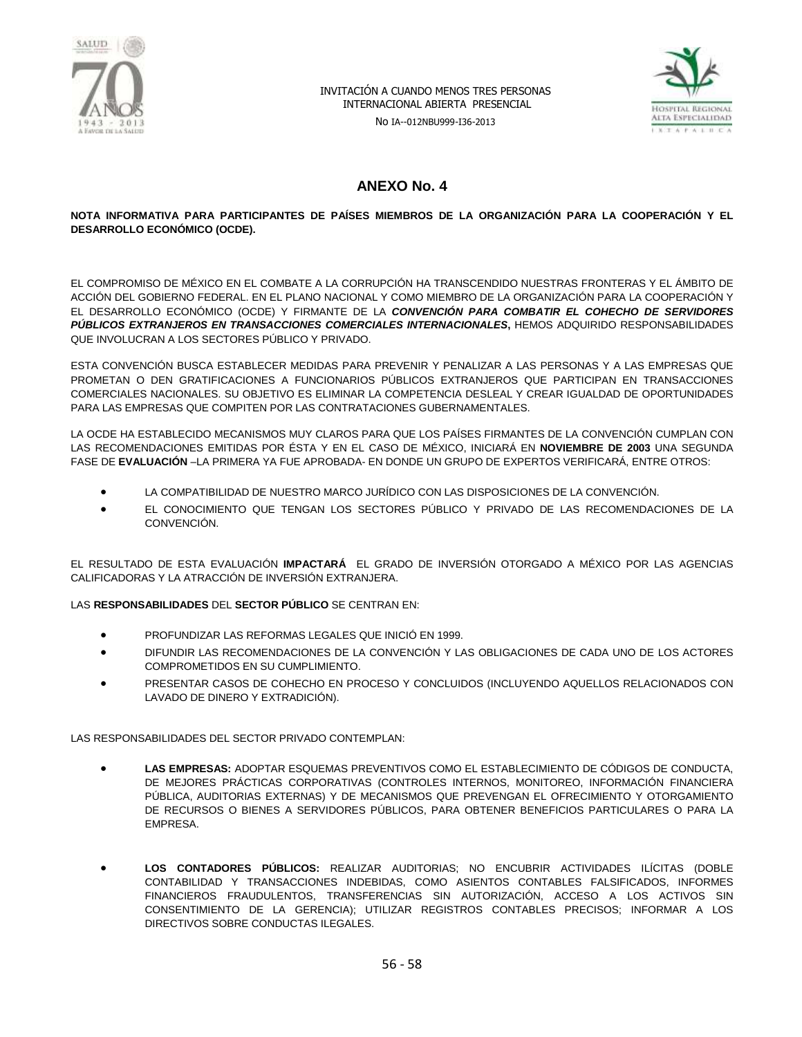# ANEXO No. 4

**NOTA INFORMATIVA PARA PARTICIPANTES DE PAÍSES MIEMBROS DE LA ORGANIZACIÓN PARA LA COOPERACIÓN Y EL DESARROLLO ECONÓMICO (OCDE).**

EL COMPROMISO DE MÉXICO EN EL COMBATE A LA CORRUPCIÓN HA TRANSCENDIDO NUESTRAS FRONTERAS Y EL ÁMBITO DE ACCIÓN DEL GOBIERNO FEDERAL. EN EL PLANO NACIONAL Y COMO MIEMBRO DE LA ORGANIZACIÓN PARA LA COOPERACIÓN Y EL DESARROLLO ECONÓMICO (OCDE) Y FIRMANTE DE LA ***CONVENCIÓN PARA COMBATIR EL COHECHO DE SERVIDORES PÚBLICOS EXTRANJEROS EN TRANSACCIONES COMERCIALES INTERNACIONALES***, HEMOS ADQUIRIDO RESPONSABILIDADES QUE INVOLUCRAN A LOS SECTORES PÚBLICO Y PRIVADO.

ESTA CONVENCIÓN BUSCA ESTABLECER MEDIDAS PARA PREVENIR Y PENALIZAR A LAS PERSONAS Y A LAS EMPRESAS QUE PROMETAN O DEN GRATIFICACIONES A FUNCIONARIOS PÚBLICOS EXTRANJEROS QUE PARTICIPAN EN TRANSACCIONES COMERCIALES NACIONALES. SU OBJETIVO ES ELIMINAR LA COMPETENCIA DESLEAL Y CREAR IGUALDAD DE OPORTUNIDADES PARA LAS EMPRESAS QUE COMPITEN POR LAS CONTRATACIONES GUBERNAMENTALES.

LA OCDE HA ESTABLECIDO MECANISMOS MUY CLAROS PARA QUE LOS PAÍSES FIRMANTES DE LA CONVENCIÓN CUMPLAN CON LAS RECOMENDACIONES EMITIDAS POR ÉSTA Y EN EL CASO DE MÉXICO, INICIARÁ EN **NOVIEMBRE DE 2003** UNA SEGUNDA FASE DE **EVALUACIÓN** –LA PRIMERA YA FUE APROBADA- EN DONDE UN GRUPO DE EXPERTOS VERIFICARÁ, ENTRE OTROS:

- LA COMPATIBILIDAD DE NUESTRO MARCO JURÍDICO CON LAS DISPOSICIONES DE LA CONVENCIÓN.
- EL CONOCIMIENTO QUE TENGAN LOS SECTORES PÚBLICO Y PRIVADO DE LAS RECOMENDACIONES DE LA CONVENCIÓN.

EL RESULTADO DE ESTA EVALUACIÓN **IMPACTARÁ** EL GRADO DE INVERSIÓN OTORGADO A MÉXICO POR LAS AGENCIAS CALIFICADORAS Y LA ATRACCIÓN DE INVERSIÓN EXTRANJERA.

LAS **RESPONSABILIDADES** DEL **SECTOR PÚBLICO** SE CENTRAN EN:

- PROFUNDIZAR LAS REFORMAS LEGALES QUE INICIÓ EN 1999.
- DIFUNDIR LAS RECOMENDACIONES DE LA CONVENCIÓN Y LAS OBLIGACIONES DE CADA UNO DE LOS ACTORES COMPROMETIDOS EN SU CUMPLIMIENTO.
- PRESENTAR CASOS DE COHECHO EN PROCESO Y CONCLUIDOS (INCLUYENDO AQUELLOS RELACIONADOS CON LAVADO DE DINERO Y EXTRADICIÓN).

LAS RESPONSABILIDADES DEL SECTOR PRIVADO CONTEMPLAN:

- **LAS EMPRESAS:** ADOPTAR ESQUEMAS PREVENTIVOS COMO EL ESTABLECIMIENTO DE CÓDIGOS DE CONDUCTA, DE MEJORES PRÁCTICAS CORPORATIVAS (CONTROLES INTERNOS, MONITOREO, INFORMACIÓN FINANCIERA PÚBLICA, AUDITORIAS EXTERNAS) Y DE MECANISMOS QUE PREVENGAN EL OFRECIMIENTO Y OTORGAMIENTO DE RECURSOS O BIENES A SERVIDORES PÚBLICOS, PARA OBTENER BENEFICIOS PARTICULARES O PARA LA EMPRESA.

- **LOS CONTADORES PÚBLICOS:** REALIZAR AUDITORIAS; NO ENCUBRIR ACTIVIDADES ILÍCITAS (DOBLE CONTABILIDAD Y TRANSACCIONES INDEBIDAS, COMO ASIENTOS CONTABLES FALSIFICADOS, INFORMES FINANCIEROS FRAUDULENTOS, TRANSFERENCIAS SIN AUTORIZACIÓN, ACCESO A LOS ACTIVOS SIN CONSENTIMIENTO DE LA GERENCIA); UTILIZAR REGISTROS CONTABLES PRECISOS; INFORMAR A LOS DIRECTIVOS SOBRE CONDUCTAS ILEGALES.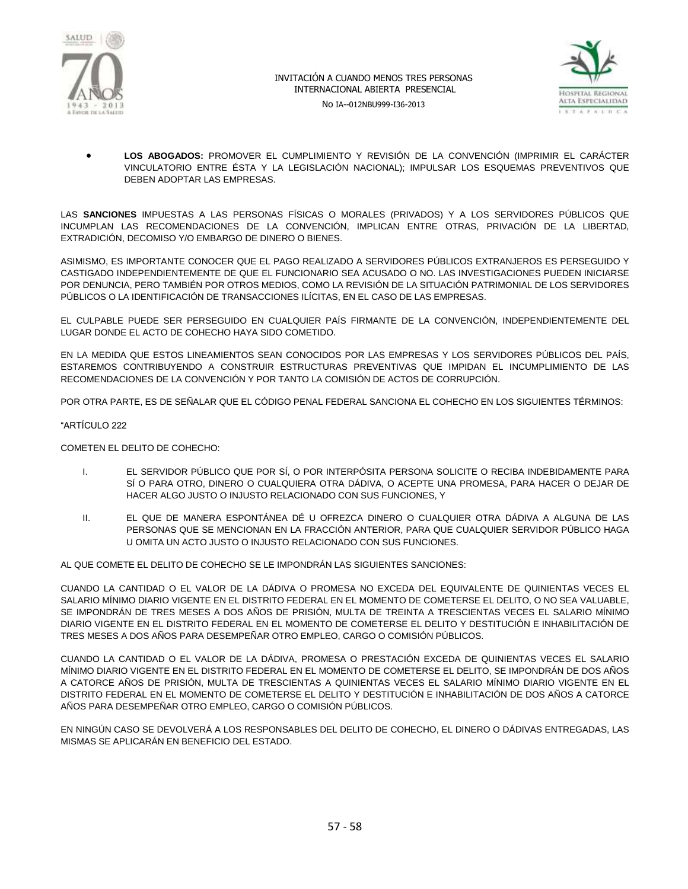- **LOS ABOGADOS:** PROMOVER EL CUMPLIMIENTO Y REVISIÓN DE LA CONVENCIÓN (IMPRIMIR EL CARÁCTER VINCULATORIO ENTRE ÉSTA Y LA LEGISLACIÓN NACIONAL); IMPULSAR LOS ESQUEMAS PREVENTIVOS QUE DEBEN ADOPTAR LAS EMPRESAS.

LAS **SANCIONES** IMPUESTAS A LAS PERSONAS FÍSICAS O MORALES (PRIVADOS) Y A LOS SERVIDORES PÚBLICOS QUE INCUMPLAN LAS RECOMENDACIONES DE LA CONVENCIÓN, IMPLICAN ENTRE OTRAS, PRIVACIÓN DE LA LIBERTAD, EXTRADICIÓN, DECOMISO Y/O EMBARGO DE DINERO O BIENES.

ASIMISMO, ES IMPORTANTE CONOCER QUE EL PAGO REALIZADO A SERVIDORES PÚBLICOS EXTRANJEROS ES PERSEGUIDO Y CASTIGADO INDEPENDIENTEMENTE DE QUE EL FUNCIONARIO SEA ACUSADO O NO. LAS INVESTIGACIONES PUEDEN INICIARSE POR DENUNCIA, PERO TAMBIÉN POR OTROS MEDIOS, COMO LA REVISIÓN DE LA SITUACIÓN PATRIMONIAL DE LOS SERVIDORES PÚBLICOS O LA IDENTIFICACIÓN DE TRANSACCIONES ILÍCITAS, EN EL CASO DE LAS EMPRESAS.

EL CULPABLE PUEDE SER PERSEGUIDO EN CUALQUIER PAÍS FIRMANTE DE LA CONVENCIÓN, INDEPENDIENTEMENTE DEL LUGAR DONDE EL ACTO DE COHECHO HAYA SIDO COMETIDO.

EN LA MEDIDA QUE ESTOS LINEAMIENTOS SEAN CONOCIDOS POR LAS EMPRESAS Y LOS SERVIDORES PÚBLICOS DEL PAÍS, ESTAREMOS CONTRIBUYENDO A CONSTRUIR ESTRUCTURAS PREVENTIVAS QUE IMPIDAN EL INCUMPLIMIENTO DE LAS RECOMENDACIONES DE LA CONVENCIÓN Y POR TANTO LA COMISIÓN DE ACTOS DE CORRUPCIÓN.

POR OTRA PARTE, ES DE SEÑALAR QUE EL CÓDIGO PENAL FEDERAL SANCIONA EL COHECHO EN LOS SIGUIENTES TÉRMINOS:

"ARTÍCULO 222

COMETEN EL DELITO DE COHECHO:

I. EL SERVIDOR PÚBLICO QUE POR SÍ, O POR INTERPÓSITA PERSONA SOLICITE O RECIBA INDEBIDAMENTE PARA SÍ O PARA OTRO, DINERO O CUALQUIERA OTRA DÁDIVA, O ACEPTE UNA PROMESA, PARA HACER O DEJAR DE HACER ALGO JUSTO O INJUSTO RELACIONADO CON SUS FUNCIONES, Y

II. EL QUE DE MANERA ESPONTÁNEA DÉ U OFREZCA DINERO O CUALQUIER OTRA DÁDIVA A ALGUNA DE LAS PERSONAS QUE SE MENCIONAN EN LA FRACCIÓN ANTERIOR, PARA QUE CUALQUIER SERVIDOR PÚBLICO HAGA U OMITA UN ACTO JUSTO O INJUSTO RELACIONADO CON SUS FUNCIONES.

AL QUE COMETE EL DELITO DE COHECHO SE LE IMPONDRÁN LAS SIGUIENTES SANCIONES:

CUANDO LA CANTIDAD O EL VALOR DE LA DÁDIVA O PROMESA NO EXCEDA DEL EQUIVALENTE DE QUINIENTAS VECES EL SALARIO MÍNIMO DIARIO VIGENTE EN EL DISTRITO FEDERAL EN EL MOMENTO DE COMETERSE EL DELITO, O NO SEA VALUABLE, SE IMPONDRÁN DE TRES MESES A DOS AÑOS DE PRISIÓN, MULTA DE TREINTA A TRESCIENTAS VECES EL SALARIO MÍNIMO DIARIO VIGENTE EN EL DISTRITO FEDERAL EN EL MOMENTO DE COMETERSE EL DELITO Y DESTITUCIÓN E INHABILITACIÓN DE TRES MESES A DOS AÑOS PARA DESEMPEÑAR OTRO EMPLEO, CARGO O COMISIÓN PÚBLICOS.

CUANDO LA CANTIDAD O EL VALOR DE LA DÁDIVA, PROMESA O PRESTACIÓN EXCEDA DE QUINIENTAS VECES EL SALARIO MÍNIMO DIARIO VIGENTE EN EL DISTRITO FEDERAL EN EL MOMENTO DE COMETERSE EL DELITO, SE IMPONDRÁN DE DOS AÑOS A CATORCE AÑOS DE PRISIÓN, MULTA DE TRESCIENTAS A QUINIENTAS VECES EL SALARIO MÍNIMO DIARIO VIGENTE EN EL DISTRITO FEDERAL EN EL MOMENTO DE COMETERSE EL DELITO Y DESTITUCIÓN E INHABILITACIÓN DE DOS AÑOS A CATORCE AÑOS PARA DESEMPEÑAR OTRO EMPLEO, CARGO O COMISIÓN PÚBLICOS.

EN NINGÚN CASO SE DEVOLVERÁ A LOS RESPONSABLES DEL DELITO DE COHECHO, EL DINERO O DÁDIVAS ENTREGADAS, LAS MISMAS SE APLICARÁN EN BENEFICIO DEL ESTADO.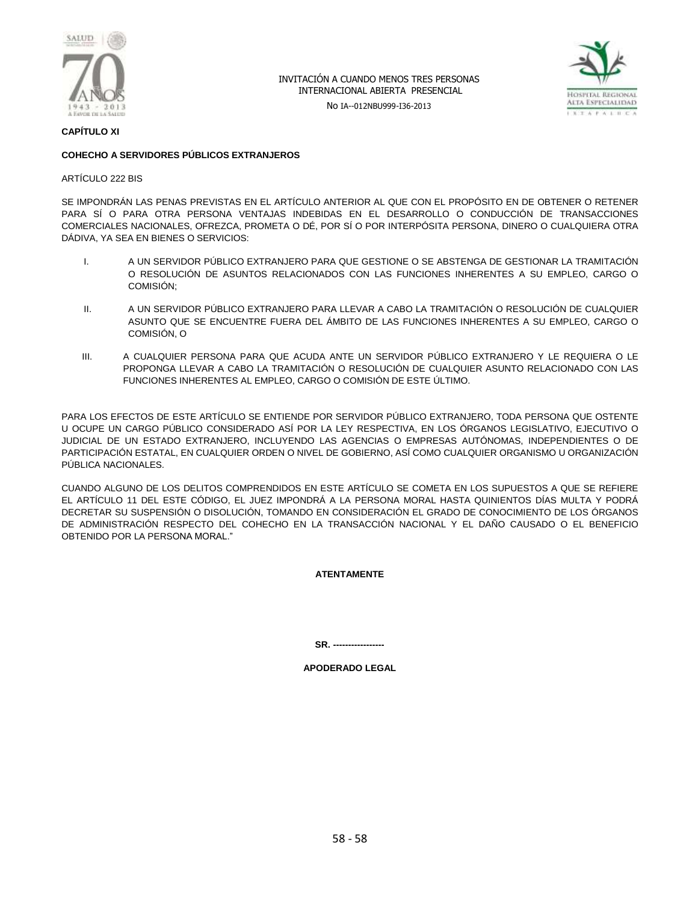**CAPÍTULO XI**

**COHECHO A SERVIDORES PÚBLICOS EXTRANJEROS**

ARTÍCULO 222 BIS

SE IMPONDRÁN LAS PENAS PREVISTAS EN EL ARTÍCULO ANTERIOR AL QUE CON EL PROPÓSITO EN DE OBTENER O RETENER PARA SÍ O PARA OTRA PERSONA VENTAJAS INDEBIDAS EN EL DESARROLLO O CONDUCCIÓN DE TRANSACCIONES COMERCIALES NACIONALES, OFREZCA, PROMETA O DÉ, POR SÍ O POR INTERPÓSITA PERSONA, DINERO O CUALQUIERA OTRA DÁDIVA, YA SEA EN BIENES O SERVICIOS:

I. A UN SERVIDOR PÚBLICO EXTRANJERO PARA QUE GESTIONE O SE ABSTENGA DE GESTIONAR LA TRAMITACIÓN O RESOLUCIÓN DE ASUNTOS RELACIONADOS CON LAS FUNCIONES INHERENTES A SU EMPLEO, CARGO O COMISIÓN;

II. A UN SERVIDOR PÚBLICO EXTRANJERO PARA LLEVAR A CABO LA TRAMITACIÓN O RESOLUCIÓN DE CUALQUIER ASUNTO QUE SE ENCUENTRE FUERA DEL ÁMBITO DE LAS FUNCIONES INHERENTES A SU EMPLEO, CARGO O COMISIÓN, O

III. A CUALQUIER PERSONA PARA QUE ACUDA ANTE UN SERVIDOR PÚBLICO EXTRANJERO Y LE REQUIERA O LE PROPONGA LLEVAR A CABO LA TRAMITACIÓN O RESOLUCIÓN DE CUALQUIER ASUNTO RELACIONADO CON LAS FUNCIONES INHERENTES AL EMPLEO, CARGO O COMISIÓN DE ESTE ÚLTIMO.

PARA LOS EFECTOS DE ESTE ARTÍCULO SE ENTIENDE POR SERVIDOR PÚBLICO EXTRANJERO, TODA PERSONA QUE OSTENTE U OCUPE UN CARGO PÚBLICO CONSIDERADO ASÍ POR LA LEY RESPECTIVA, EN LOS ÓRGANOS LEGISLATIVO, EJECUTIVO O JUDICIAL DE UN ESTADO EXTRANJERO, INCLUYENDO LAS AGENCIAS O EMPRESAS AUTÓNOMAS, INDEPENDIENTES O DE PARTICIPACIÓN ESTATAL, EN CUALQUIER ORDEN O NIVEL DE GOBIERNO, ASÍ COMO CUALQUIER ORGANISMO U ORGANIZACIÓN PÚBLICA NACIONALES.

CUANDO ALGUNO DE LOS DELITOS COMPRENDIDOS EN ESTE ARTÍCULO SE COMETA EN LOS SUPUESTOS A QUE SE REFIERE EL ARTÍCULO 11 DEL ESTE CÓDIGO, EL JUEZ IMPONDRÁ A LA PERSONA MORAL HASTA QUINIENTOS DÍAS MULTA Y PODRÁ DECRETAR SU SUSPENSIÓN O DISOLUCIÓN, TOMANDO EN CONSIDERACIÓN EL GRADO DE CONOCIMIENTO DE LOS ÓRGANOS DE ADMINISTRACIÓN RESPECTO DEL COHECHO EN LA TRANSACCIÓN NACIONAL Y EL DAÑO CAUSADO O EL BENEFICIO OBTENIDO POR LA PERSONA MORAL."

**ATENTAMENTE**

**SR. -----------------**

**APODERADO LEGAL**